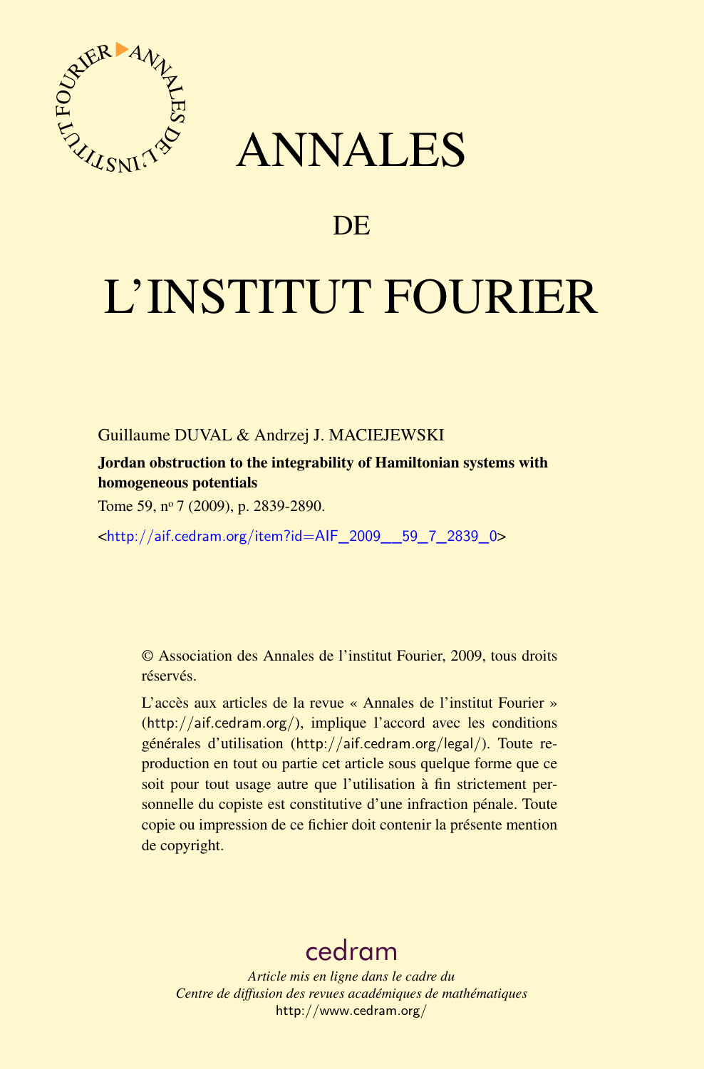# ANNALES

# DE

# L'INSTITUT FOURIER

Guillaume DUVAL & Andrzej J. MACIEJEWSKI

**Jordan obstruction to the integrability of Hamiltonian systems with homogeneous potentials**

Tome 59, nº 7 (2009), p. 2839-2890.

<http://aif.cedram.org/item?id=AIF_2009__59_7_2839_0>

© Association des Annales de l'institut Fourier, 2009, tous droits réservés.

L'accès aux articles de la revue « Annales de l'institut Fourier » (http://aif.cedram.org/), implique l'accord avec les conditions générales d'utilisation (http://aif.cedram.org/legal/). Toute reproduction en tout ou partie cet article sous quelque forme que ce soit pour tout usage autre que l'utilisation à fin strictement personnelle du copiste est constitutive d'une infraction pénale. Toute copie ou impression de ce fichier doit contenir la présente mention de copyright.

cedram

*Article mis en ligne dans le cadre du*
*Centre de diffusion des revues académiques de mathématiques*
http://www.cedram.org/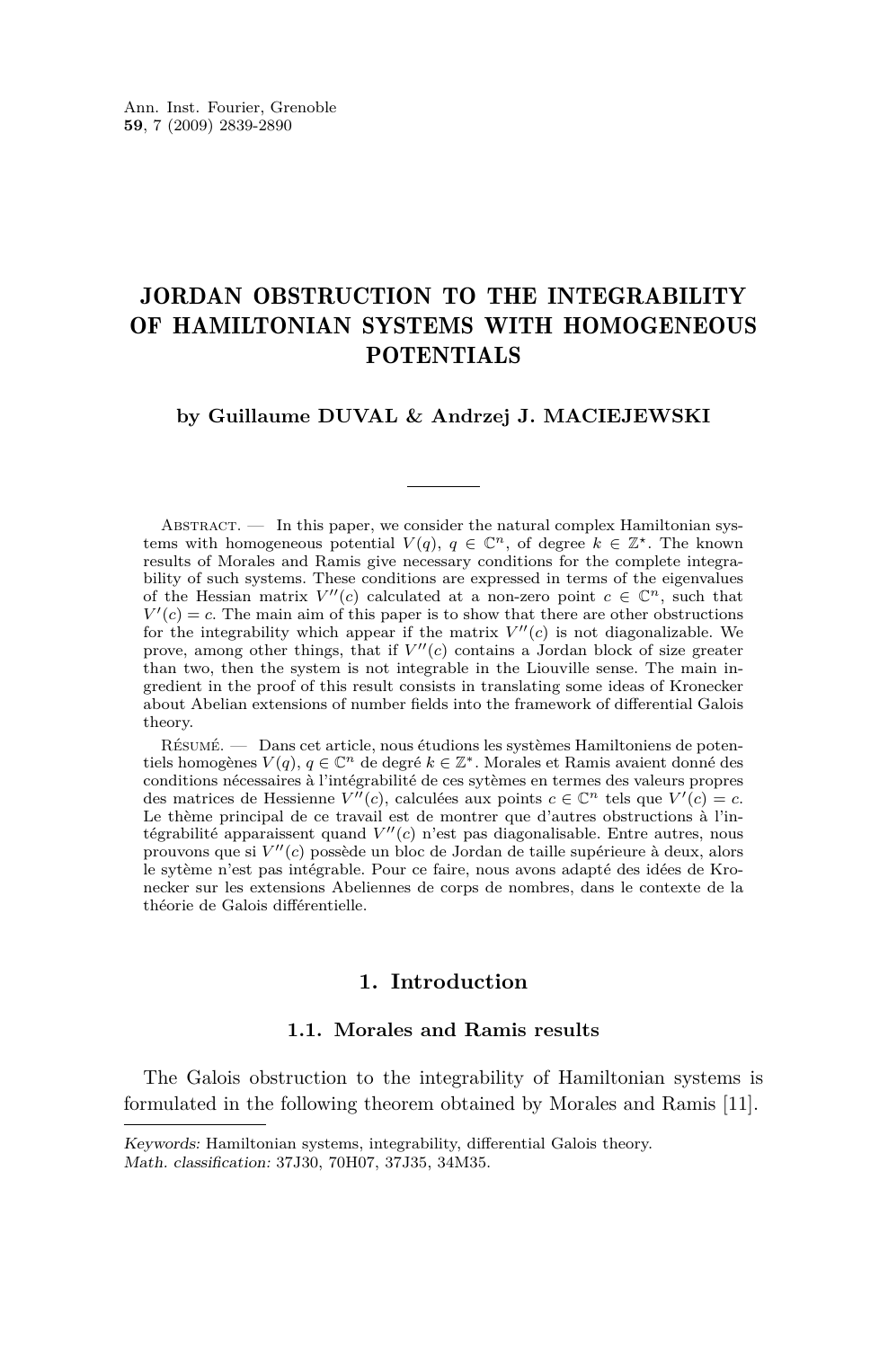# JORDAN OBSTRUCTION TO THE INTEGRABILITY OF HAMILTONIAN SYSTEMS WITH HOMOGENEOUS POTENTIALS

**by Guillaume DUVAL & Andrzej J. MACIEJEWSKI**

Abstract. — In this paper, we consider the natural complex Hamiltonian systems with homogeneous potential $V(q)$, $q \in \mathbb{C}^n$, of degree $k \in \mathbb{Z}^\star$. The known results of Morales and Ramis give necessary conditions for the complete integrability of such systems. These conditions are expressed in terms of the eigenvalues of the Hessian matrix $V''(c)$ calculated at a non-zero point $c \in \mathbb{C}^n$, such that $V'(c) = c$. The main aim of this paper is to show that there are other obstructions for the integrability which appear if the matrix $V''(c)$ is not diagonalizable. We prove, among other things, that if $V''(c)$ contains a Jordan block of size greater than two, then the system is not integrable in the Liouville sense. The main ingredient in the proof of this result consists in translating some ideas of Kronecker about Abelian extensions of number fields into the framework of differential Galois theory.

Résumé. — Dans cet article, nous étudions les systèmes Hamiltoniens de potentiels homogènes $V(q)$, $q \in \mathbb{C}^n$ de degré $k \in \mathbb{Z}^*$. Morales et Ramis avaient donné des conditions nécessaires à l'intégrabilité de ces sytèmes en termes des valeurs propres des matrices de Hessienne $V''(c)$, calculées aux points $c \in \mathbb{C}^n$ tels que $V'(c) = c$. Le thème principal de ce travail est de montrer que d'autres obstructions à l'intégrabilité apparaissent quand $V''(c)$ n'est pas diagonalisable. Entre autres, nous prouvons que si $V''(c)$ possède un bloc de Jordan de taille supérieure à deux, alors le sytème n'est pas intégrable. Pour ce faire, nous avons adapté des idées de Kronecker sur les extensions Abeliennes de corps de nombres, dans le contexte de la théorie de Galois différentielle.

## 1. Introduction

### 1.1. Morales and Ramis results

The Galois obstruction to the integrability of Hamiltonian systems is formulated in the following theorem obtained by Morales and Ramis [11].

*Keywords:* Hamiltonian systems, integrability, differential Galois theory.
*Math. classification:* 37J30, 70H07, 37J35, 34M35.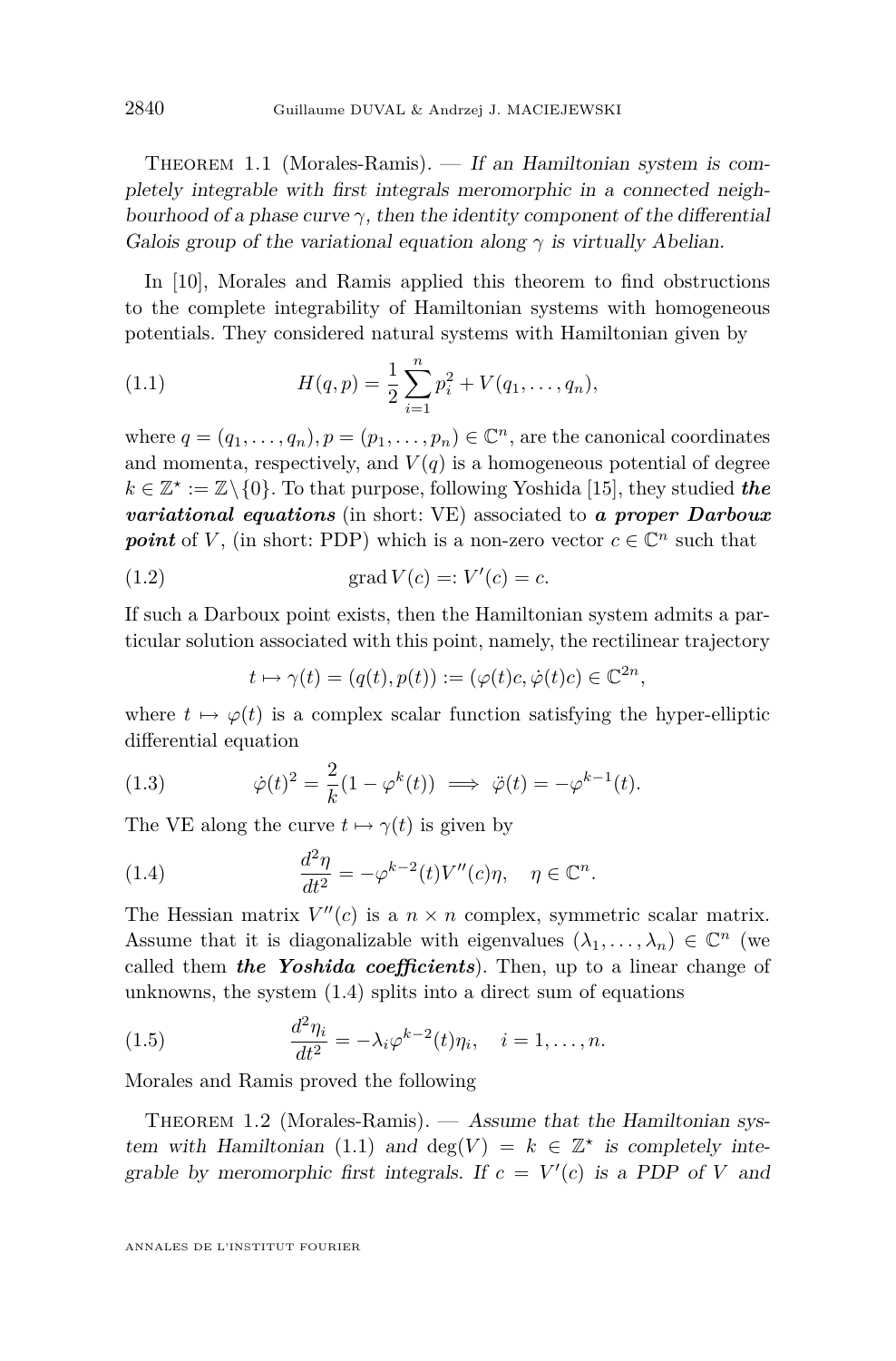Theorem 1.1 (Morales-Ramis). — *If an Hamiltonian system is completely integrable with first integrals meromorphic in a connected neighbourhood of a phase curve $\gamma$, then the identity component of the differential Galois group of the variational equation along $\gamma$ is virtually Abelian.*

In [10], Morales and Ramis applied this theorem to find obstructions to the complete integrability of Hamiltonian systems with homogeneous potentials. They considered natural systems with Hamiltonian given by

$$H(q,p) = \frac{1}{2}\sum_{i=1}^{n} p_i^2 + V(q_1,\ldots,q_n), \tag{1.1}$$

where $q=(q_1,\ldots,q_n), p=(p_1,\ldots,p_n)\in\mathbb{C}^n$, are the canonical coordinates and momenta, respectively, and $V(q)$ is a homogeneous potential of degree $k\in\mathbb{Z}^\star := \mathbb{Z}\backslash\{0\}$. To that purpose, following Yoshida [15], they studied ***the variational equations*** (in short: VE) associated to ***a proper Darboux point*** of $V$, (in short: PDP) which is a non-zero vector $c\in\mathbb{C}^n$ such that

$$\operatorname{grad} V(c) =: V'(c) = c. \tag{1.2}$$

If such a Darboux point exists, then the Hamiltonian system admits a particular solution associated with this point, namely, the rectilinear trajectory

$$t\mapsto \gamma(t) = (q(t),p(t)) := (\varphi(t)c, \dot{\varphi}(t)c)\in\mathbb{C}^{2n},$$

where $t\mapsto\varphi(t)$ is a complex scalar function satisfying the hyper-elliptic differential equation

$$\dot{\varphi}(t)^2 = \frac{2}{k}(1-\varphi^k(t)) \implies \ddot{\varphi}(t) = -\varphi^{k-1}(t). \tag{1.3}$$

The VE along the curve $t\mapsto\gamma(t)$ is given by

$$\frac{d^2\eta}{dt^2} = -\varphi^{k-2}(t)V''(c)\eta, \quad \eta\in\mathbb{C}^n. \tag{1.4}$$

The Hessian matrix $V''(c)$ is a $n\times n$ complex, symmetric scalar matrix. Assume that it is diagonalizable with eigenvalues $(\lambda_1,\ldots,\lambda_n)\in\mathbb{C}^n$ (we called them ***the Yoshida coefficients***). Then, up to a linear change of unknowns, the system (1.4) splits into a direct sum of equations

$$\frac{d^2\eta_i}{dt^2} = -\lambda_i\varphi^{k-2}(t)\eta_i, \quad i=1,\ldots,n. \tag{1.5}$$

Morales and Ramis proved the following

Theorem 1.2 (Morales-Ramis). — *Assume that the Hamiltonian system with Hamiltonian (1.1) and $\deg(V) = k\in\mathbb{Z}^\star$ is completely integrable by meromorphic first integrals. If $c = V'(c)$ is a PDP of $V$ and*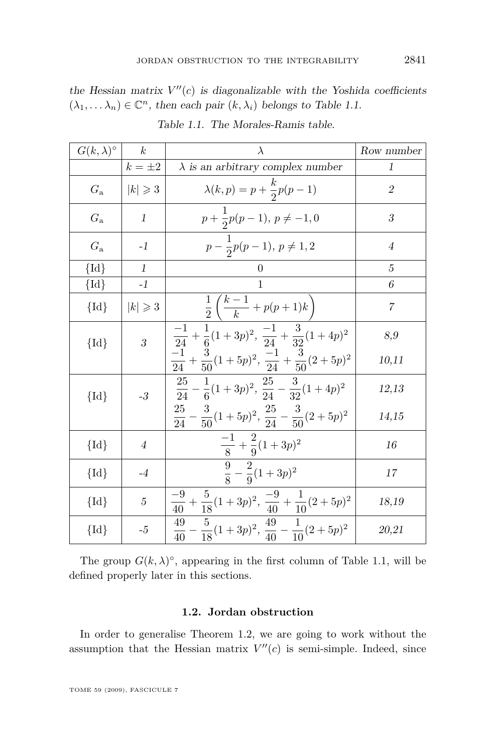*the Hessian matrix $V''(c)$ is diagonalizable with the Yoshida coefficients $(\lambda_1, \dots \lambda_n) \in \mathbb{C}^n$, then each pair $(k, \lambda_i)$ belongs to Table 1.1.*

*Table 1.1. The Morales-Ramis table.*

| $G(k,\lambda)^\circ$ | $k$ | $\lambda$ | *Row number* |
|---|---|---|---|
| | $k = \pm 2$ | $\lambda$ *is an arbitrary complex number* | *1* |
| $G_{\mathrm{a}}$ | $\lvert k\rvert \geqslant 3$ | $\lambda(k,p) = p + \frac{k}{2}p(p-1)$ | *2* |
| $G_{\mathrm{a}}$ | *1* | $p + \frac{1}{2}p(p-1),\ p \neq -1, 0$ | *3* |
| $G_{\mathrm{a}}$ | *-1* | $p - \frac{1}{2}p(p-1),\ p \neq 1, 2$ | *4* |
| $\{\mathrm{Id}\}$ | *1* | $0$ | *5* |
| $\{\mathrm{Id}\}$ | *-1* | $1$ | *6* |
| $\{\mathrm{Id}\}$ | $\lvert k\rvert \geqslant 3$ | $\frac{1}{2}\left(\frac{k-1}{k} + p(p+1)k\right)$ | *7* |
| $\{\mathrm{Id}\}$ | *3* | $\frac{-1}{24} + \frac{1}{6}(1+3p)^2,\ \frac{-1}{24} + \frac{3}{32}(1+4p)^2$ | *8,9* |
| | | $\frac{-1}{24} + \frac{3}{50}(1+5p)^2,\ \frac{-1}{24} + \frac{3}{50}(2+5p)^2$ | *10,11* |
| $\{\mathrm{Id}\}$ | *-3* | $\frac{25}{24} - \frac{1}{6}(1+3p)^2,\ \frac{25}{24} - \frac{3}{32}(1+4p)^2$ | *12,13* |
| | | $\frac{25}{24} - \frac{3}{50}(1+5p)^2,\ \frac{25}{24} - \frac{3}{50}(2+5p)^2$ | *14,15* |
| $\{\mathrm{Id}\}$ | *4* | $\frac{-1}{8} + \frac{2}{9}(1+3p)^2$ | *16* |
| $\{\mathrm{Id}\}$ | *-4* | $\frac{9}{8} - \frac{2}{9}(1+3p)^2$ | *17* |
| $\{\mathrm{Id}\}$ | *5* | $\frac{-9}{40} + \frac{5}{18}(1+3p)^2,\ \frac{-9}{40} + \frac{1}{10}(2+5p)^2$ | *18,19* |
| $\{\mathrm{Id}\}$ | *-5* | $\frac{49}{40} - \frac{5}{18}(1+3p)^2,\ \frac{49}{40} - \frac{1}{10}(2+5p)^2$ | *20,21* |

The group $G(k,\lambda)^\circ$, appearing in the first column of Table 1.1, will be defined properly later in this sections.

### 1.2. Jordan obstruction

In order to generalise Theorem 1.2, we are going to work without the assumption that the Hessian matrix $V''(c)$ is semi-simple. Indeed, since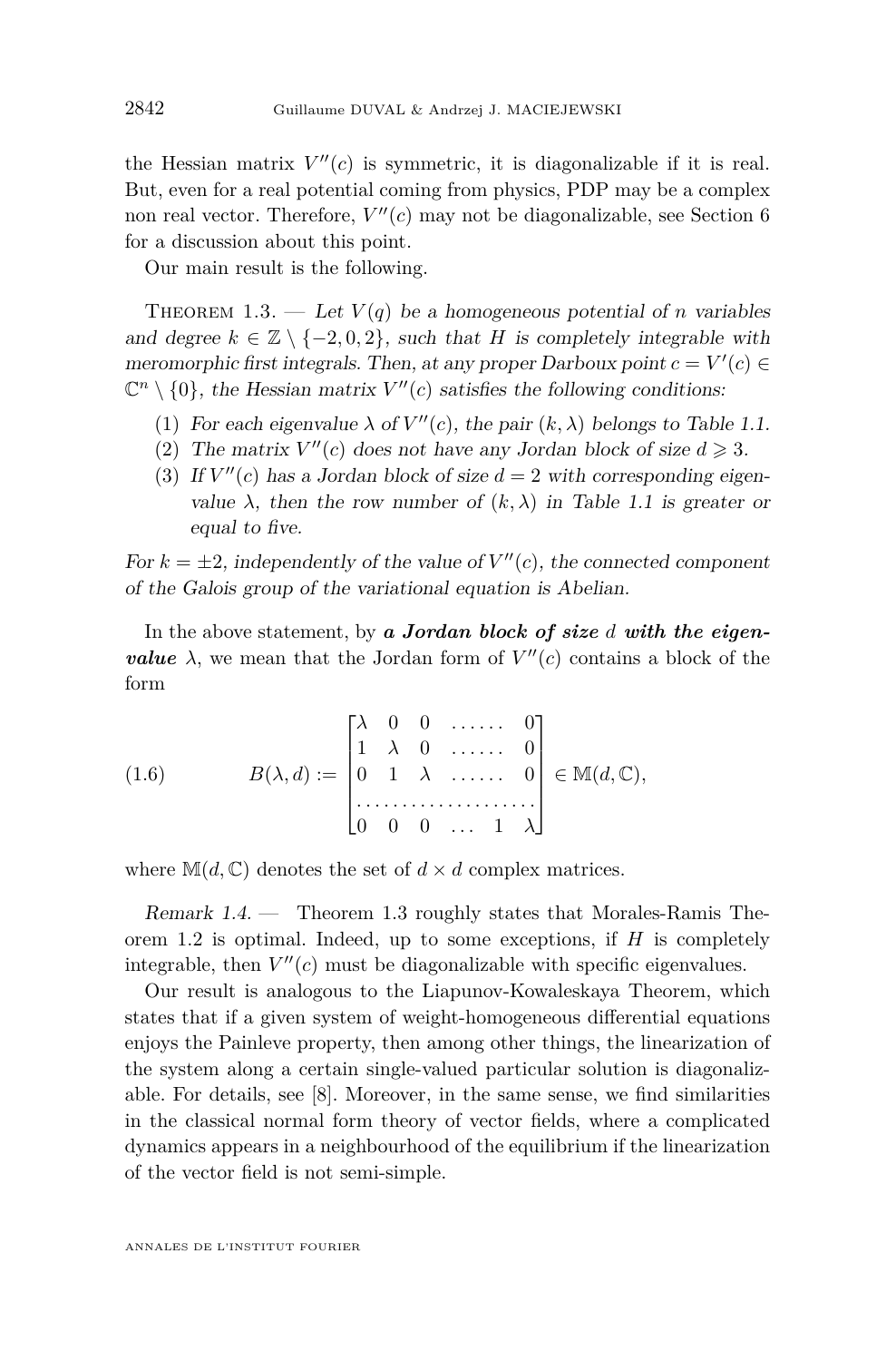the Hessian matrix $V''(c)$ is symmetric, it is diagonalizable if it is real. But, even for a real potential coming from physics, PDP may be a complex non real vector. Therefore, $V''(c)$ may not be diagonalizable, see Section 6 for a discussion about this point.

Our main result is the following.

Theorem 1.3. — *Let $V(q)$ be a homogeneous potential of $n$ variables and degree $k \in \mathbb{Z} \setminus \{-2, 0, 2\}$, such that $H$ is completely integrable with meromorphic first integrals. Then, at any proper Darboux point $c = V'(c) \in \mathbb{C}^n \setminus \{0\}$, the Hessian matrix $V''(c)$ satisfies the following conditions:*

1. *For each eigenvalue $\lambda$ of $V''(c)$, the pair $(k, \lambda)$ belongs to Table 1.1.*
2. *The matrix $V''(c)$ does not have any Jordan block of size $d \geqslant 3$.*
3. *If $V''(c)$ has a Jordan block of size $d = 2$ with corresponding eigenvalue $\lambda$, then the row number of $(k, \lambda)$ in Table 1.1 is greater or equal to five.*

*For $k = \pm 2$, independently of the value of $V''(c)$, the connected component of the Galois group of the variational equation is Abelian.*

In the above statement, by ***a Jordan block of size $d$ with the eigenvalue*** $\lambda$, we mean that the Jordan form of $V''(c)$ contains a block of the form

$$B(\lambda, d) := \begin{bmatrix} \lambda & 0 & 0 & \dots\dots & 0 \\ 1 & \lambda & 0 & \dots\dots & 0 \\ 0 & 1 & \lambda & \dots\dots & 0 \\ \dots & \dots & \dots & \dots & \dots \\ 0 & 0 & 0 & \dots & 1 \quad \lambda \end{bmatrix} \in \mathbb{M}(d, \mathbb{C}), \tag{1.6}$$

where $\mathbb{M}(d, \mathbb{C})$ denotes the set of $d \times d$ complex matrices.

*Remark 1.4.* — Theorem 1.3 roughly states that Morales-Ramis Theorem 1.2 is optimal. Indeed, up to some exceptions, if $H$ is completely integrable, then $V''(c)$ must be diagonalizable with specific eigenvalues.

Our result is analogous to the Liapunov-Kowaleskaya Theorem, which states that if a given system of weight-homogeneous differential equations enjoys the Painleve property, then among other things, the linearization of the system along a certain single-valued particular solution is diagonalizable. For details, see [8]. Moreover, in the same sense, we find similarities in the classical normal form theory of vector fields, where a complicated dynamics appears in a neighbourhood of the equilibrium if the linearization of the vector field is not semi-simple.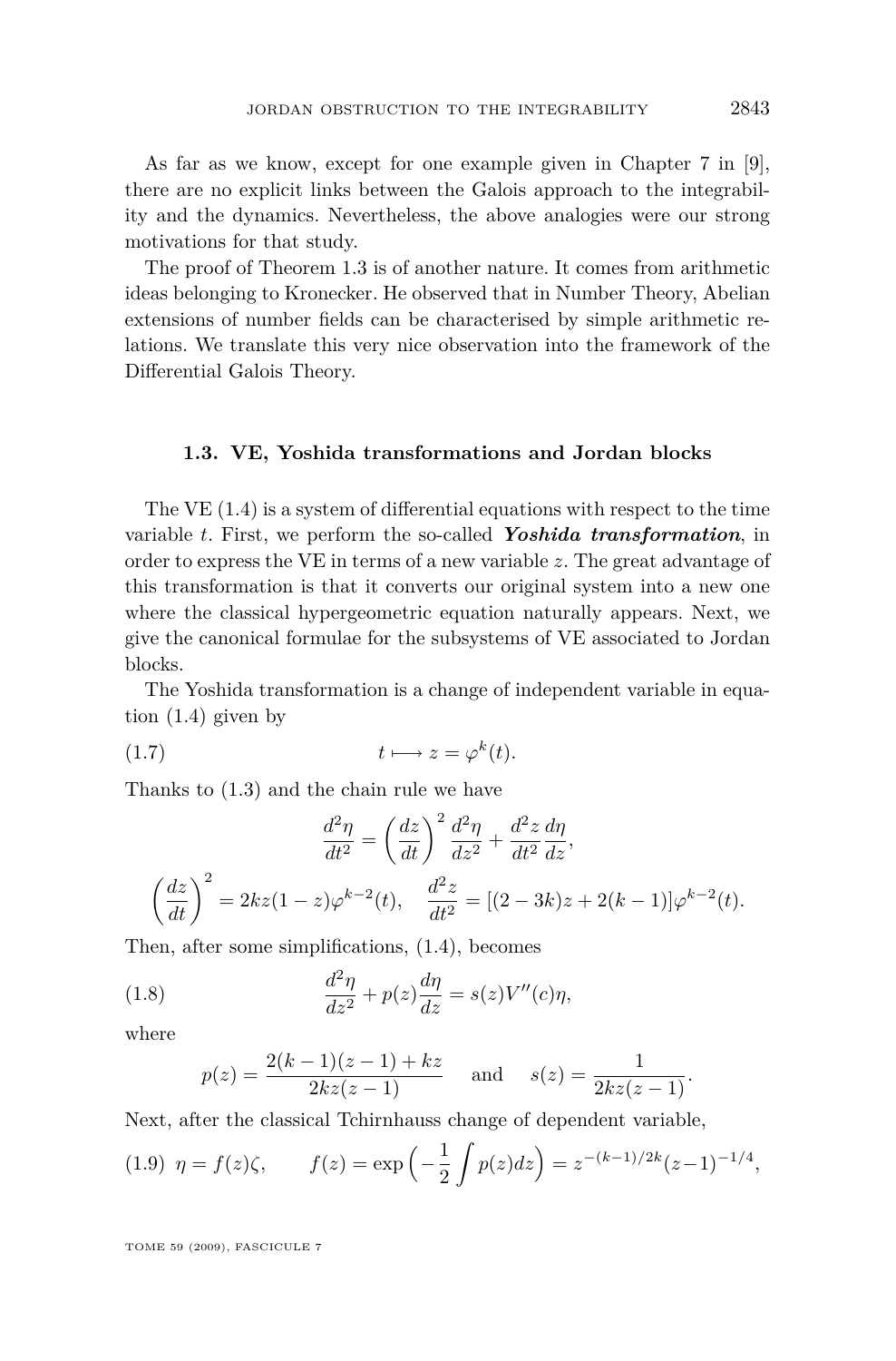As far as we know, except for one example given in Chapter 7 in [9], there are no explicit links between the Galois approach to the integrability and the dynamics. Nevertheless, the above analogies were our strong motivations for that study.

The proof of Theorem 1.3 is of another nature. It comes from arithmetic ideas belonging to Kronecker. He observed that in Number Theory, Abelian extensions of number fields can be characterised by simple arithmetic relations. We translate this very nice observation into the framework of the Differential Galois Theory.

### 1.3. VE, Yoshida transformations and Jordan blocks

The VE (1.4) is a system of differential equations with respect to the time variable $t$. First, we perform the so-called ***Yoshida transformation***, in order to express the VE in terms of a new variable $z$. The great advantage of this transformation is that it converts our original system into a new one where the classical hypergeometric equation naturally appears. Next, we give the canonical formulae for the subsystems of VE associated to Jordan blocks.

The Yoshida transformation is a change of independent variable in equation (1.4) given by

$$t \longmapsto z = \varphi^k(t). \tag{1.7}$$

Thanks to (1.3) and the chain rule we have

$$\frac{d^2\eta}{dt^2} = \left(\frac{dz}{dt}\right)^2 \frac{d^2\eta}{dz^2} + \frac{d^2 z}{dt^2}\frac{d\eta}{dz},$$

$$\left(\frac{dz}{dt}\right)^2 = 2kz(1-z)\varphi^{k-2}(t), \quad \frac{d^2z}{dt^2} = [(2-3k)z + 2(k-1)]\varphi^{k-2}(t).$$

Then, after some simplifications, (1.4), becomes

$$\frac{d^2\eta}{dz^2} + p(z)\frac{d\eta}{dz} = s(z)V''(c)\eta, \tag{1.8}$$

where

$$p(z) = \frac{2(k-1)(z-1) + kz}{2kz(z-1)} \quad \text{and} \quad s(z) = \frac{1}{2kz(z-1)}.$$

Next, after the classical Tchirnhauss change of dependent variable,

$$\eta = f(z)\zeta, \qquad f(z) = \exp\Big(-\frac{1}{2}\int p(z)dz\Big) = z^{-(k-1)/2k}(z-1)^{-1/4}, \tag{1.9}$$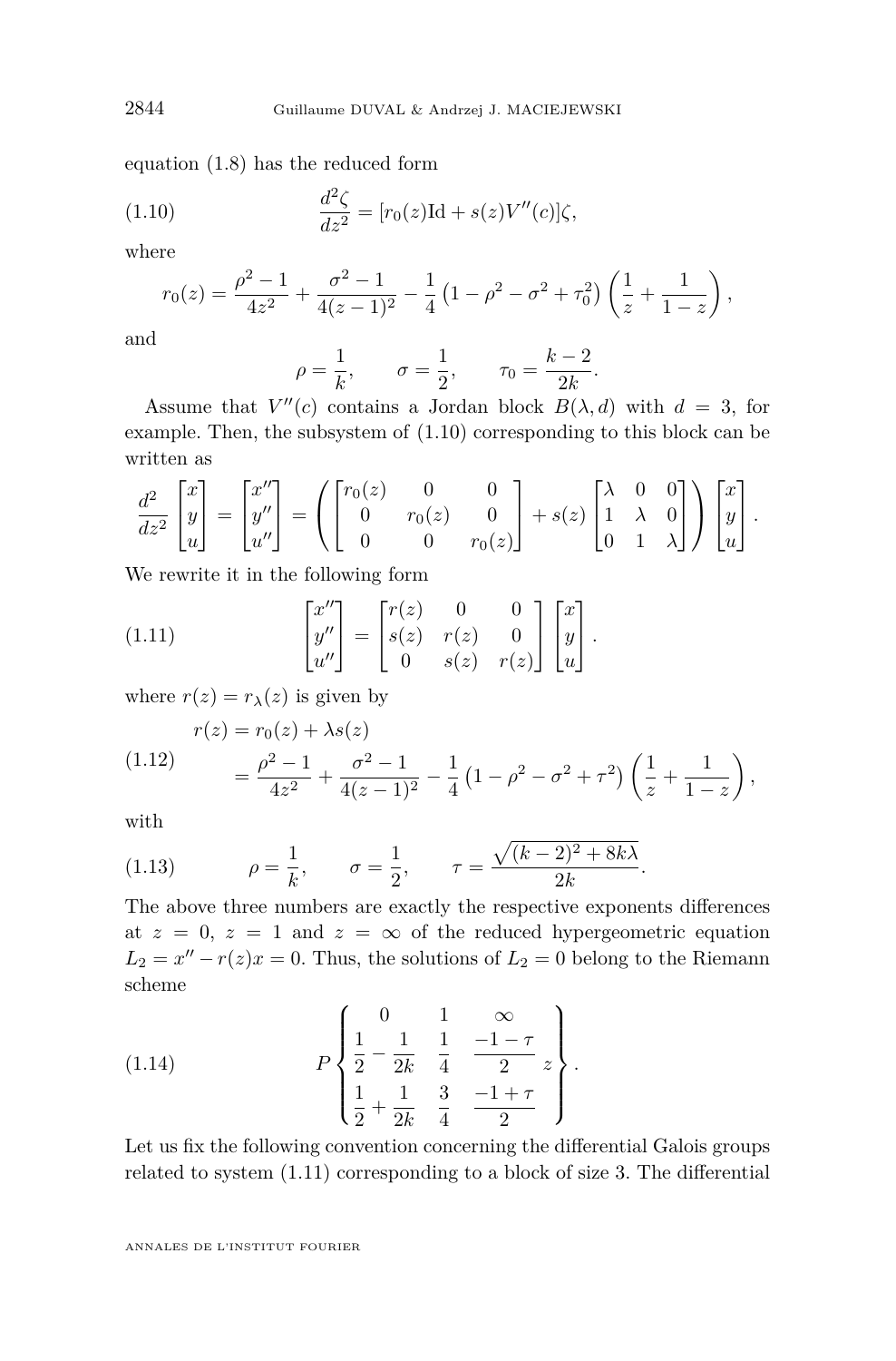equation (1.8) has the reduced form

$$\frac{d^2\zeta}{dz^2} = [r_0(z)\mathrm{Id} + s(z)V''(c)]\zeta, \tag{1.10}$$

where

$$r_0(z) = \frac{\rho^2-1}{4z^2} + \frac{\sigma^2-1}{4(z-1)^2} - \frac{1}{4}\left(1-\rho^2-\sigma^2+\tau_0^2\right)\left(\frac{1}{z}+\frac{1}{1-z}\right),$$

and

$$\rho = \frac{1}{k}, \qquad \sigma = \frac{1}{2}, \qquad \tau_0 = \frac{k-2}{2k}.$$

Assume that $V''(c)$ contains a Jordan block $B(\lambda, d)$ with $d = 3$, for example. Then, the subsystem of (1.10) corresponding to this block can be written as

$$\frac{d^2}{dz^2}\begin{bmatrix} x \\ y \\ u \end{bmatrix} = \begin{bmatrix} x'' \\ y'' \\ u'' \end{bmatrix} = \left( \begin{bmatrix} r_0(z) & 0 & 0 \\ 0 & r_0(z) & 0 \\ 0 & 0 & r_0(z) \end{bmatrix} + s(z)\begin{bmatrix} \lambda & 0 & 0 \\ 1 & \lambda & 0 \\ 0 & 1 & \lambda \end{bmatrix} \right)\begin{bmatrix} x \\ y \\ u \end{bmatrix}.$$

We rewrite it in the following form

$$\begin{bmatrix} x'' \\ y'' \\ u'' \end{bmatrix} = \begin{bmatrix} r(z) & 0 & 0 \\ s(z) & r(z) & 0 \\ 0 & s(z) & r(z) \end{bmatrix}\begin{bmatrix} x \\ y \\ u \end{bmatrix}. \tag{1.11}$$

where $r(z) = r_\lambda(z)$ is given by

$$\begin{aligned} r(z) &= r_0(z) + \lambda s(z) \\ &= \frac{\rho^2-1}{4z^2} + \frac{\sigma^2-1}{4(z-1)^2} - \frac{1}{4}\left(1-\rho^2-\sigma^2+\tau^2\right)\left(\frac{1}{z}+\frac{1}{1-z}\right), \end{aligned} \tag{1.12}$$

with

$$\rho = \frac{1}{k}, \qquad \sigma = \frac{1}{2}, \qquad \tau = \frac{\sqrt{(k-2)^2+8k\lambda}}{2k}. \tag{1.13}$$

The above three numbers are exactly the respective exponents differences at $z = 0$, $z = 1$ and $z = \infty$ of the reduced hypergeometric equation $L_2 = x'' - r(z)x = 0$. Thus, the solutions of $L_2 = 0$ belong to the Riemann scheme

$$P\begin{Bmatrix} 0 & 1 & \infty & \\ \dfrac{1}{2} - \dfrac{1}{2k} & \dfrac{1}{4} & \dfrac{-1-\tau}{2} & z \\ \dfrac{1}{2} + \dfrac{1}{2k} & \dfrac{3}{4} & \dfrac{-1+\tau}{2} & \end{Bmatrix}. \tag{1.14}$$

Let us fix the following convention concerning the differential Galois groups related to system (1.11) corresponding to a block of size 3. The differential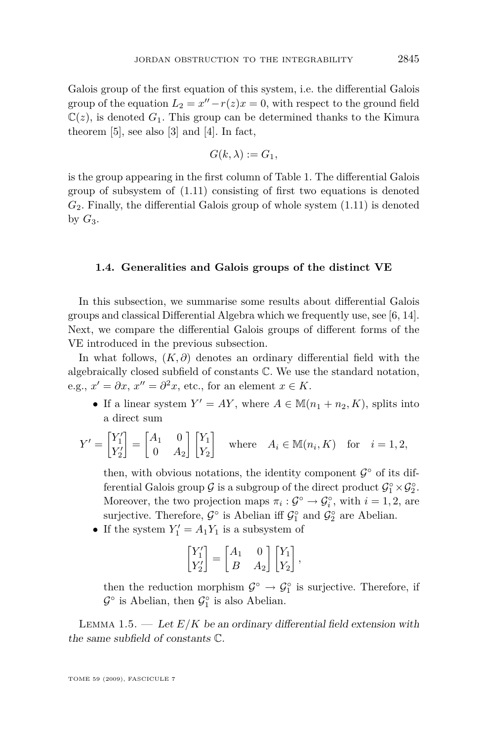Galois group of the first equation of this system, i.e. the differential Galois group of the equation $L_2 = x'' - r(z)x = 0$, with respect to the ground field $\mathbb{C}(z)$, is denoted $G_1$. This group can be determined thanks to the Kimura theorem [5], see also [3] and [4]. In fact,

$$G(k, \lambda) := G_1,$$

is the group appearing in the first column of Table 1. The differential Galois group of subsystem of (1.11) consisting of first two equations is denoted $G_2$. Finally, the differential Galois group of whole system (1.11) is denoted by $G_3$.

### 1.4. Generalities and Galois groups of the distinct VE

In this subsection, we summarise some results about differential Galois groups and classical Differential Algebra which we frequently use, see [6, 14]. Next, we compare the differential Galois groups of different forms of the VE introduced in the previous subsection.

In what follows, $(K, \partial)$ denotes an ordinary differential field with the algebraically closed subfield of constants $\mathbb{C}$. We use the standard notation, e.g., $x' = \partial x$, $x'' = \partial^2 x$, etc., for an element $x \in K$.

- If a linear system $Y' = AY$, where $A \in \mathbb{M}(n_1 + n_2, K)$, splits into a direct sum

$$Y' = \begin{bmatrix} Y_1' \\ Y_2' \end{bmatrix} = \begin{bmatrix} A_1 & 0 \\ 0 & A_2 \end{bmatrix} \begin{bmatrix} Y_1 \\ Y_2 \end{bmatrix} \quad \text{where} \quad A_i \in \mathbb{M}(n_i, K) \quad \text{for} \quad i = 1, 2,$$

  then, with obvious notations, the identity component $\mathcal{G}^\circ$ of its differential Galois group $\mathcal{G}$ is a subgroup of the direct product $\mathcal{G}_1^\circ \times \mathcal{G}_2^\circ$. Moreover, the two projection maps $\pi_i : \mathcal{G}^\circ \to \mathcal{G}_i^\circ$, with $i = 1, 2$, are surjective. Therefore, $\mathcal{G}^\circ$ is Abelian iff $\mathcal{G}_1^\circ$ and $\mathcal{G}_2^\circ$ are Abelian.
- If the system $Y_1' = A_1 Y_1$ is a subsystem of

$$\begin{bmatrix} Y_1' \\ Y_2' \end{bmatrix} = \begin{bmatrix} A_1 & 0 \\ B & A_2 \end{bmatrix} \begin{bmatrix} Y_1 \\ Y_2 \end{bmatrix},$$

  then the reduction morphism $\mathcal{G}^\circ \to \mathcal{G}_1^\circ$ is surjective. Therefore, if $\mathcal{G}^\circ$ is Abelian, then $\mathcal{G}_1^\circ$ is also Abelian.

Lemma 1.5. — *Let $E/K$ be an ordinary differential field extension with the same subfield of constants $\mathbb{C}$.*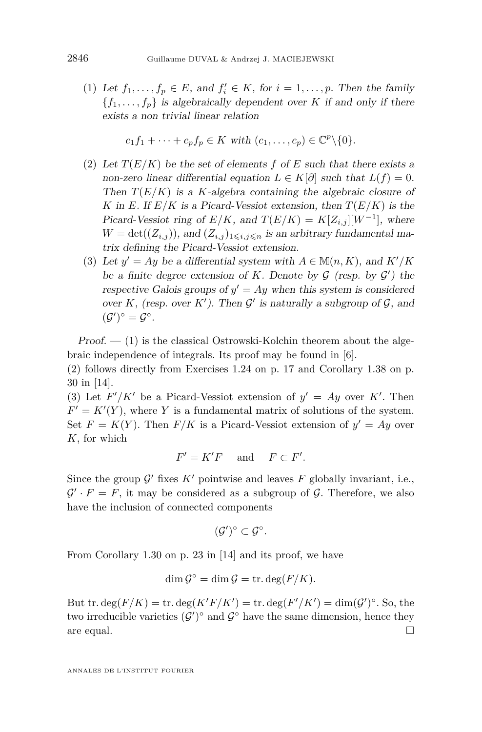(1) *Let* $f_1, \dots, f_p \in E$*, and* $f_i' \in K$*, for* $i = 1, \dots, p$*. Then the family* $\{f_1, \dots, f_p\}$ *is algebraically dependent over* $K$ *if and only if there exists a non trivial linear relation*

$$c_1 f_1 + \cdots + c_p f_p \in K \text{ with } (c_1, \dots, c_p) \in \mathbb{C}^p \backslash \{0\}.$$

(2) *Let* $T(E/K)$ *be the set of elements* $f$ *of* $E$ *such that there exists a non-zero linear differential equation* $L \in K[\partial]$ *such that* $L(f) = 0$*. Then* $T(E/K)$ *is a* $K$*-algebra containing the algebraic closure of* $K$ *in* $E$*. If* $E/K$ *is a Picard-Vessiot extension, then* $T(E/K)$ *is the Picard-Vessiot ring of* $E/K$*, and* $T(E/K) = K[Z_{i,j}][W^{-1}]$*, where* $W = \det((Z_{i,j}))$*, and* $(Z_{i,j})_{1 \leqslant i,j \leqslant n}$ *is an arbitrary fundamental matrix defining the Picard-Vessiot extension.*

(3) *Let* $y' = Ay$ *be a differential system with* $A \in \mathbb{M}(n, K)$*, and* $K'/K$ *be a finite degree extension of* $K$*. Denote by* $\mathcal{G}$ *(resp. by* $\mathcal{G}'$*) the respective Galois groups of* $y' = Ay$ *when this system is considered over* $K$*, (resp. over* $K'$*). Then* $\mathcal{G}'$ *is naturally a subgroup of* $\mathcal{G}$*, and* $(\mathcal{G}')^\circ = \mathcal{G}^\circ$*.*

*Proof.* — (1) is the classical Ostrowski-Kolchin theorem about the algebraic independence of integrals. Its proof may be found in [6].

(2) follows directly from Exercises 1.24 on p. 17 and Corollary 1.38 on p. 30 in [14].

(3) Let $F'/K'$ be a Picard-Vessiot extension of $y' = Ay$ over $K'$. Then $F' = K'(Y)$, where $Y$ is a fundamental matrix of solutions of the system. Set $F = K(Y)$. Then $F/K$ is a Picard-Vessiot extension of $y' = Ay$ over $K$, for which

$$F' = K'F \quad \text{ and } \quad F \subset F'.$$

Since the group $\mathcal{G}'$ fixes $K'$ pointwise and leaves $F$ globally invariant, i.e., $\mathcal{G}' \cdot F = F$, it may be considered as a subgroup of $\mathcal{G}$. Therefore, we also have the inclusion of connected components

$$(\mathcal{G}')^\circ \subset \mathcal{G}^\circ.$$

From Corollary 1.30 on p. 23 in [14] and its proof, we have

$$\dim \mathcal{G}^\circ = \dim \mathcal{G} = \operatorname{tr.deg}(F/K).$$

But $\operatorname{tr.deg}(F/K) = \operatorname{tr.deg}(K'F/K') = \operatorname{tr.deg}(F'/K') = \dim(\mathcal{G}')^\circ$. So, the two irreducible varieties $(\mathcal{G}')^\circ$ and $\mathcal{G}^\circ$ have the same dimension, hence they are equal. □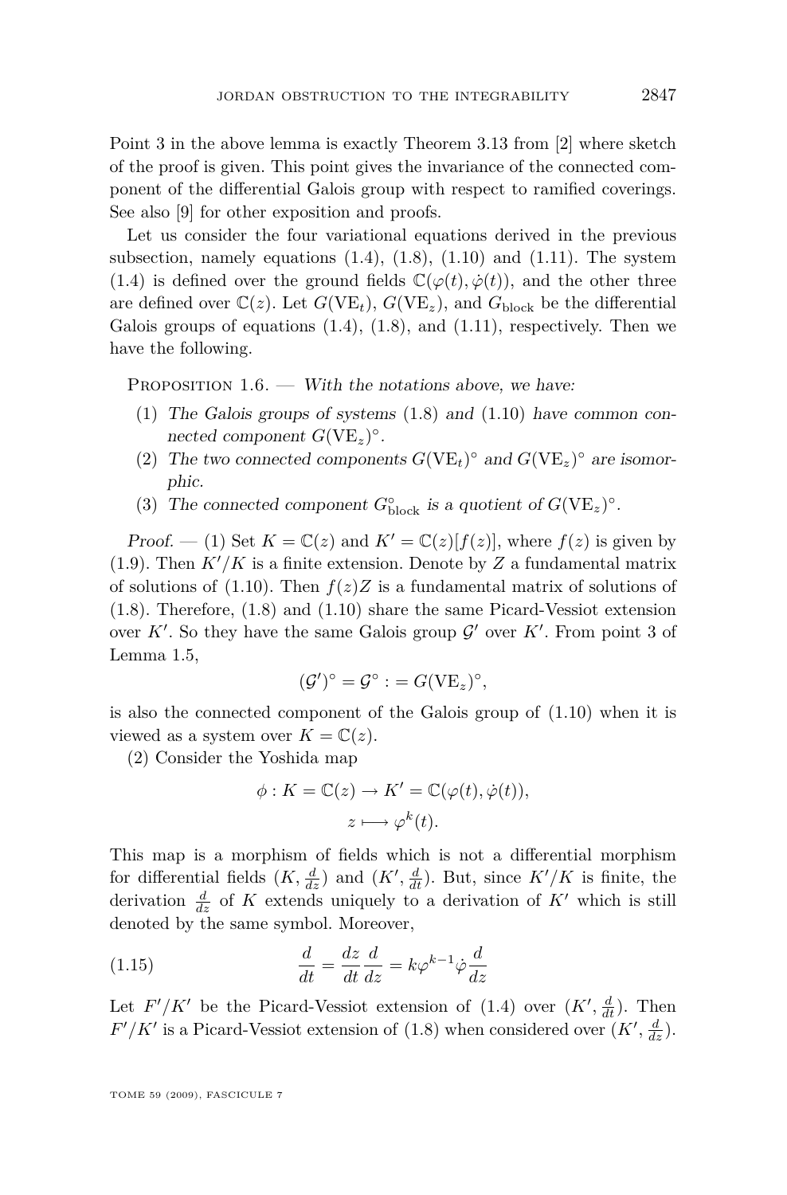Point 3 in the above lemma is exactly Theorem 3.13 from [2] where sketch of the proof is given. This point gives the invariance of the connected component of the differential Galois group with respect to ramified coverings. See also [9] for other exposition and proofs.

Let us consider the four variational equations derived in the previous subsection, namely equations (1.4), (1.8), (1.10) and (1.11). The system (1.4) is defined over the ground fields $\mathbb{C}(\varphi(t), \dot{\varphi}(t))$, and the other three are defined over $\mathbb{C}(z)$. Let $G(\mathrm{VE}_t)$, $G(\mathrm{VE}_z)$, and $G_{\mathrm{block}}$ be the differential Galois groups of equations (1.4), (1.8), and (1.11), respectively. Then we have the following.

Proposition 1.6. — *With the notations above, we have:*

1. *The Galois groups of systems* (1.8) *and* (1.10) *have common connected component* $G(\mathrm{VE}_z)^\circ$.
2. *The two connected components* $G(\mathrm{VE}_t)^\circ$ *and* $G(\mathrm{VE}_z)^\circ$ *are isomorphic.*
3. *The connected component* $G^\circ_{\mathrm{block}}$ *is a quotient of* $G(\mathrm{VE}_z)^\circ$.

*Proof.* — (1) Set $K = \mathbb{C}(z)$ and $K' = \mathbb{C}(z)[f(z)]$, where $f(z)$ is given by (1.9). Then $K'/K$ is a finite extension. Denote by $Z$ a fundamental matrix of solutions of (1.10). Then $f(z)Z$ is a fundamental matrix of solutions of (1.8). Therefore, (1.8) and (1.10) share the same Picard-Vessiot extension over $K'$. So they have the same Galois group $\mathcal{G}'$ over $K'$. From point 3 of Lemma 1.5,

$$(\mathcal{G}')^\circ = \mathcal{G}^\circ := G(\mathrm{VE}_z)^\circ,$$

is also the connected component of the Galois group of (1.10) when it is viewed as a system over $K = \mathbb{C}(z)$.

(2) Consider the Yoshida map

$$\phi : K = \mathbb{C}(z) \to K' = \mathbb{C}(\varphi(t), \dot{\varphi}(t)),$$
$$z \longmapsto \varphi^k(t).$$

This map is a morphism of fields which is not a differential morphism for differential fields $(K, \frac{d}{dz})$ and $(K', \frac{d}{dt})$. But, since $K'/K$ is finite, the derivation $\frac{d}{dz}$ of $K$ extends uniquely to a derivation of $K'$ which is still denoted by the same symbol. Moreover,

$$\frac{d}{dt} = \frac{dz}{dt}\frac{d}{dz} = k\varphi^{k-1}\dot{\varphi}\frac{d}{dz} \tag{1.15}$$

Let $F'/K'$ be the Picard-Vessiot extension of (1.4) over $(K', \frac{d}{dt})$. Then $F'/K'$ is a Picard-Vessiot extension of (1.8) when considered over $(K', \frac{d}{dz})$.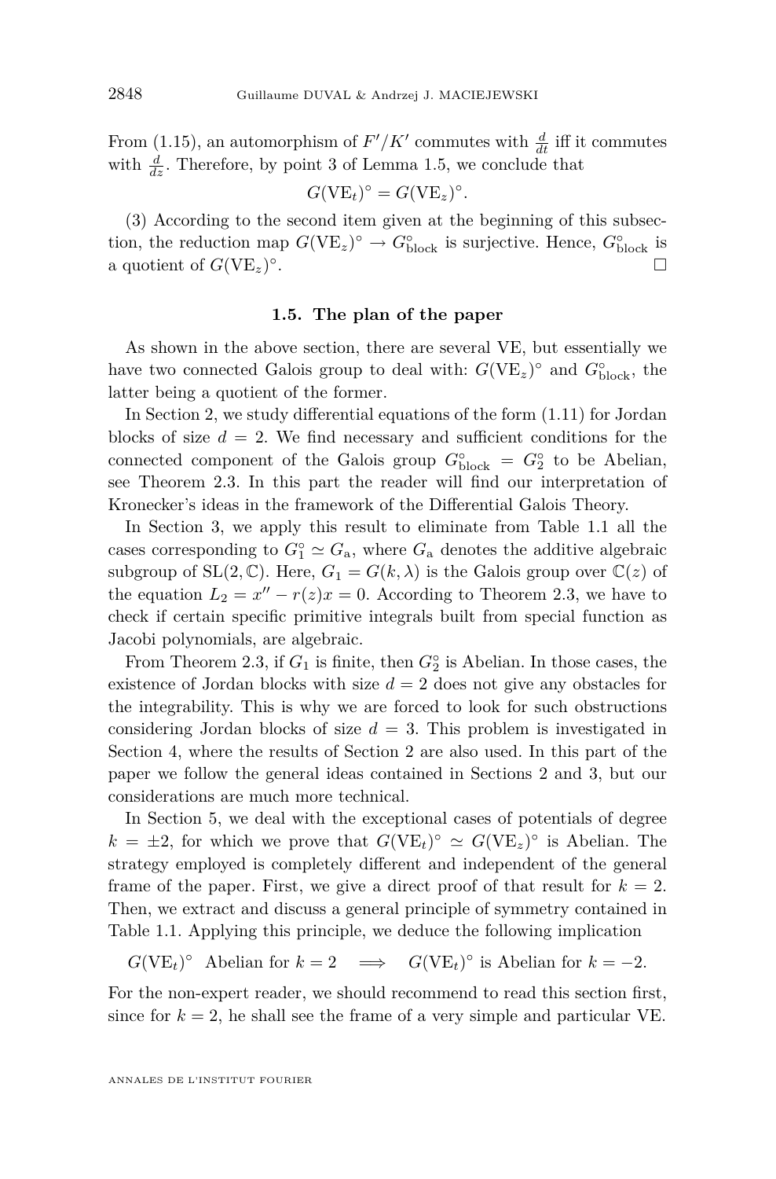From (1.15), an automorphism of $F'/K'$ commutes with $\frac{d}{dt}$ iff it commutes with $\frac{d}{dz}$. Therefore, by point 3 of Lemma 1.5, we conclude that

$$G(\mathrm{VE}_t)^\circ = G(\mathrm{VE}_z)^\circ.$$

(3) According to the second item given at the beginning of this subsection, the reduction map $G(\mathrm{VE}_z)^\circ \to G^\circ_{\mathrm{block}}$ is surjective. Hence, $G^\circ_{\mathrm{block}}$ is a quotient of $G(\mathrm{VE}_z)^\circ$. □

### 1.5. The plan of the paper

As shown in the above section, there are several VE, but essentially we have two connected Galois group to deal with: $G(\mathrm{VE}_z)^\circ$ and $G^\circ_{\mathrm{block}}$, the latter being a quotient of the former.

In Section 2, we study differential equations of the form (1.11) for Jordan blocks of size $d = 2$. We find necessary and sufficient conditions for the connected component of the Galois group $G^\circ_{\mathrm{block}} = G^\circ_2$ to be Abelian, see Theorem 2.3. In this part the reader will find our interpretation of Kronecker's ideas in the framework of the Differential Galois Theory.

In Section 3, we apply this result to eliminate from Table 1.1 all the cases corresponding to $G^\circ_1 \simeq G_{\mathrm{a}}$, where $G_{\mathrm{a}}$ denotes the additive algebraic subgroup of $\mathrm{SL}(2,\mathbb{C})$. Here, $G_1 = G(k,\lambda)$ is the Galois group over $\mathbb{C}(z)$ of the equation $L_2 = x'' - r(z)x = 0$. According to Theorem 2.3, we have to check if certain specific primitive integrals built from special function as Jacobi polynomials, are algebraic.

From Theorem 2.3, if $G_1$ is finite, then $G^\circ_2$ is Abelian. In those cases, the existence of Jordan blocks with size $d = 2$ does not give any obstacles for the integrability. This is why we are forced to look for such obstructions considering Jordan blocks of size $d = 3$. This problem is investigated in Section 4, where the results of Section 2 are also used. In this part of the paper we follow the general ideas contained in Sections 2 and 3, but our considerations are much more technical.

In Section 5, we deal with the exceptional cases of potentials of degree $k = \pm 2$, for which we prove that $G(\mathrm{VE}_t)^\circ \simeq G(\mathrm{VE}_z)^\circ$ is Abelian. The strategy employed is completely different and independent of the general frame of the paper. First, we give a direct proof of that result for $k = 2$. Then, we extract and discuss a general principle of symmetry contained in Table 1.1. Applying this principle, we deduce the following implication

$$G(\mathrm{VE}_t)^\circ \text{ Abelian for } k = 2 \implies G(\mathrm{VE}_t)^\circ \text{ is Abelian for } k = -2.$$

For the non-expert reader, we should recommend to read this section first, since for $k = 2$, he shall see the frame of a very simple and particular VE.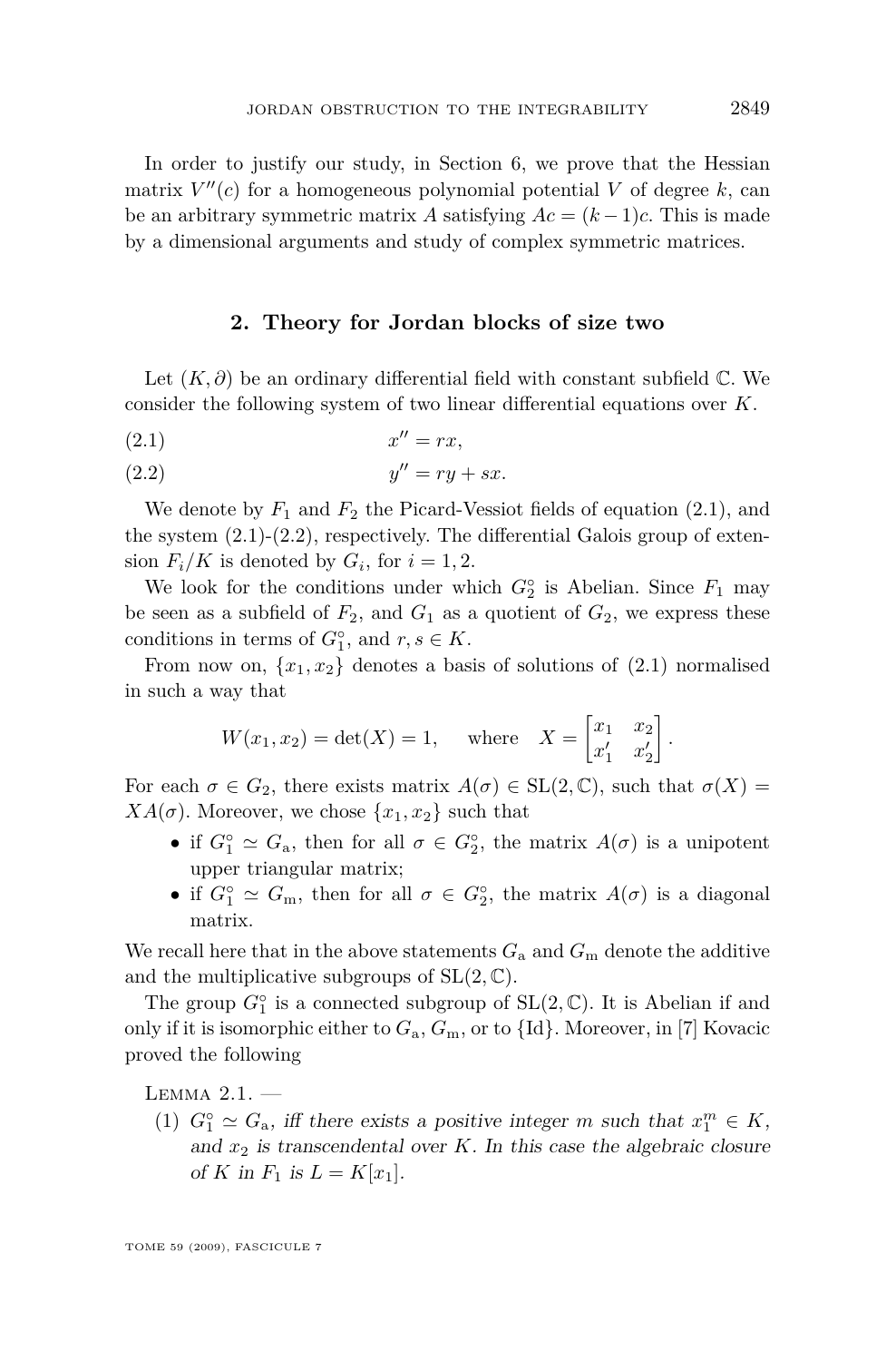In order to justify our study, in Section 6, we prove that the Hessian matrix $V''(c)$ for a homogeneous polynomial potential $V$ of degree $k$, can be an arbitrary symmetric matrix $A$ satisfying $Ac = (k-1)c$. This is made by a dimensional arguments and study of complex symmetric matrices.

## 2. Theory for Jordan blocks of size two

Let $(K, \partial)$ be an ordinary differential field with constant subfield $\mathbb{C}$. We consider the following system of two linear differential equations over $K$.

$$x'' = rx, \tag{2.1}$$

$$y'' = ry + sx. \tag{2.2}$$

We denote by $F_1$ and $F_2$ the Picard-Vessiot fields of equation (2.1), and the system (2.1)-(2.2), respectively. The differential Galois group of extension $F_i/K$ is denoted by $G_i$, for $i = 1, 2$.

We look for the conditions under which $G_2^\circ$ is Abelian. Since $F_1$ may be seen as a subfield of $F_2$, and $G_1$ as a quotient of $G_2$, we express these conditions in terms of $G_1^\circ$, and $r, s \in K$.

From now on, $\{x_1, x_2\}$ denotes a basis of solutions of (2.1) normalised in such a way that

$$W(x_1, x_2) = \det(X) = 1, \quad \text{where} \quad X = \begin{bmatrix} x_1 & x_2 \\ x_1' & x_2' \end{bmatrix}.$$

For each $\sigma \in G_2$, there exists matrix $A(\sigma) \in \mathrm{SL}(2, \mathbb{C})$, such that $\sigma(X) = XA(\sigma)$. Moreover, we chose $\{x_1, x_2\}$ such that

- if $G_1^\circ \simeq G_{\mathrm{a}}$, then for all $\sigma \in G_2^\circ$, the matrix $A(\sigma)$ is a unipotent upper triangular matrix;
- if $G_1^\circ \simeq G_{\mathrm{m}}$, then for all $\sigma \in G_2^\circ$, the matrix $A(\sigma)$ is a diagonal matrix.

We recall here that in the above statements $G_{\mathrm{a}}$ and $G_{\mathrm{m}}$ denote the additive and the multiplicative subgroups of $\mathrm{SL}(2, \mathbb{C})$.

The group $G_1^\circ$ is a connected subgroup of $\mathrm{SL}(2, \mathbb{C})$. It is Abelian if and only if it is isomorphic either to $G_{\mathrm{a}}$, $G_{\mathrm{m}}$, or to $\{\mathrm{Id}\}$. Moreover, in [7] Kovacic proved the following

Lemma 2.1. —

(1) *$G_1^\circ \simeq G_{\mathrm{a}}$, iff there exists a positive integer $m$ such that $x_1^m \in K$, and $x_2$ is transcendental over $K$. In this case the algebraic closure of $K$ in $F_1$ is $L = K[x_1]$.*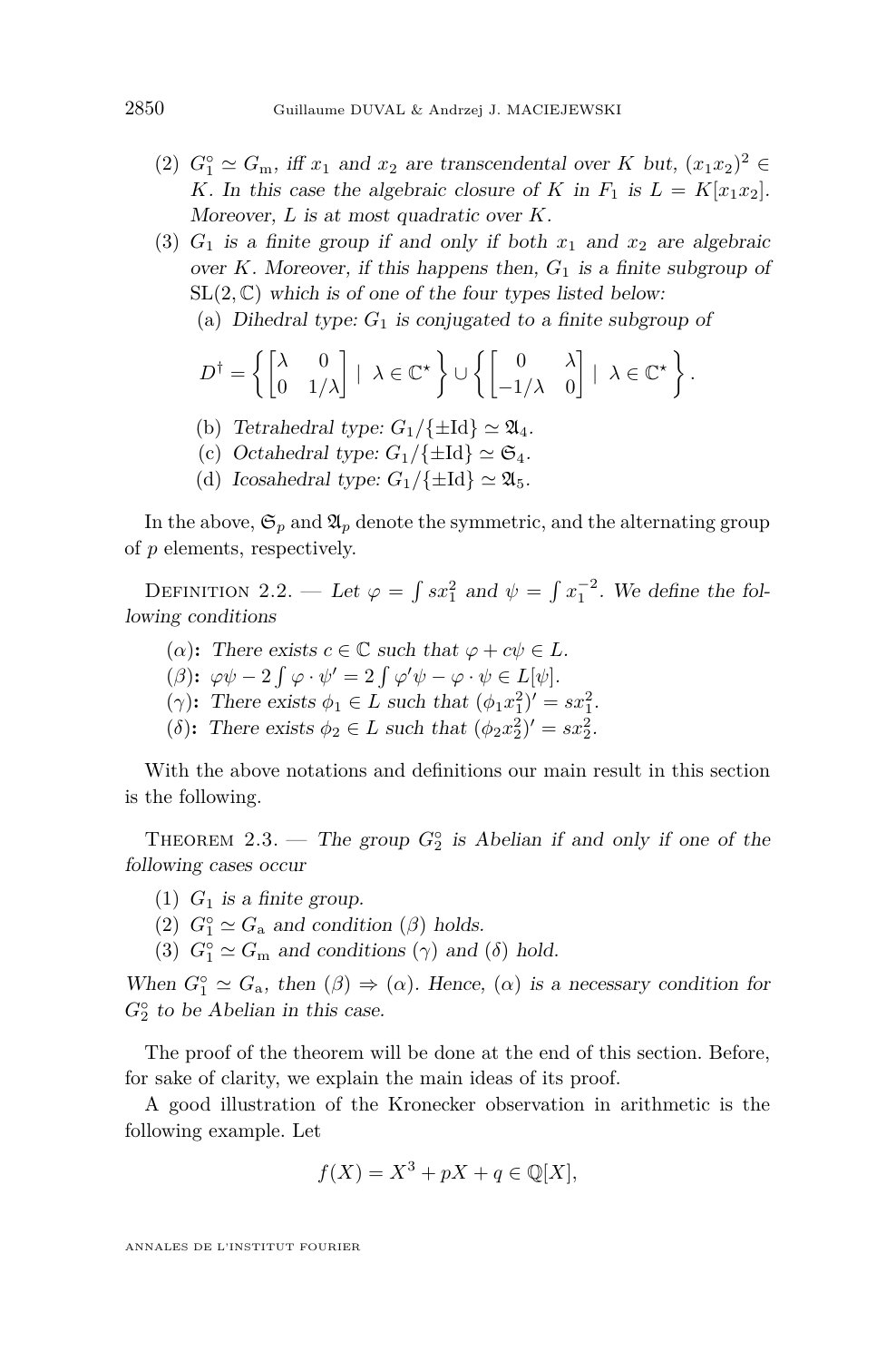(2) $G_1^\circ \simeq G_{\mathrm{m}}$, *iff* $x_1$ *and* $x_2$ *are transcendental over* $K$ *but,* $(x_1x_2)^2 \in K$. *In this case the algebraic closure of* $K$ *in* $F_1$ *is* $L = K[x_1x_2]$. *Moreover,* $L$ *is at most quadratic over* $K$.

(3) $G_1$ *is a finite group if and only if both* $x_1$ *and* $x_2$ *are algebraic over* $K$. *Moreover, if this happens then,* $G_1$ *is a finite subgroup of* $\mathrm{SL}(2,\mathbb{C})$ *which is of one of the four types listed below:*

  (a) *Dihedral type:* $G_1$ *is conjugated to a finite subgroup of*

$$D^\dagger = \left\{ \begin{bmatrix} \lambda & 0 \\ 0 & 1/\lambda \end{bmatrix} \mid \lambda \in \mathbb{C}^\star \right\} \cup \left\{ \begin{bmatrix} 0 & \lambda \\ -1/\lambda & 0 \end{bmatrix} \mid \lambda \in \mathbb{C}^\star \right\}.$$

  (b) *Tetrahedral type:* $G_1/\{\pm\mathrm{Id}\} \simeq \mathfrak{A}_4$.

  (c) *Octahedral type:* $G_1/\{\pm\mathrm{Id}\} \simeq \mathfrak{S}_4$.

  (d) *Icosahedral type:* $G_1/\{\pm\mathrm{Id}\} \simeq \mathfrak{A}_5$.

In the above, $\mathfrak{S}_p$ and $\mathfrak{A}_p$ denote the symmetric, and the alternating group of $p$ elements, respectively.

Definition 2.2. — *Let* $\varphi = \int s x_1^2$ *and* $\psi = \int x_1^{-2}$. *We define the following conditions*

($\alpha$)**:** *There exists* $c \in \mathbb{C}$ *such that* $\varphi + c\psi \in L$.

($\beta$)**:** $\varphi\psi - 2\int \varphi \cdot \psi' = 2\int \varphi'\psi - \varphi \cdot \psi \in L[\psi]$.

($\gamma$)**:** *There exists* $\phi_1 \in L$ *such that* $(\phi_1 x_1^2)' = s x_1^2$.

($\delta$)**:** *There exists* $\phi_2 \in L$ *such that* $(\phi_2 x_2^2)' = s x_2^2$.

With the above notations and definitions our main result in this section is the following.

Theorem 2.3. — *The group* $G_2^\circ$ *is Abelian if and only if one of the following cases occur*

(1) $G_1$ *is a finite group.*

(2) $G_1^\circ \simeq G_{\mathrm{a}}$ *and condition* ($\beta$) *holds.*

(3) $G_1^\circ \simeq G_{\mathrm{m}}$ *and conditions* ($\gamma$) *and* ($\delta$) *hold.*

*When* $G_1^\circ \simeq G_{\mathrm{a}}$, *then* ($\beta$) $\Rightarrow$ ($\alpha$). *Hence,* ($\alpha$) *is a necessary condition for* $G_2^\circ$ *to be Abelian in this case.*

The proof of the theorem will be done at the end of this section. Before, for sake of clarity, we explain the main ideas of its proof.

A good illustration of the Kronecker observation in arithmetic is the following example. Let

$$f(X) = X^3 + pX + q \in \mathbb{Q}[X],$$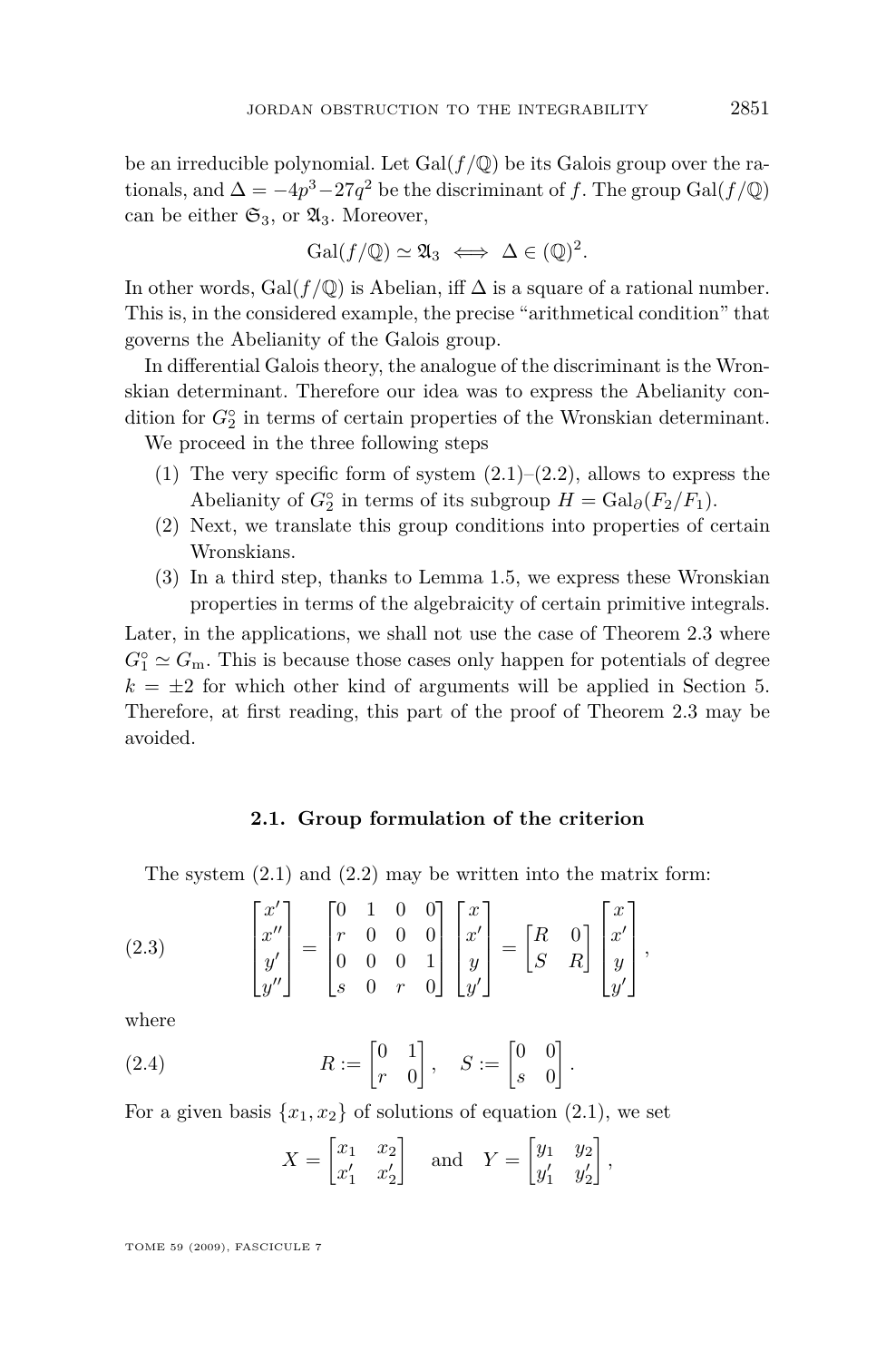be an irreducible polynomial. Let $\mathrm{Gal}(f/\mathbb{Q})$ be its Galois group over the rationals, and $\Delta = -4p^3 - 27q^2$ be the discriminant of $f$. The group $\mathrm{Gal}(f/\mathbb{Q})$ can be either $\mathfrak{S}_3$, or $\mathfrak{A}_3$. Moreover,

$$\mathrm{Gal}(f/\mathbb{Q}) \simeq \mathfrak{A}_3 \iff \Delta \in (\mathbb{Q})^2.$$

In other words, $\mathrm{Gal}(f/\mathbb{Q})$ is Abelian, iff $\Delta$ is a square of a rational number. This is, in the considered example, the precise "arithmetical condition" that governs the Abelianity of the Galois group.

In differential Galois theory, the analogue of the discriminant is the Wronskian determinant. Therefore our idea was to express the Abelianity condition for $G_2^\circ$ in terms of certain properties of the Wronskian determinant.

We proceed in the three following steps

1. The very specific form of system (2.1)–(2.2), allows to express the Abelianity of $G_2^\circ$ in terms of its subgroup $H = \mathrm{Gal}_\partial(F_2/F_1)$.
2. Next, we translate this group conditions into properties of certain Wronskians.
3. In a third step, thanks to Lemma 1.5, we express these Wronskian properties in terms of the algebraicity of certain primitive integrals.

Later, in the applications, we shall not use the case of Theorem 2.3 where $G_1^\circ \simeq G_\mathrm{m}$. This is because those cases only happen for potentials of degree $k = \pm 2$ for which other kind of arguments will be applied in Section 5. Therefore, at first reading, this part of the proof of Theorem 2.3 may be avoided.

### 2.1. Group formulation of the criterion

The system (2.1) and (2.2) may be written into the matrix form:

$$\begin{bmatrix} x' \\ x'' \\ y' \\ y'' \end{bmatrix} = \begin{bmatrix} 0 & 1 & 0 & 0 \\ r & 0 & 0 & 0 \\ 0 & 0 & 0 & 1 \\ s & 0 & r & 0 \end{bmatrix} \begin{bmatrix} x \\ x' \\ y \\ y' \end{bmatrix} = \begin{bmatrix} R & 0 \\ S & R \end{bmatrix} \begin{bmatrix} x \\ x' \\ y \\ y' \end{bmatrix}, \tag{2.3}$$

where

$$R := \begin{bmatrix} 0 & 1 \\ r & 0 \end{bmatrix}, \quad S := \begin{bmatrix} 0 & 0 \\ s & 0 \end{bmatrix}. \tag{2.4}$$

For a given basis $\{x_1, x_2\}$ of solutions of equation (2.1), we set

$$X = \begin{bmatrix} x_1 & x_2 \\ x_1' & x_2' \end{bmatrix} \quad \text{and} \quad Y = \begin{bmatrix} y_1 & y_2 \\ y_1' & y_2' \end{bmatrix},$$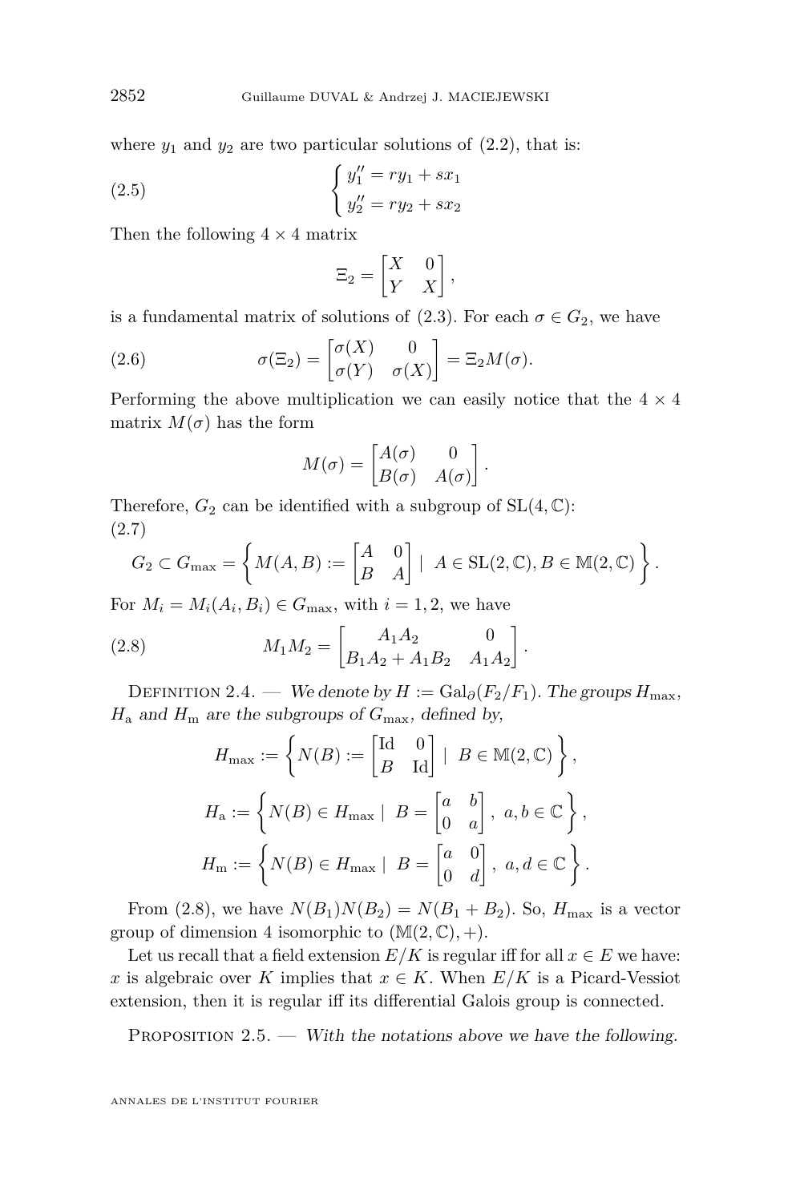where $y_1$ and $y_2$ are two particular solutions of (2.2), that is:

$$
\begin{cases} y_1'' = ry_1 + sx_1 \\ y_2'' = ry_2 + sx_2 \end{cases} \tag{2.5}
$$

Then the following $4 \times 4$ matrix

$$
\Xi_2 = \begin{bmatrix} X & 0 \\ Y & X \end{bmatrix},
$$

is a fundamental matrix of solutions of (2.3). For each $\sigma \in G_2$, we have

$$
\sigma(\Xi_2) = \begin{bmatrix} \sigma(X) & 0 \\ \sigma(Y) & \sigma(X) \end{bmatrix} = \Xi_2 M(\sigma). \tag{2.6}
$$

Performing the above multiplication we can easily notice that the $4 \times 4$ matrix $M(\sigma)$ has the form

$$
M(\sigma) = \begin{bmatrix} A(\sigma) & 0 \\ B(\sigma) & A(\sigma) \end{bmatrix}.
$$

Therefore, $G_2$ can be identified with a subgroup of $\mathrm{SL}(4, \mathbb{C})$:

$$
G_2 \subset G_{\max} = \left\{ M(A, B) := \begin{bmatrix} A & 0 \\ B & A \end{bmatrix} \mid A \in \mathrm{SL}(2, \mathbb{C}), B \in \mathbb{M}(2, \mathbb{C}) \right\}. \tag{2.7}
$$

For $M_i = M_i(A_i, B_i) \in G_{\max}$, with $i = 1, 2$, we have

$$
M_1 M_2 = \begin{bmatrix} A_1 A_2 & 0 \\ B_1 A_2 + A_1 B_2 & A_1 A_2 \end{bmatrix}. \tag{2.8}
$$

Definition 2.4. — *We denote by $H := \mathrm{Gal}_\partial(F_2/F_1)$. The groups $H_{\max}$, $H_{\mathrm{a}}$ and $H_{\mathrm{m}}$ are the subgroups of $G_{\max}$, defined by,*

$$
H_{\max} := \left\{ N(B) := \begin{bmatrix} \mathrm{Id} & 0 \\ B & \mathrm{Id} \end{bmatrix} \mid B \in \mathbb{M}(2, \mathbb{C}) \right\},
$$

$$
H_{\mathrm{a}} := \left\{ N(B) \in H_{\max} \mid B = \begin{bmatrix} a & b \\ 0 & a \end{bmatrix},\ a, b \in \mathbb{C} \right\},
$$

$$
H_{\mathrm{m}} := \left\{ N(B) \in H_{\max} \mid B = \begin{bmatrix} a & 0 \\ 0 & d \end{bmatrix},\ a, d \in \mathbb{C} \right\}.
$$

From (2.8), we have $N(B_1)N(B_2) = N(B_1 + B_2)$. So, $H_{\max}$ is a vector group of dimension 4 isomorphic to $(\mathbb{M}(2, \mathbb{C}), +)$.

Let us recall that a field extension $E/K$ is regular iff for all $x \in E$ we have: $x$ is algebraic over $K$ implies that $x \in K$. When $E/K$ is a Picard-Vessiot extension, then it is regular iff its differential Galois group is connected.

Proposition 2.5. — *With the notations above we have the following.*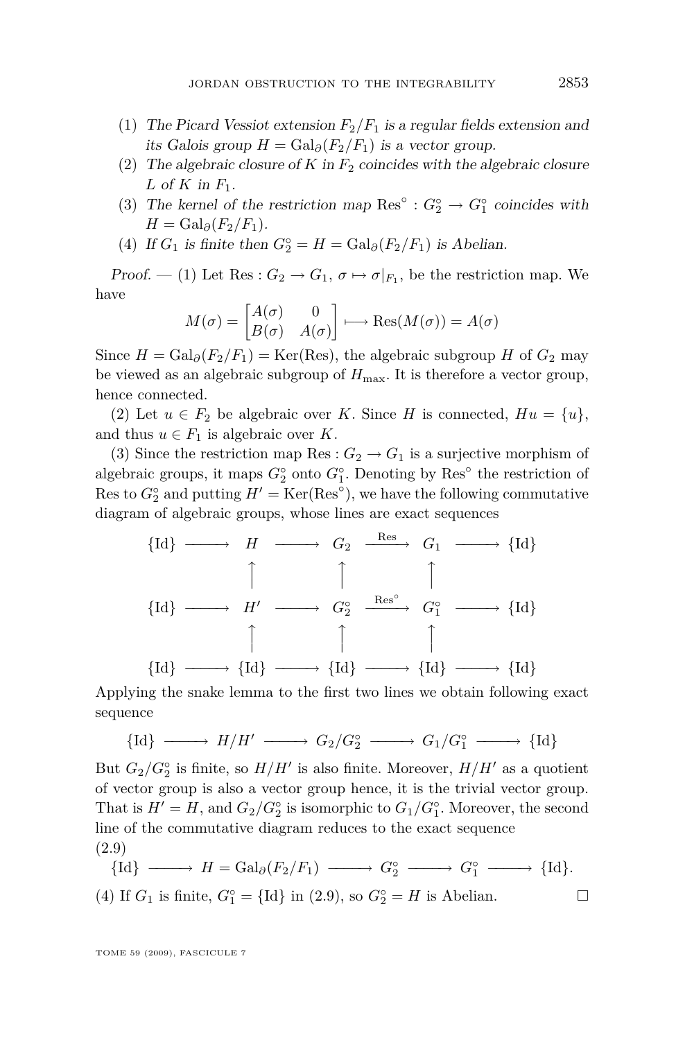(1) *The Picard Vessiot extension $F_2/F_1$ is a regular fields extension and its Galois group $H = \mathrm{Gal}_\partial(F_2/F_1)$ is a vector group.*

(2) *The algebraic closure of $K$ in $F_2$ coincides with the algebraic closure $L$ of $K$ in $F_1$.*

(3) *The kernel of the restriction map $\mathrm{Res}^\circ : G_2^\circ \to G_1^\circ$ coincides with $H = \mathrm{Gal}_\partial(F_2/F_1)$.*

(4) *If $G_1$ is finite then $G_2^\circ = H = \mathrm{Gal}_\partial(F_2/F_1)$ is Abelian.*

*Proof.* — (1) Let $\mathrm{Res} : G_2 \to G_1$, $\sigma \mapsto \sigma|_{F_1}$, be the restriction map. We have

$$M(\sigma) = \begin{bmatrix} A(\sigma) & 0 \\ B(\sigma) & A(\sigma) \end{bmatrix} \longmapsto \mathrm{Res}(M(\sigma)) = A(\sigma)$$

Since $H = \mathrm{Gal}_\partial(F_2/F_1) = \mathrm{Ker}(\mathrm{Res})$, the algebraic subgroup $H$ of $G_2$ may be viewed as an algebraic subgroup of $H_{\max}$. It is therefore a vector group, hence connected.

(2) Let $u \in F_2$ be algebraic over $K$. Since $H$ is connected, $Hu = \{u\}$, and thus $u \in F_1$ is algebraic over $K$.

(3) Since the restriction map $\mathrm{Res} : G_2 \to G_1$ is a surjective morphism of algebraic groups, it maps $G_2^\circ$ onto $G_1^\circ$. Denoting by $\mathrm{Res}^\circ$ the restriction of Res to $G_2^\circ$ and putting $H' = \mathrm{Ker}(\mathrm{Res}^\circ)$, we have the following commutative diagram of algebraic groups, whose lines are exact sequences

$$\begin{array}{ccccccccc}
\{\mathrm{Id}\} & \longrightarrow & H & \longrightarrow & G_2 & \xrightarrow{\mathrm{Res}} & G_1 & \longrightarrow & \{\mathrm{Id}\} \\
 & & \uparrow & & \uparrow & & \uparrow & & \\
\{\mathrm{Id}\} & \longrightarrow & H' & \longrightarrow & G_2^\circ & \xrightarrow{\mathrm{Res}^\circ} & G_1^\circ & \longrightarrow & \{\mathrm{Id}\} \\
 & & \uparrow & & \uparrow & & \uparrow & & \\
\{\mathrm{Id}\} & \longrightarrow & \{\mathrm{Id}\} & \longrightarrow & \{\mathrm{Id}\} & \longrightarrow & \{\mathrm{Id}\} & \longrightarrow & \{\mathrm{Id}\}
\end{array}$$

Applying the snake lemma to the first two lines we obtain following exact sequence

$$\{\mathrm{Id}\} \longrightarrow H/H' \longrightarrow G_2/G_2^\circ \longrightarrow G_1/G_1^\circ \longrightarrow \{\mathrm{Id}\}$$

But $G_2/G_2^\circ$ is finite, so $H/H'$ is also finite. Moreover, $H/H'$ as a quotient of vector group is also a vector group hence, it is the trivial vector group. That is $H' = H$, and $G_2/G_2^\circ$ is isomorphic to $G_1/G_1^\circ$. Moreover, the second line of the commutative diagram reduces to the exact sequence

(2.9)
$$\{\mathrm{Id}\} \longrightarrow H = \mathrm{Gal}_\partial(F_2/F_1) \longrightarrow G_2^\circ \longrightarrow G_1^\circ \longrightarrow \{\mathrm{Id}\}.$$

(4) If $G_1$ is finite, $G_1^\circ = \{\mathrm{Id}\}$ in (2.9), so $G_2^\circ = H$ is Abelian. □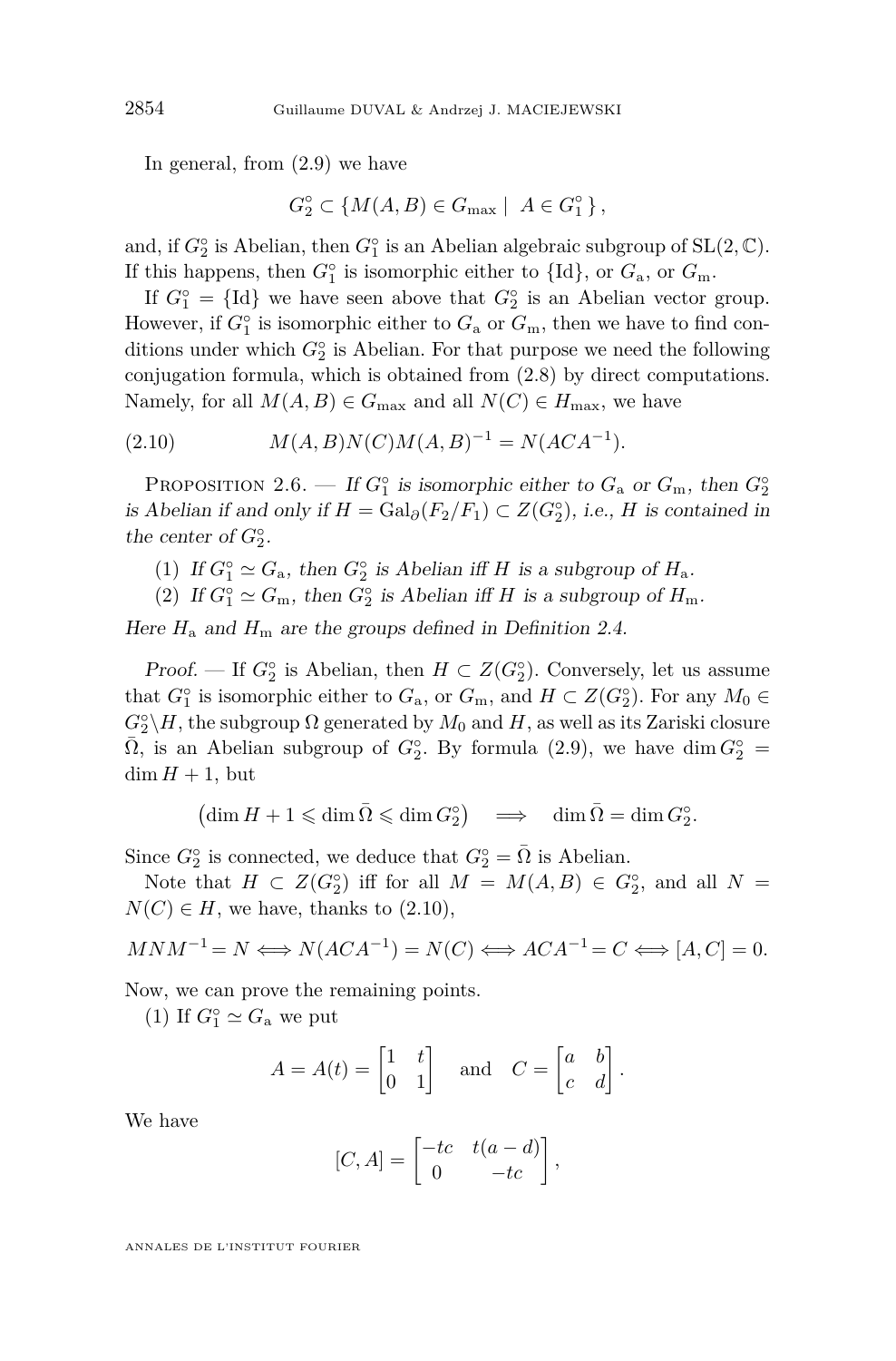In general, from (2.9) we have

$$G_2^\circ \subset \{M(A,B) \in G_{\max} \mid \ A \in G_1^\circ\},$$

and, if $G_2^\circ$ is Abelian, then $G_1^\circ$ is an Abelian algebraic subgroup of $\mathrm{SL}(2,\mathbb{C})$. If this happens, then $G_1^\circ$ is isomorphic either to $\{\mathrm{Id}\}$, or $G_{\mathrm{a}}$, or $G_{\mathrm{m}}$.

If $G_1^\circ = \{\mathrm{Id}\}$ we have seen above that $G_2^\circ$ is an Abelian vector group. However, if $G_1^\circ$ is isomorphic either to $G_{\mathrm{a}}$ or $G_{\mathrm{m}}$, then we have to find conditions under which $G_2^\circ$ is Abelian. For that purpose we need the following conjugation formula, which is obtained from (2.8) by direct computations. Namely, for all $M(A,B) \in G_{\max}$ and all $N(C) \in H_{\max}$, we have

$$M(A,B)N(C)M(A,B)^{-1} = N(ACA^{-1}). \tag{2.10}$$

Proposition 2.6. — *If $G_1^\circ$ is isomorphic either to $G_{\mathrm{a}}$ or $G_{\mathrm{m}}$, then $G_2^\circ$ is Abelian if and only if $H = \mathrm{Gal}_\partial(F_2/F_1) \subset Z(G_2^\circ)$, i.e., $H$ is contained in the center of $G_2^\circ$.*

(1) *If $G_1^\circ \simeq G_{\mathrm{a}}$, then $G_2^\circ$ is Abelian iff $H$ is a subgroup of $H_{\mathrm{a}}$.*

(2) *If $G_1^\circ \simeq G_{\mathrm{m}}$, then $G_2^\circ$ is Abelian iff $H$ is a subgroup of $H_{\mathrm{m}}$.*

*Here $H_{\mathrm{a}}$ and $H_{\mathrm{m}}$ are the groups defined in Definition 2.4.*

*Proof.* — If $G_2^\circ$ is Abelian, then $H \subset Z(G_2^\circ)$. Conversely, let us assume that $G_1^\circ$ is isomorphic either to $G_{\mathrm{a}}$, or $G_{\mathrm{m}}$, and $H \subset Z(G_2^\circ)$. For any $M_0 \in G_2^\circ \backslash H$, the subgroup $\Omega$ generated by $M_0$ and $H$, as well as its Zariski closure $\bar{\Omega}$, is an Abelian subgroup of $G_2^\circ$. By formula (2.9), we have $\dim G_2^\circ = \dim H + 1$, but

$$\left(\dim H + 1 \leqslant \dim \bar{\Omega} \leqslant \dim G_2^\circ\right) \quad \Longrightarrow \quad \dim \bar{\Omega} = \dim G_2^\circ.$$

Since $G_2^\circ$ is connected, we deduce that $G_2^\circ = \bar{\Omega}$ is Abelian.

Note that $H \subset Z(G_2^\circ)$ iff for all $M = M(A,B) \in G_2^\circ$, and all $N = N(C) \in H$, we have, thanks to (2.10),

$$MNM^{-1} = N \Longleftrightarrow N(ACA^{-1}) = N(C) \Longleftrightarrow ACA^{-1} = C \Longleftrightarrow [A,C] = 0.$$

Now, we can prove the remaining points.

(1) If $G_1^\circ \simeq G_{\mathrm{a}}$ we put

$$A = A(t) = \begin{bmatrix} 1 & t \\ 0 & 1 \end{bmatrix} \quad \text{and} \quad C = \begin{bmatrix} a & b \\ c & d \end{bmatrix}.$$

We have

$$[C,A] = \begin{bmatrix} -tc & t(a-d) \\ 0 & -tc \end{bmatrix},$$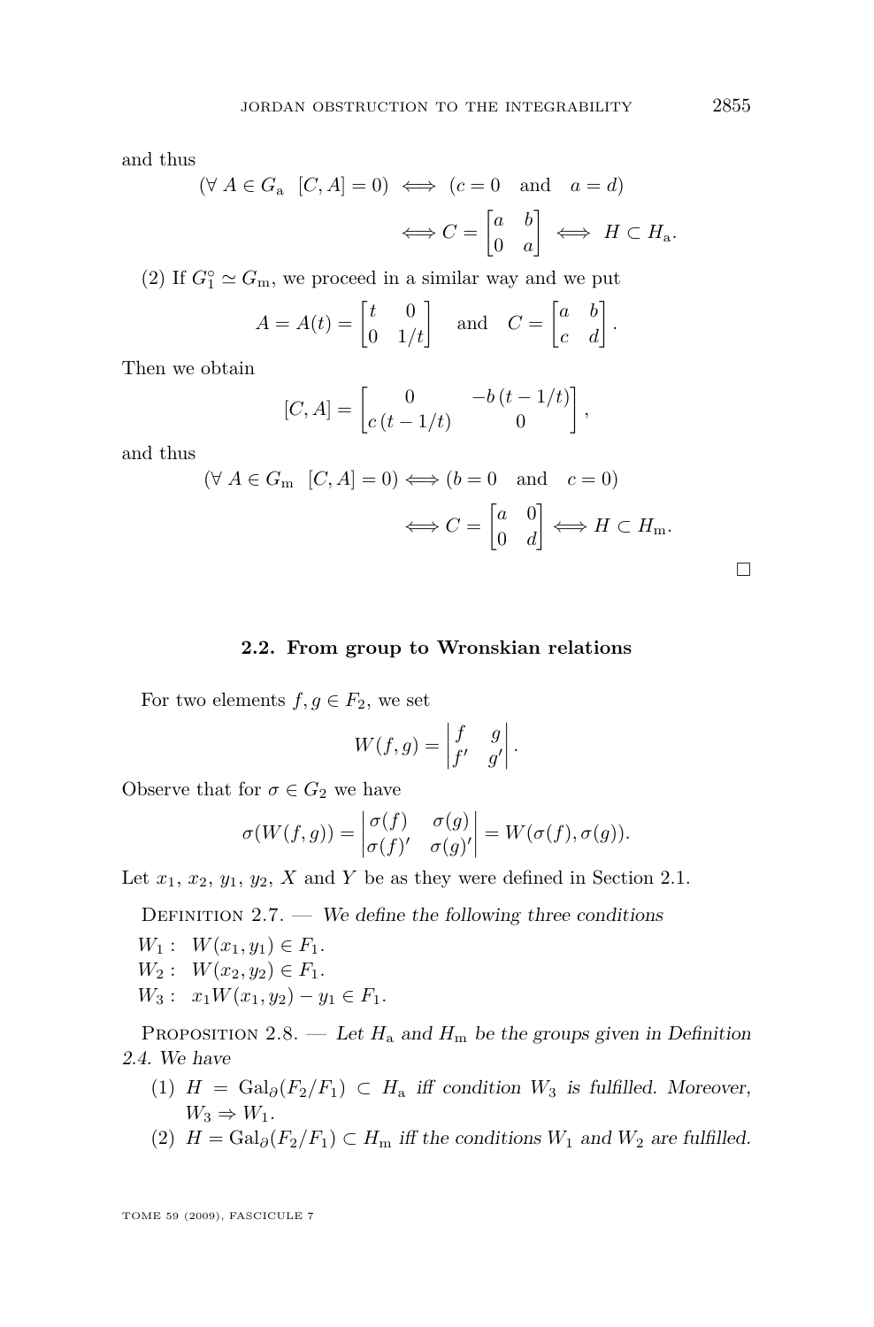and thus

$$(\forall\ A \in G_{\mathrm{a}}\ \ [C,A]=0) \iff (c=0 \quad \text{and} \quad a=d)$$

$$\iff C=\begin{bmatrix} a & b \\ 0 & a \end{bmatrix} \iff H \subset H_{\mathrm{a}}.$$

(2) If $G_1^\circ \simeq G_{\mathrm{m}}$, we proceed in a similar way and we put

$$A=A(t)=\begin{bmatrix} t & 0 \\ 0 & 1/t \end{bmatrix} \quad \text{and} \quad C=\begin{bmatrix} a & b \\ c & d \end{bmatrix}.$$

Then we obtain

$$[C,A]=\begin{bmatrix} 0 & -b\,(t-1/t) \\ c\,(t-1/t) & 0 \end{bmatrix},$$

and thus

$$(\forall\ A \in G_{\mathrm{m}}\ \ [C,A]=0) \iff (b=0 \quad \text{and} \quad c=0)$$

$$\iff C=\begin{bmatrix} a & 0 \\ 0 & d \end{bmatrix} \iff H \subset H_{\mathrm{m}}.$$

□

### 2.2. From group to Wronskian relations

For two elements $f, g \in F_2$, we set

$$W(f,g)=\begin{vmatrix} f & g \\ f' & g' \end{vmatrix}.$$

Observe that for $\sigma \in G_2$ we have

$$\sigma(W(f,g))=\begin{vmatrix} \sigma(f) & \sigma(g) \\ \sigma(f)' & \sigma(g)' \end{vmatrix}=W(\sigma(f),\sigma(g)).$$

Let $x_1$, $x_2$, $y_1$, $y_2$, $X$ and $Y$ be as they were defined in Section 2.1.

Definition 2.7. — *We define the following three conditions*

$W_1$ : $W(x_1, y_1) \in F_1$.
$W_2$ : $W(x_2, y_2) \in F_1$.
$W_3$ : $x_1 W(x_1, y_2) - y_1 \in F_1$.

Proposition 2.8. — *Let $H_{\mathrm{a}}$ and $H_{\mathrm{m}}$ be the groups given in Definition 2.4. We have*

1. *$H = \mathrm{Gal}_\partial(F_2/F_1) \subset H_{\mathrm{a}}$ iff condition $W_3$ is fulfilled. Moreover, $W_3 \Rightarrow W_1$.*
2. *$H = \mathrm{Gal}_\partial(F_2/F_1) \subset H_{\mathrm{m}}$ iff the conditions $W_1$ and $W_2$ are fulfilled.*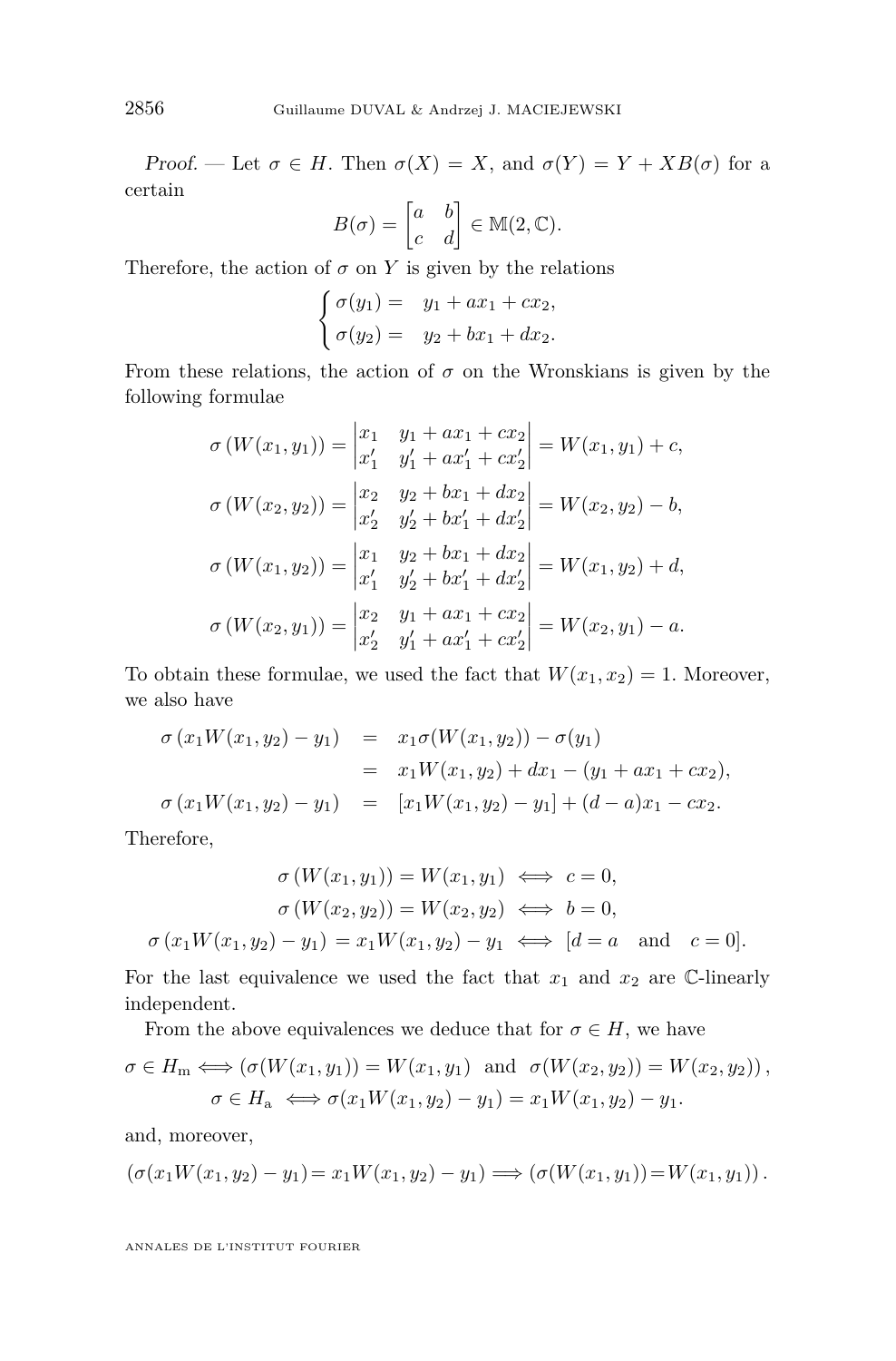*Proof.* — Let $\sigma \in H$. Then $\sigma(X) = X$, and $\sigma(Y) = Y + XB(\sigma)$ for a certain

$$B(\sigma) = \begin{bmatrix} a & b \\ c & d \end{bmatrix} \in \mathbb{M}(2, \mathbb{C}).$$

Therefore, the action of $\sigma$ on $Y$ is given by the relations

$$\begin{cases} \sigma(y_1) = & y_1 + ax_1 + cx_2, \\ \sigma(y_2) = & y_2 + bx_1 + dx_2. \end{cases}$$

From these relations, the action of $\sigma$ on the Wronskians is given by the following formulae

$$\sigma\left(W(x_1, y_1)\right) = \begin{vmatrix} x_1 & y_1 + ax_1 + cx_2 \\ x_1' & y_1' + ax_1' + cx_2' \end{vmatrix} = W(x_1, y_1) + c,$$

$$\sigma\left(W(x_2, y_2)\right) = \begin{vmatrix} x_2 & y_2 + bx_1 + dx_2 \\ x_2' & y_2' + bx_1' + dx_2' \end{vmatrix} = W(x_2, y_2) - b,$$

$$\sigma\left(W(x_1, y_2)\right) = \begin{vmatrix} x_1 & y_2 + bx_1 + dx_2 \\ x_1' & y_2' + bx_1' + dx_2' \end{vmatrix} = W(x_1, y_2) + d,$$

$$\sigma\left(W(x_2, y_1)\right) = \begin{vmatrix} x_2 & y_1 + ax_1 + cx_2 \\ x_2' & y_1' + ax_1' + cx_2' \end{vmatrix} = W(x_2, y_1) - a.$$

To obtain these formulae, we used the fact that $W(x_1, x_2) = 1$. Moreover, we also have

$$\begin{aligned} \sigma\left(x_1 W(x_1, y_2) - y_1\right) &= x_1 \sigma(W(x_1, y_2)) - \sigma(y_1) \\ &= x_1 W(x_1, y_2) + dx_1 - (y_1 + ax_1 + cx_2), \\ \sigma\left(x_1 W(x_1, y_2) - y_1\right) &= [x_1 W(x_1, y_2) - y_1] + (d - a)x_1 - cx_2. \end{aligned}$$

Therefore,

$$\sigma\left(W(x_1, y_1)\right) = W(x_1, y_1) \iff c = 0,$$

$$\sigma\left(W(x_2, y_2)\right) = W(x_2, y_2) \iff b = 0,$$

$$\sigma\left(x_1 W(x_1, y_2) - y_1\right) = x_1 W(x_1, y_2) - y_1 \iff [d = a \quad \text{and} \quad c = 0].$$

For the last equivalence we used the fact that $x_1$ and $x_2$ are $\mathbb{C}$-linearly independent.

From the above equivalences we deduce that for $\sigma \in H$, we have

$$\sigma \in H_{\mathrm{m}} \iff \left(\sigma(W(x_1, y_1)) = W(x_1, y_1) \;\text{ and }\; \sigma(W(x_2, y_2)) = W(x_2, y_2)\right),$$

$$\sigma \in H_{\mathrm{a}} \iff \sigma(x_1 W(x_1, y_2) - y_1) = x_1 W(x_1, y_2) - y_1.$$

and, moreover,

$$\left(\sigma(x_1 W(x_1, y_2) - y_1) = x_1 W(x_1, y_2) - y_1\right) \Longrightarrow \left(\sigma(W(x_1, y_1)) = W(x_1, y_1)\right).$$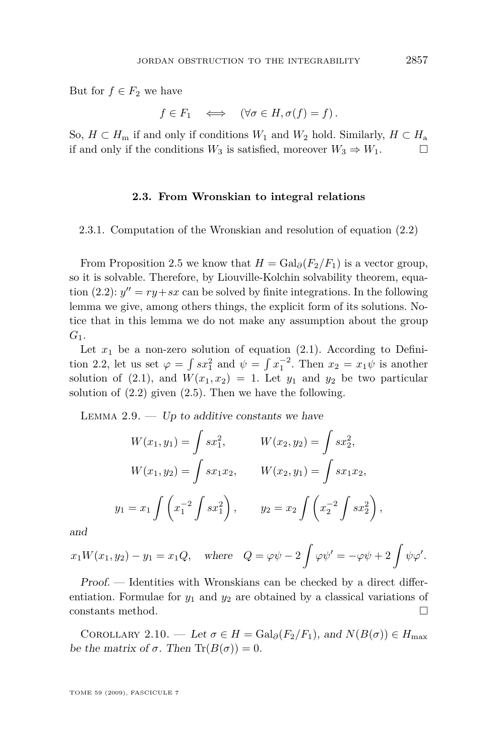But for $f \in F_2$ we have

$$f \in F_1 \quad \Longleftrightarrow \quad (\forall \sigma \in H, \sigma(f) = f).$$

So, $H \subset H_{\mathrm{m}}$ if and only if conditions $W_1$ and $W_2$ hold. Similarly, $H \subset H_{\mathrm{a}}$ if and only if the conditions $W_3$ is satisfied, moreover $W_3 \Rightarrow W_1$. □

### 2.3. From Wronskian to integral relations

#### 2.3.1. Computation of the Wronskian and resolution of equation (2.2)

From Proposition 2.5 we know that $H = \mathrm{Gal}_\partial(F_2/F_1)$ is a vector group, so it is solvable. Therefore, by Liouville-Kolchin solvability theorem, equation (2.2): $y'' = ry + sx$ can be solved by finite integrations. In the following lemma we give, among others things, the explicit form of its solutions. Notice that in this lemma we do not make any assumption about the group $G_1$.

Let $x_1$ be a non-zero solution of equation (2.1). According to Definition 2.2, let us set $\varphi = \int s x_1^2$ and $\psi = \int x_1^{-2}$. Then $x_2 = x_1 \psi$ is another solution of (2.1), and $W(x_1, x_2) = 1$. Let $y_1$ and $y_2$ be two particular solution of (2.2) given (2.5). Then we have the following.

Lemma 2.9. — *Up to additive constants we have*

$$W(x_1, y_1) = \int s x_1^2, \qquad W(x_2, y_2) = \int s x_2^2,$$

$$W(x_1, y_2) = \int s x_1 x_2, \qquad W(x_2, y_1) = \int s x_1 x_2,$$

$$y_1 = x_1 \int \left( x_1^{-2} \int s x_1^2 \right), \qquad y_2 = x_2 \int \left( x_2^{-2} \int s x_2^2 \right),$$

*and*

$$x_1 W(x_1, y_2) - y_1 = x_1 Q, \quad \text{where} \quad Q = \varphi\psi - 2\int \varphi\psi' = -\varphi\psi + 2\int \psi\varphi'.$$

*Proof.* — Identities with Wronskians can be checked by a direct differentiation. Formulae for $y_1$ and $y_2$ are obtained by a classical variations of constants method. □

Corollary 2.10. — *Let $\sigma \in H = \mathrm{Gal}_\partial(F_2/F_1)$, and $N(B(\sigma)) \in H_{\max}$ be the matrix of $\sigma$. Then $\mathrm{Tr}(B(\sigma)) = 0$.*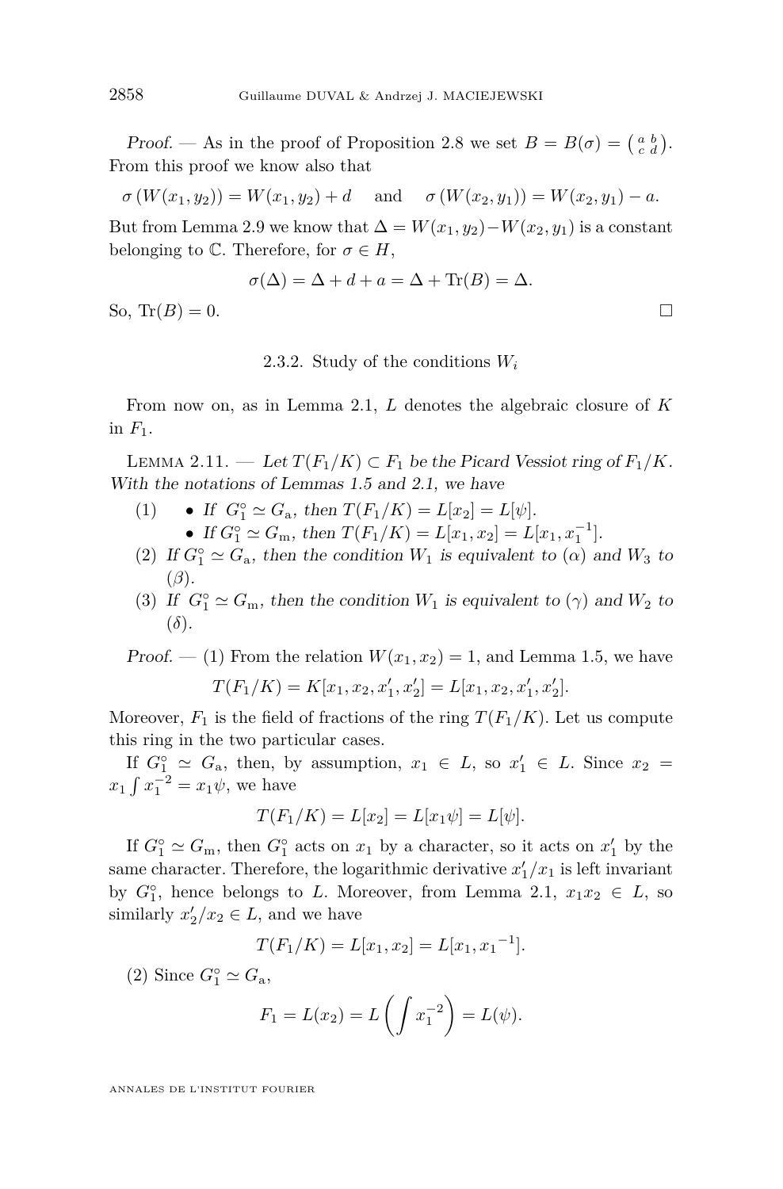*Proof.* — As in the proof of Proposition 2.8 we set $B = B(\sigma) = \left(\begin{smallmatrix} a & b \\ c & d \end{smallmatrix}\right)$. From this proof we know also that

$$\sigma\left(W(x_1, y_2)\right) = W(x_1, y_2) + d \quad \text{and} \quad \sigma\left(W(x_2, y_1)\right) = W(x_2, y_1) - a.$$

But from Lemma 2.9 we know that $\Delta = W(x_1, y_2) - W(x_2, y_1)$ is a constant belonging to $\mathbb{C}$. Therefore, for $\sigma \in H$,

$$\sigma(\Delta) = \Delta + d + a = \Delta + \mathrm{Tr}(B) = \Delta.$$

So, $\mathrm{Tr}(B) = 0$. □

### 2.3.2. Study of the conditions $W_i$

From now on, as in Lemma 2.1, $L$ denotes the algebraic closure of $K$ in $F_1$.

LEMMA 2.11. — *Let $T(F_1/K) \subset F_1$ be the Picard Vessiot ring of $F_1/K$. With the notations of Lemmas 1.5 and 2.1, we have*

(1) 
- *If $G_1^\circ \simeq G_\mathrm{a}$, then $T(F_1/K) = L[x_2] = L[\psi]$.*
- *If $G_1^\circ \simeq G_\mathrm{m}$, then $T(F_1/K) = L[x_1, x_2] = L[x_1, x_1^{-1}]$.*

(2) *If $G_1^\circ \simeq G_\mathrm{a}$, then the condition $W_1$ is equivalent to $(\alpha)$ and $W_3$ to $(\beta)$.*

(3) *If $G_1^\circ \simeq G_\mathrm{m}$, then the condition $W_1$ is equivalent to $(\gamma)$ and $W_2$ to $(\delta)$.*

*Proof.* — (1) From the relation $W(x_1, x_2) = 1$, and Lemma 1.5, we have

$$T(F_1/K) = K[x_1, x_2, x_1', x_2'] = L[x_1, x_2, x_1', x_2'].$$

Moreover, $F_1$ is the field of fractions of the ring $T(F_1/K)$. Let us compute this ring in the two particular cases.

If $G_1^\circ \simeq G_\mathrm{a}$, then, by assumption, $x_1 \in L$, so $x_1' \in L$. Since $x_2 = x_1 \int x_1^{-2} = x_1\psi$, we have

$$T(F_1/K) = L[x_2] = L[x_1\psi] = L[\psi].$$

If $G_1^\circ \simeq G_\mathrm{m}$, then $G_1^\circ$ acts on $x_1$ by a character, so it acts on $x_1'$ by the same character. Therefore, the logarithmic derivative $x_1'/x_1$ is left invariant by $G_1^\circ$, hence belongs to $L$. Moreover, from Lemma 2.1, $x_1 x_2 \in L$, so similarly $x_2'/x_2 \in L$, and we have

$$T(F_1/K) = L[x_1, x_2] = L[x_1, {x_1}^{-1}].$$

(2) Since $G_1^\circ \simeq G_\mathrm{a}$,

$$F_1 = L(x_2) = L\left(\int x_1^{-2}\right) = L(\psi).$$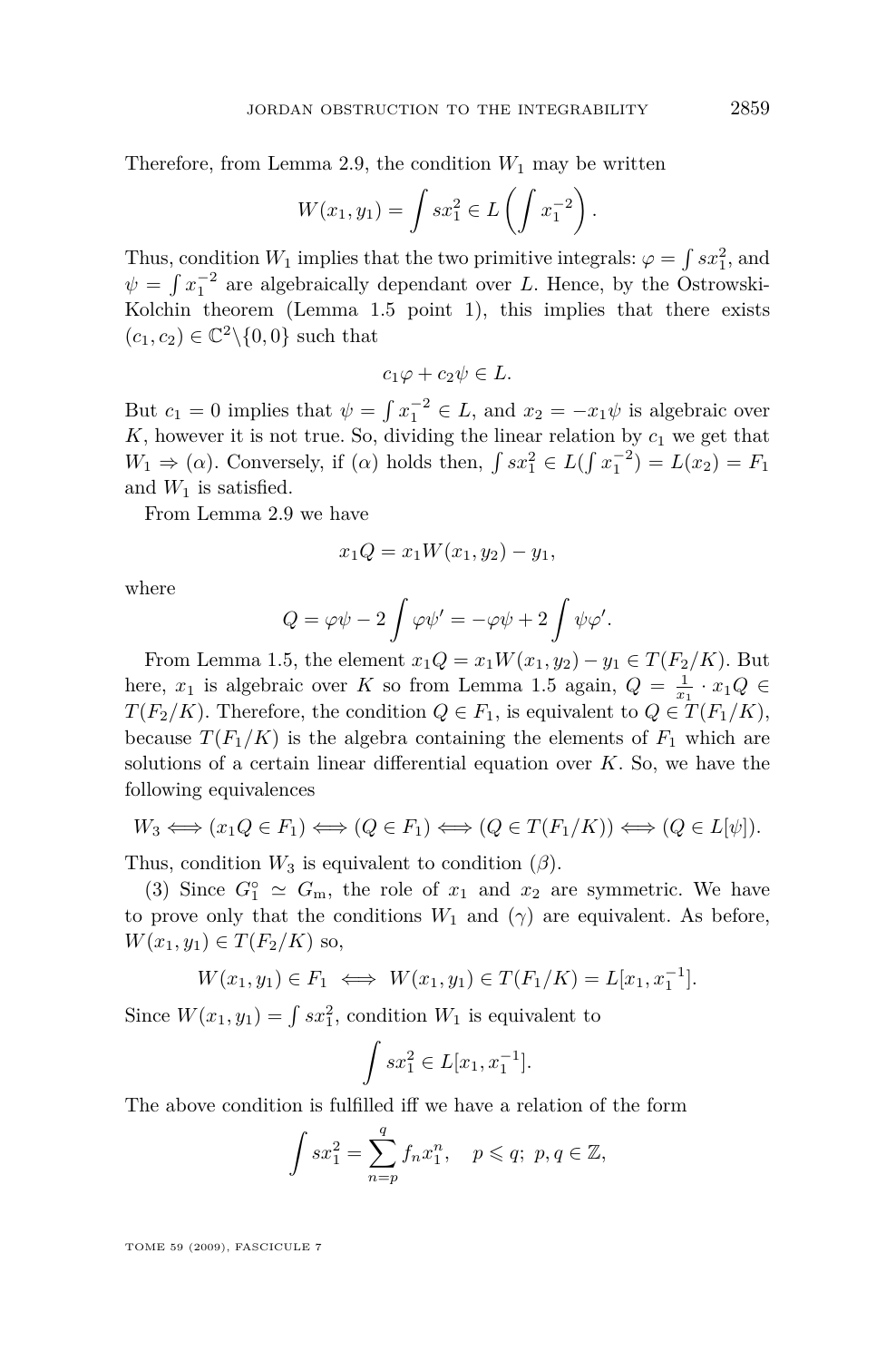Therefore, from Lemma 2.9, the condition $W_1$ may be written

$$W(x_1, y_1) = \int s x_1^2 \in L\left(\int x_1^{-2}\right).$$

Thus, condition $W_1$ implies that the two primitive integrals: $\varphi = \int s x_1^2$, and $\psi = \int x_1^{-2}$ are algebraically dependant over $L$. Hence, by the Ostrowski-Kolchin theorem (Lemma 1.5 point 1), this implies that there exists $(c_1, c_2) \in \mathbb{C}^2 \setminus \{0, 0\}$ such that

$$c_1 \varphi + c_2 \psi \in L.$$

But $c_1 = 0$ implies that $\psi = \int x_1^{-2} \in L$, and $x_2 = -x_1 \psi$ is algebraic over $K$, however it is not true. So, dividing the linear relation by $c_1$ we get that $W_1 \Rightarrow (\alpha)$. Conversely, if $(\alpha)$ holds then, $\int s x_1^2 \in L(\int x_1^{-2}) = L(x_2) = F_1$ and $W_1$ is satisfied.

From Lemma 2.9 we have

$$x_1 Q = x_1 W(x_1, y_2) - y_1,$$

where

$$Q = \varphi \psi - 2 \int \varphi \psi' = -\varphi \psi + 2 \int \psi \varphi'.$$

From Lemma 1.5, the element $x_1 Q = x_1 W(x_1, y_2) - y_1 \in T(F_2/K)$. But here, $x_1$ is algebraic over $K$ so from Lemma 1.5 again, $Q = \frac{1}{x_1} \cdot x_1 Q \in T(F_2/K)$. Therefore, the condition $Q \in F_1$, is equivalent to $Q \in T(F_1/K)$, because $T(F_1/K)$ is the algebra containing the elements of $F_1$ which are solutions of a certain linear differential equation over $K$. So, we have the following equivalences

$$W_3 \Longleftrightarrow (x_1 Q \in F_1) \Longleftrightarrow (Q \in F_1) \Longleftrightarrow (Q \in T(F_1/K)) \Longleftrightarrow (Q \in L[\psi]).$$

Thus, condition $W_3$ is equivalent to condition $(\beta)$.

(3) Since $G_1^\circ \simeq G_\mathrm{m}$, the role of $x_1$ and $x_2$ are symmetric. We have to prove only that the conditions $W_1$ and $(\gamma)$ are equivalent. As before, $W(x_1, y_1) \in T(F_2/K)$ so,

$$W(x_1, y_1) \in F_1 \iff W(x_1, y_1) \in T(F_1/K) = L[x_1, x_1^{-1}].$$

Since $W(x_1, y_1) = \int s x_1^2$, condition $W_1$ is equivalent to

$$\int s x_1^2 \in L[x_1, x_1^{-1}].$$

The above condition is fulfilled iff we have a relation of the form

$$\int s x_1^2 = \sum_{n=p}^{q} f_n x_1^n, \quad p \leqslant q;\ p, q \in \mathbb{Z},$$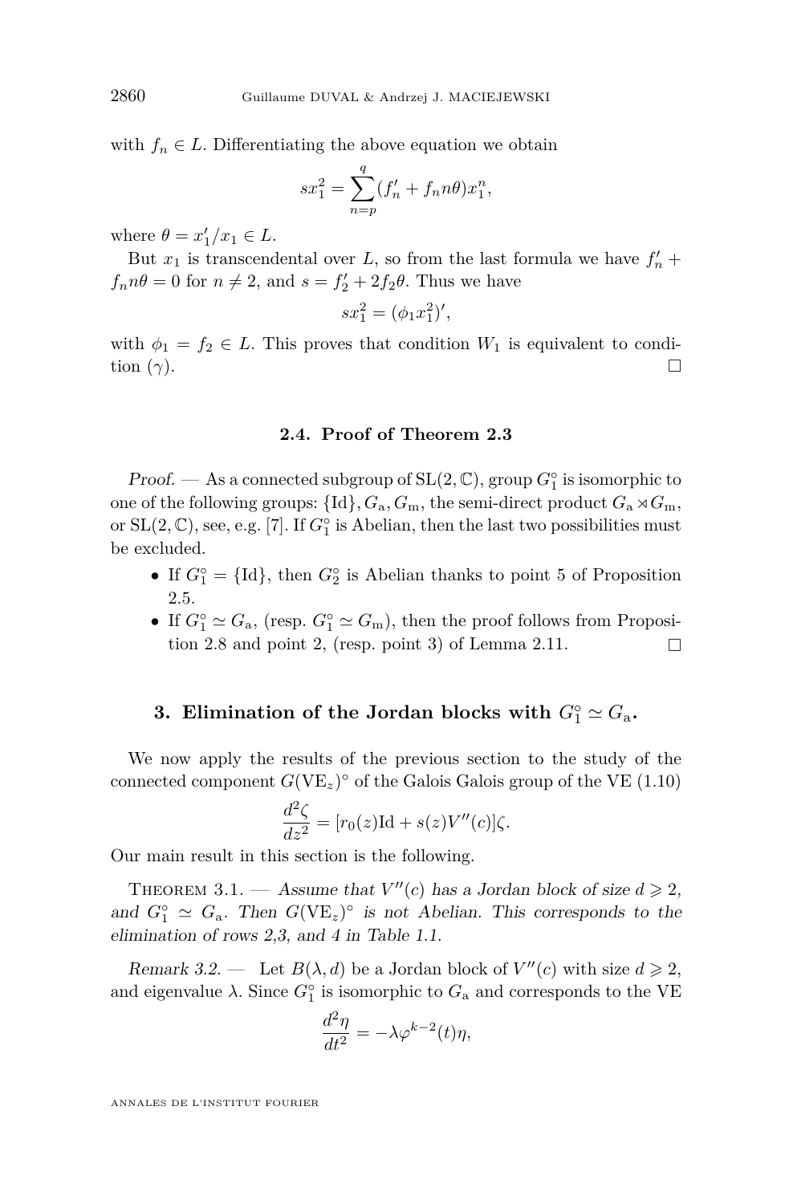with $f_n \in L$. Differentiating the above equation we obtain

$$sx_1^2 = \sum_{n=p}^{q} (f_n' + f_n n\theta) x_1^n,$$

where $\theta = x_1'/x_1 \in L$.

But $x_1$ is transcendental over $L$, so from the last formula we have $f_n' + f_n n\theta = 0$ for $n \neq 2$, and $s = f_2' + 2f_2\theta$. Thus we have

$$sx_1^2 = (\phi_1 x_1^2)',$$

with $\phi_1 = f_2 \in L$. This proves that condition $W_1$ is equivalent to condition $(\gamma)$. □

### 2.4. Proof of Theorem 2.3

*Proof.* — As a connected subgroup of $\mathrm{SL}(2,\mathbb{C})$, group $G_1^\circ$ is isomorphic to one of the following groups: $\{\mathrm{Id}\}, G_\mathrm{a}, G_\mathrm{m}$, the semi-direct product $G_\mathrm{a} \rtimes G_\mathrm{m}$, or $\mathrm{SL}(2,\mathbb{C})$, see, e.g. [7]. If $G_1^\circ$ is Abelian, then the last two possibilities must be excluded.

- If $G_1^\circ = \{\mathrm{Id}\}$, then $G_2^\circ$ is Abelian thanks to point 5 of Proposition 2.5.
- If $G_1^\circ \simeq G_\mathrm{a}$, (resp. $G_1^\circ \simeq G_\mathrm{m}$), then the proof follows from Proposition 2.8 and point 2, (resp. point 3) of Lemma 2.11. □

## 3. Elimination of the Jordan blocks with $G_1^\circ \simeq G_\mathrm{a}$.

We now apply the results of the previous section to the study of the connected component $G(\mathrm{VE}_z)^\circ$ of the Galois Galois group of the VE (1.10)

$$\frac{d^2\zeta}{dz^2} = [r_0(z)\mathrm{Id} + s(z)V''(c)]\zeta.$$

Our main result in this section is the following.

Theorem 3.1. — *Assume that $V''(c)$ has a Jordan block of size $d \geqslant 2$, and $G_1^\circ \simeq G_\mathrm{a}$. Then $G(\mathrm{VE}_z)^\circ$ is not Abelian. This corresponds to the elimination of rows 2,3, and 4 in Table 1.1.*

*Remark 3.2.* — Let $B(\lambda, d)$ be a Jordan block of $V''(c)$ with size $d \geqslant 2$, and eigenvalue $\lambda$. Since $G_1^\circ$ is isomorphic to $G_\mathrm{a}$ and corresponds to the VE

$$\frac{d^2\eta}{dt^2} = -\lambda\varphi^{k-2}(t)\eta,$$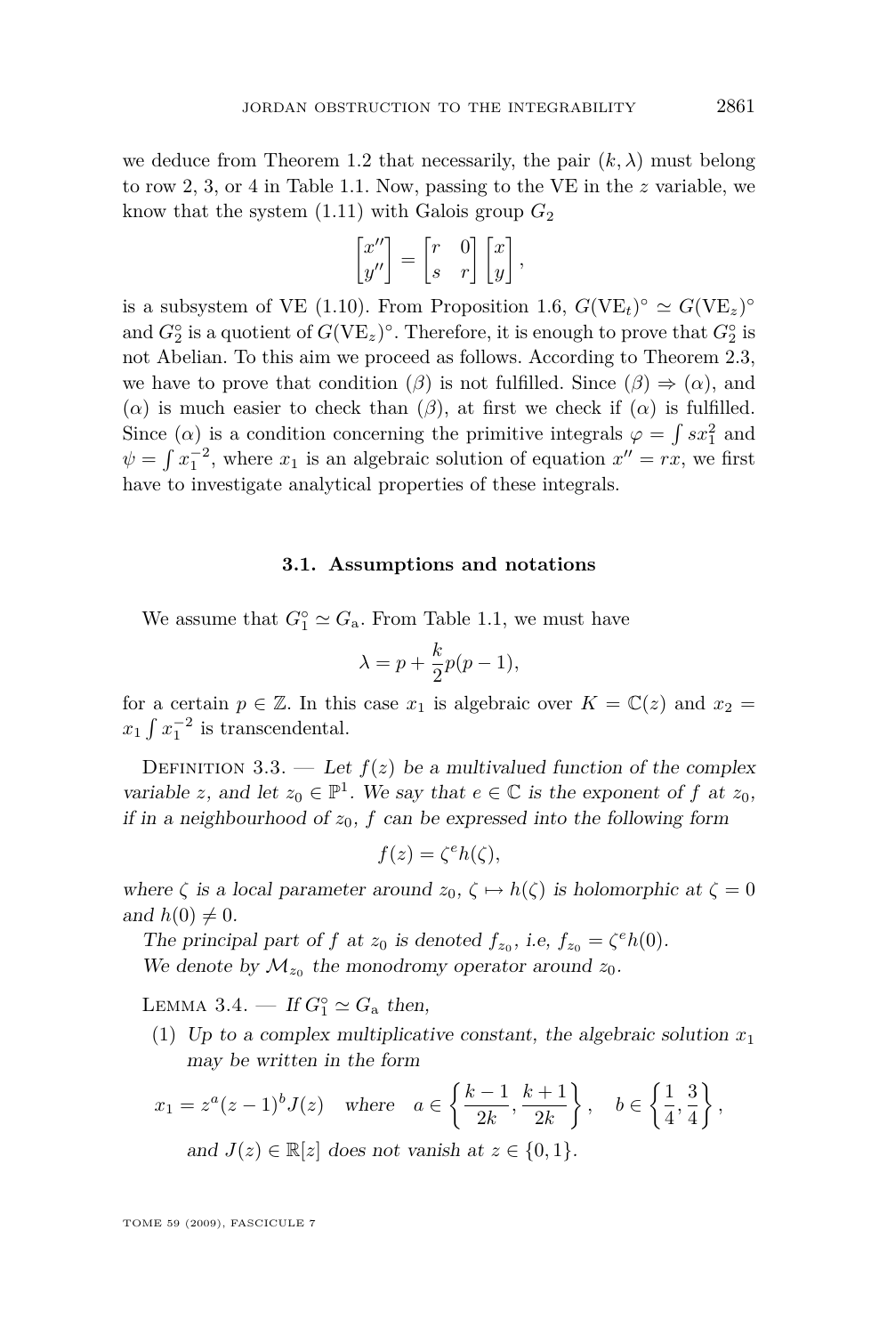we deduce from Theorem 1.2 that necessarily, the pair $(k,\lambda)$ must belong to row 2, 3, or 4 in Table 1.1. Now, passing to the VE in the $z$ variable, we know that the system (1.11) with Galois group $G_2$

$$\begin{bmatrix} x'' \\ y'' \end{bmatrix} = \begin{bmatrix} r & 0 \\ s & r \end{bmatrix} \begin{bmatrix} x \\ y \end{bmatrix},$$

is a subsystem of VE (1.10). From Proposition 1.6, $G(\mathrm{VE}_t)^\circ \simeq G(\mathrm{VE}_z)^\circ$ and $G_2^\circ$ is a quotient of $G(\mathrm{VE}_z)^\circ$. Therefore, it is enough to prove that $G_2^\circ$ is not Abelian. To this aim we proceed as follows. According to Theorem 2.3, we have to prove that condition $(\beta)$ is not fulfilled. Since $(\beta) \Rightarrow (\alpha)$, and $(\alpha)$ is much easier to check than $(\beta)$, at first we check if $(\alpha)$ is fulfilled. Since $(\alpha)$ is a condition concerning the primitive integrals $\varphi = \int s x_1^2$ and $\psi = \int x_1^{-2}$, where $x_1$ is an algebraic solution of equation $x'' = rx$, we first have to investigate analytical properties of these integrals.

### 3.1. Assumptions and notations

We assume that $G_1^\circ \simeq G_{\mathrm{a}}$. From Table 1.1, we must have

$$\lambda = p + \frac{k}{2}p(p-1),$$

for a certain $p \in \mathbb{Z}$. In this case $x_1$ is algebraic over $K = \mathbb{C}(z)$ and $x_2 = x_1 \int x_1^{-2}$ is transcendental.

Definition 3.3. — *Let $f(z)$ be a multivalued function of the complex variable $z$, and let $z_0 \in \mathbb{P}^1$. We say that $e \in \mathbb{C}$ is the exponent of $f$ at $z_0$, if in a neighbourhood of $z_0$, $f$ can be expressed into the following form*

$$f(z) = \zeta^e h(\zeta),$$

*where $\zeta$ is a local parameter around $z_0$, $\zeta \mapsto h(\zeta)$ is holomorphic at $\zeta = 0$ and $h(0) \neq 0$.*

*The principal part of $f$ at $z_0$ is denoted $f_{z_0}$, i.e, $f_{z_0} = \zeta^e h(0)$.*

*We denote by $\mathcal{M}_{z_0}$ the monodromy operator around $z_0$.*

Lemma 3.4. — *If $G_1^\circ \simeq G_{\mathrm{a}}$ then,*

1. *Up to a complex multiplicative constant, the algebraic solution $x_1$ may be written in the form*

$$x_1 = z^a (z-1)^b J(z) \quad \text{where} \quad a \in \left\{ \frac{k-1}{2k}, \frac{k+1}{2k} \right\}, \quad b \in \left\{ \frac{1}{4}, \frac{3}{4} \right\},$$

*and $J(z) \in \mathbb{R}[z]$ does not vanish at $z \in \{0,1\}$.*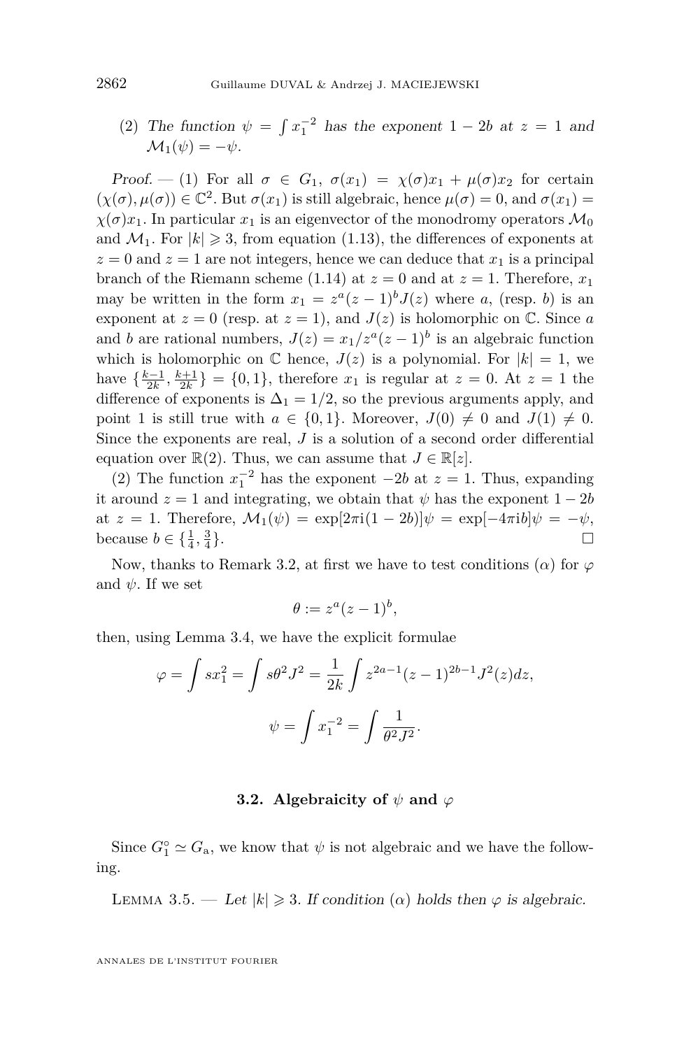(2) *The function* $\psi = \int x_1^{-2}$ *has the exponent* $1-2b$ *at* $z=1$ *and* $\mathcal{M}_1(\psi) = -\psi$.

*Proof.* — (1) For all $\sigma \in G_1$, $\sigma(x_1) = \chi(\sigma)x_1 + \mu(\sigma)x_2$ for certain $(\chi(\sigma), \mu(\sigma)) \in \mathbb{C}^2$. But $\sigma(x_1)$ is still algebraic, hence $\mu(\sigma) = 0$, and $\sigma(x_1) = \chi(\sigma)x_1$. In particular $x_1$ is an eigenvector of the monodromy operators $\mathcal{M}_0$ and $\mathcal{M}_1$. For $|k| \geqslant 3$, from equation (1.13), the differences of exponents at $z=0$ and $z=1$ are not integers, hence we can deduce that $x_1$ is a principal branch of the Riemann scheme (1.14) at $z=0$ and at $z=1$. Therefore, $x_1$ may be written in the form $x_1 = z^a(z-1)^b J(z)$ where $a$, (resp. $b$) is an exponent at $z=0$ (resp. at $z=1$), and $J(z)$ is holomorphic on $\mathbb{C}$. Since $a$ and $b$ are rational numbers, $J(z) = x_1/z^a(z-1)^b$ is an algebraic function which is holomorphic on $\mathbb{C}$ hence, $J(z)$ is a polynomial. For $|k|=1$, we have $\{\frac{k-1}{2k}, \frac{k+1}{2k}\} = \{0, 1\}$, therefore $x_1$ is regular at $z=0$. At $z=1$ the difference of exponents is $\Delta_1 = 1/2$, so the previous arguments apply, and point 1 is still true with $a \in \{0,1\}$. Moreover, $J(0) \neq 0$ and $J(1) \neq 0$. Since the exponents are real, $J$ is a solution of a second order differential equation over $\mathbb{R}(2)$. Thus, we can assume that $J \in \mathbb{R}[z]$.

(2) The function $x_1^{-2}$ has the exponent $-2b$ at $z=1$. Thus, expanding it around $z=1$ and integrating, we obtain that $\psi$ has the exponent $1-2b$ at $z=1$. Therefore, $\mathcal{M}_1(\psi) = \exp[2\pi \mathrm{i}(1-2b)]\psi = \exp[-4\pi \mathrm{i} b]\psi = -\psi$, because $b \in \{\frac{1}{4}, \frac{3}{4}\}$. □

Now, thanks to Remark 3.2, at first we have to test conditions $(\alpha)$ for $\varphi$ and $\psi$. If we set

$$\theta := z^a(z-1)^b,$$

then, using Lemma 3.4, we have the explicit formulae

$$\varphi = \int s x_1^2 = \int s\theta^2 J^2 = \frac{1}{2k}\int z^{2a-1}(z-1)^{2b-1}J^2(z)dz,$$

$$\psi = \int x_1^{-2} = \int \frac{1}{\theta^2 J^2}.$$

### 3.2. Algebraicity of $\psi$ and $\varphi$

Since $G_1^\circ \simeq G_{\mathrm{a}}$, we know that $\psi$ is not algebraic and we have the following.

Lemma 3.5. — *Let* $|k| \geqslant 3$. *If condition* $(\alpha)$ *holds then* $\varphi$ *is algebraic.*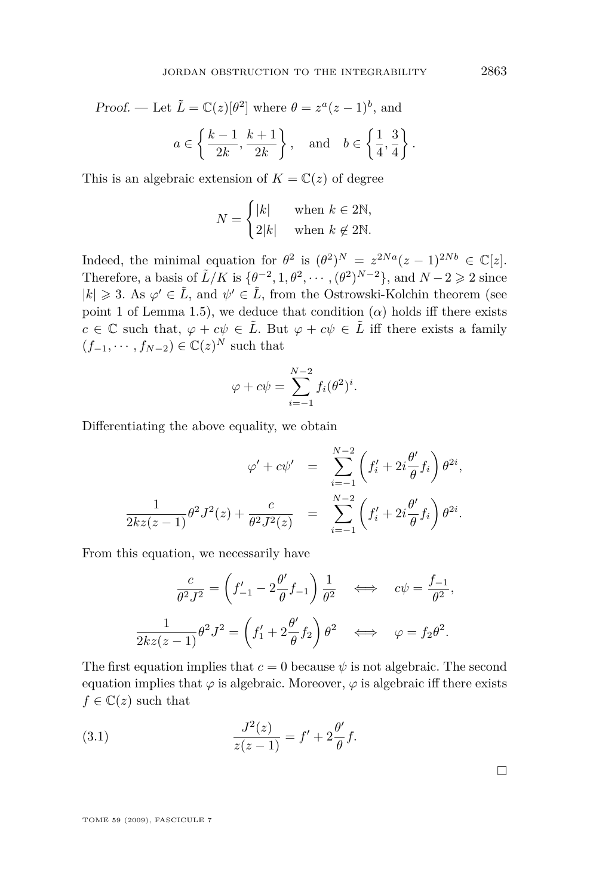*Proof.* — Let $\tilde{L} = \mathbb{C}(z)[\theta^2]$ where $\theta = z^a(z-1)^b$, and

$$a \in \left\{ \frac{k-1}{2k}, \frac{k+1}{2k} \right\}, \quad \text{and} \quad b \in \left\{ \frac{1}{4}, \frac{3}{4} \right\}.$$

This is an algebraic extension of $K = \mathbb{C}(z)$ of degree

$$N = \begin{cases} |k| & \text{when } k \in 2\mathbb{N}, \\ 2|k| & \text{when } k \notin 2\mathbb{N}. \end{cases}$$

Indeed, the minimal equation for $\theta^2$ is $(\theta^2)^N = z^{2Na}(z-1)^{2Nb} \in \mathbb{C}[z]$. Therefore, a basis of $\tilde{L}/K$ is $\{\theta^{-2}, 1, \theta^2, \cdots, (\theta^2)^{N-2}\}$, and $N - 2 \geqslant 2$ since $|k| \geqslant 3$. As $\varphi' \in \tilde{L}$, and $\psi' \in \tilde{L}$, from the Ostrowski-Kolchin theorem (see point 1 of Lemma 1.5), we deduce that condition $(\alpha)$ holds iff there exists $c \in \mathbb{C}$ such that, $\varphi + c\psi \in \tilde{L}$. But $\varphi + c\psi \in \tilde{L}$ iff there exists a family $(f_{-1}, \cdots, f_{N-2}) \in \mathbb{C}(z)^N$ such that

$$\varphi + c\psi = \sum_{i=-1}^{N-2} f_i (\theta^2)^i.$$

Differentiating the above equality, we obtain

$$\begin{aligned} \varphi' + c\psi' &= \sum_{i=-1}^{N-2} \left( f_i' + 2i\frac{\theta'}{\theta} f_i \right) \theta^{2i}, \\ \frac{1}{2kz(z-1)} \theta^2 J^2(z) + \frac{c}{\theta^2 J^2(z)} &= \sum_{i=-1}^{N-2} \left( f_i' + 2i\frac{\theta'}{\theta} f_i \right) \theta^{2i}. \end{aligned}$$

From this equation, we necessarily have

$$\frac{c}{\theta^2 J^2} = \left( f_{-1}' - 2\frac{\theta'}{\theta} f_{-1} \right) \frac{1}{\theta^2} \iff c\psi = \frac{f_{-1}}{\theta^2},$$

$$\frac{1}{2kz(z-1)} \theta^2 J^2 = \left( f_1' + 2\frac{\theta'}{\theta} f_2 \right) \theta^2 \iff \varphi = f_2 \theta^2.$$

The first equation implies that $c = 0$ because $\psi$ is not algebraic. The second equation implies that $\varphi$ is algebraic. Moreover, $\varphi$ is algebraic iff there exists $f \in \mathbb{C}(z)$ such that

$$\frac{J^2(z)}{z(z-1)} = f' + 2\frac{\theta'}{\theta} f. \tag{3.1}$$

□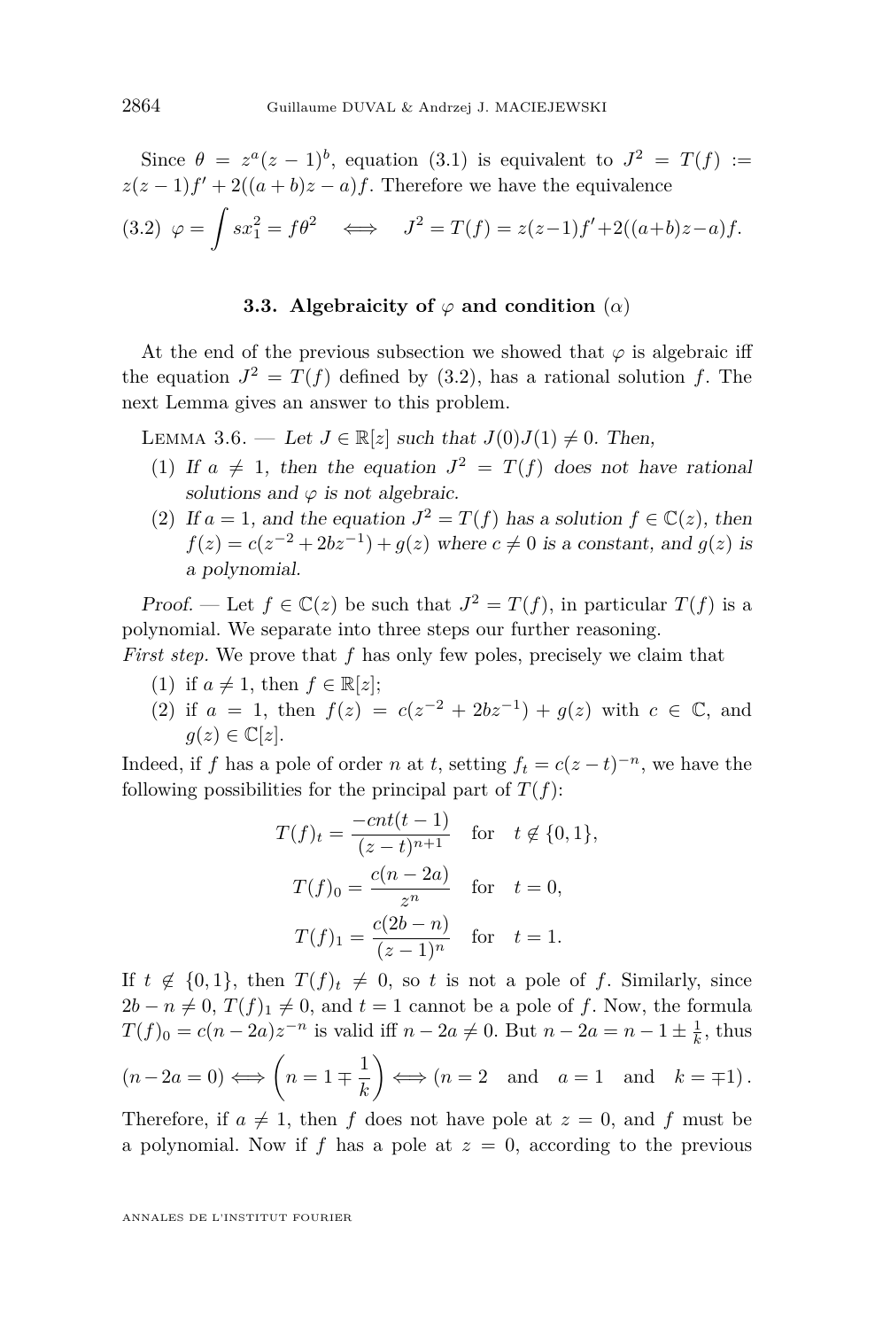Since $\theta = z^a(z-1)^b$, equation (3.1) is equivalent to $J^2 = T(f) := z(z-1)f' + 2((a+b)z - a)f$. Therefore we have the equivalence

$$\text{(3.2)} \quad \varphi = \int s x_1^2 = f\theta^2 \iff J^2 = T(f) = z(z-1)f' + 2((a+b)z-a)f.$$

### 3.3. Algebraicity of $\varphi$ and condition $(\alpha)$

At the end of the previous subsection we showed that $\varphi$ is algebraic iff the equation $J^2 = T(f)$ defined by (3.2), has a rational solution $f$. The next Lemma gives an answer to this problem.

Lemma 3.6. — *Let $J \in \mathbb{R}[z]$ such that $J(0)J(1) \neq 0$. Then,*

1. *If $a \neq 1$, then the equation $J^2 = T(f)$ does not have rational solutions and $\varphi$ is not algebraic.*
2. *If $a = 1$, and the equation $J^2 = T(f)$ has a solution $f \in \mathbb{C}(z)$, then $f(z) = c(z^{-2} + 2bz^{-1}) + g(z)$ where $c \neq 0$ is a constant, and $g(z)$ is a polynomial.*

*Proof.* — Let $f \in \mathbb{C}(z)$ be such that $J^2 = T(f)$, in particular $T(f)$ is a polynomial. We separate into three steps our further reasoning.
*First step.* We prove that $f$ has only few poles, precisely we claim that

1. if $a \neq 1$, then $f \in \mathbb{R}[z]$;
2. if $a = 1$, then $f(z) = c(z^{-2} + 2bz^{-1}) + g(z)$ with $c \in \mathbb{C}$, and $g(z) \in \mathbb{C}[z]$.

Indeed, if $f$ has a pole of order $n$ at $t$, setting $f_t = c(z-t)^{-n}$, we have the following possibilities for the principal part of $T(f)$:

$$T(f)_t = \frac{-cnt(t-1)}{(z-t)^{n+1}} \quad \text{for} \quad t \notin \{0,1\},$$

$$T(f)_0 = \frac{c(n-2a)}{z^n} \quad \text{for} \quad t = 0,$$

$$T(f)_1 = \frac{c(2b-n)}{(z-1)^n} \quad \text{for} \quad t = 1.$$

If $t \notin \{0,1\}$, then $T(f)_t \neq 0$, so $t$ is not a pole of $f$. Similarly, since $2b - n \neq 0$, $T(f)_1 \neq 0$, and $t = 1$ cannot be a pole of $f$. Now, the formula $T(f)_0 = c(n-2a)z^{-n}$ is valid iff $n - 2a \neq 0$. But $n - 2a = n - 1 \pm \frac{1}{k}$, thus

$$(n - 2a = 0) \iff \left(n = 1 \mp \frac{1}{k}\right) \iff (n = 2 \quad \text{and} \quad a = 1 \quad \text{and} \quad k = \mp 1).$$

Therefore, if $a \neq 1$, then $f$ does not have pole at $z = 0$, and $f$ must be a polynomial. Now if $f$ has a pole at $z = 0$, according to the previous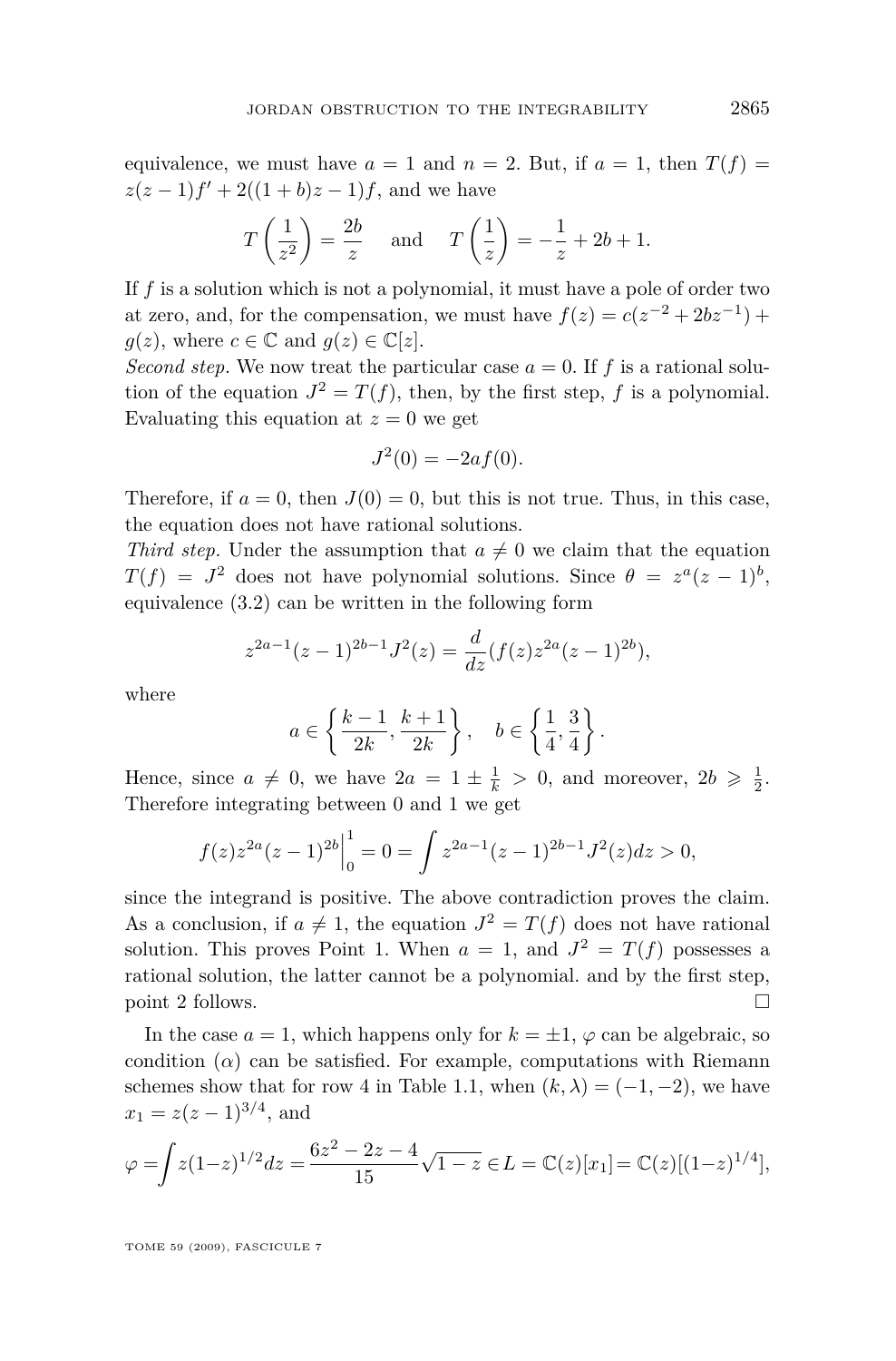equivalence, we must have $a = 1$ and $n = 2$. But, if $a = 1$, then $T(f) = z(z-1)f' + 2((1+b)z - 1)f$, and we have

$$T\left(\frac{1}{z^2}\right) = \frac{2b}{z} \quad \text{and} \quad T\left(\frac{1}{z}\right) = -\frac{1}{z} + 2b + 1.$$

If $f$ is a solution which is not a polynomial, it must have a pole of order two at zero, and, for the compensation, we must have $f(z) = c(z^{-2} + 2bz^{-1}) + g(z)$, where $c \in \mathbb{C}$ and $g(z) \in \mathbb{C}[z]$.

*Second step.* We now treat the particular case $a = 0$. If $f$ is a rational solution of the equation $J^2 = T(f)$, then, by the first step, $f$ is a polynomial. Evaluating this equation at $z = 0$ we get

$$J^2(0) = -2af(0).$$

Therefore, if $a = 0$, then $J(0) = 0$, but this is not true. Thus, in this case, the equation does not have rational solutions.

*Third step.* Under the assumption that $a \neq 0$ we claim that the equation $T(f) = J^2$ does not have polynomial solutions. Since $\theta = z^a(z-1)^b$, equivalence (3.2) can be written in the following form

$$z^{2a-1}(z-1)^{2b-1}J^2(z) = \frac{d}{dz}(f(z)z^{2a}(z-1)^{2b}),$$

where

$$a \in \left\{\frac{k-1}{2k}, \frac{k+1}{2k}\right\}, \quad b \in \left\{\frac{1}{4}, \frac{3}{4}\right\}.$$

Hence, since $a \neq 0$, we have $2a = 1 \pm \frac{1}{k} > 0$, and moreover, $2b \geqslant \frac{1}{2}$. Therefore integrating between 0 and 1 we get

$$f(z)z^{2a}(z-1)^{2b}\Big|_0^1 = 0 = \int z^{2a-1}(z-1)^{2b-1}J^2(z)dz > 0,$$

since the integrand is positive. The above contradiction proves the claim. As a conclusion, if $a \neq 1$, the equation $J^2 = T(f)$ does not have rational solution. This proves Point 1. When $a = 1$, and $J^2 = T(f)$ possesses a rational solution, the latter cannot be a polynomial. and by the first step, point 2 follows. $\square$

In the case $a = 1$, which happens only for $k = \pm 1$, $\varphi$ can be algebraic, so condition $(\alpha)$ can be satisfied. For example, computations with Riemann schemes show that for row 4 in Table 1.1, when $(k, \lambda) = (-1, -2)$, we have $x_1 = z(z-1)^{3/4}$, and

$$\varphi = \int z(1-z)^{1/2}dz = \frac{6z^2 - 2z - 4}{15}\sqrt{1-z} \in L = \mathbb{C}(z)[x_1] = \mathbb{C}(z)[(1-z)^{1/4}],$$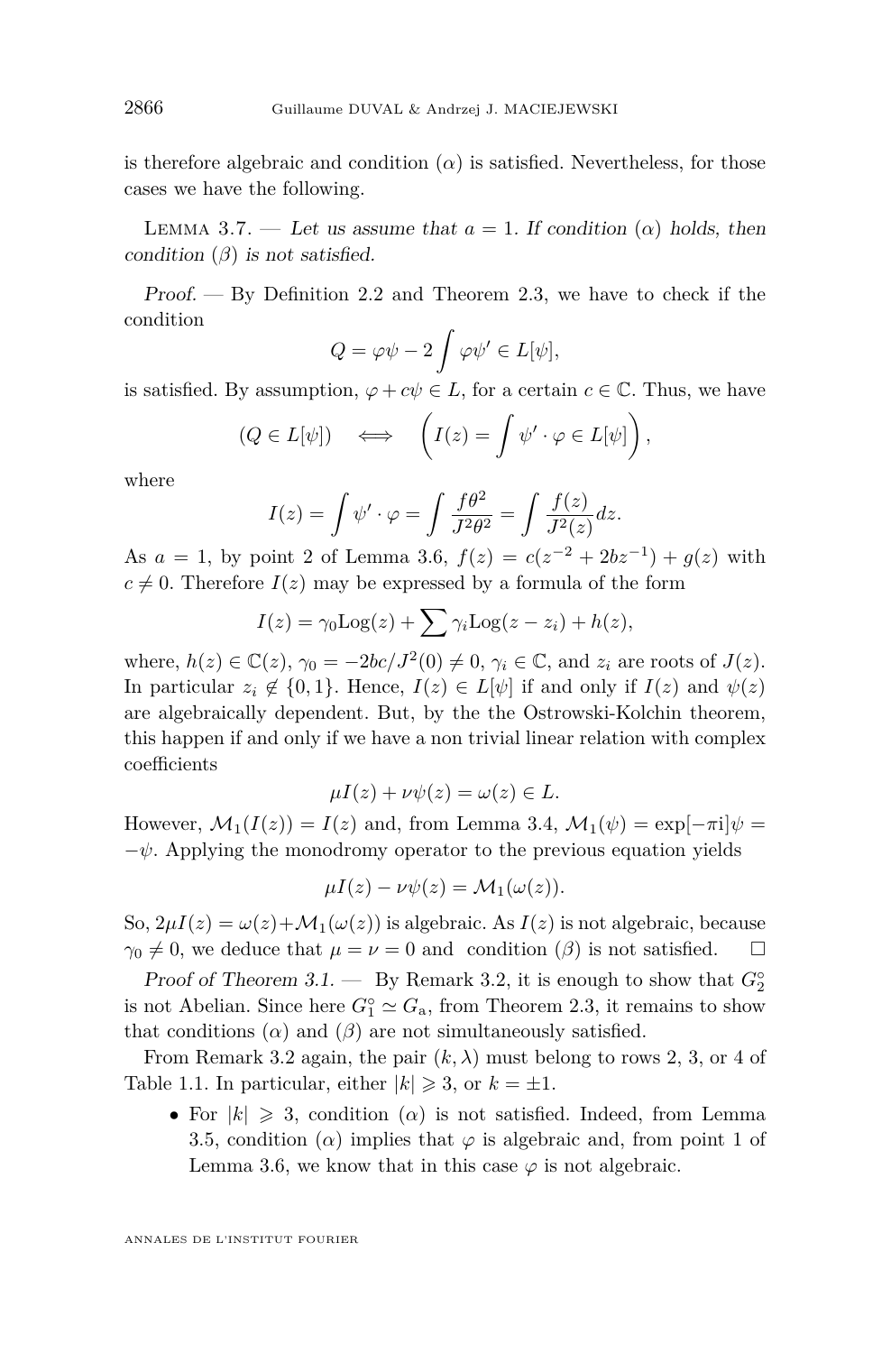is therefore algebraic and condition $(\alpha)$ is satisfied. Nevertheless, for those cases we have the following.

**Lemma 3.7.** — *Let us assume that $a = 1$. If condition $(\alpha)$ holds, then condition $(\beta)$ is not satisfied.*

*Proof.* — By Definition 2.2 and Theorem 2.3, we have to check if the condition

$$Q = \varphi\psi - 2\int \varphi\psi' \in L[\psi],$$

is satisfied. By assumption, $\varphi + c\psi \in L$, for a certain $c \in \mathbb{C}$. Thus, we have

$$(Q \in L[\psi]) \quad \Longleftrightarrow \quad \left( I(z) = \int \psi' \cdot \varphi \in L[\psi] \right),$$

where

$$I(z) = \int \psi' \cdot \varphi = \int \frac{f\theta^2}{J^2\theta^2} = \int \frac{f(z)}{J^2(z)} dz.$$

As $a = 1$, by point 2 of Lemma 3.6, $f(z) = c(z^{-2} + 2bz^{-1}) + g(z)$ with $c \neq 0$. Therefore $I(z)$ may be expressed by a formula of the form

$$I(z) = \gamma_0 \mathrm{Log}(z) + \sum \gamma_i \mathrm{Log}(z - z_i) + h(z),$$

where, $h(z) \in \mathbb{C}(z)$, $\gamma_0 = -2bc/J^2(0) \neq 0$, $\gamma_i \in \mathbb{C}$, and $z_i$ are roots of $J(z)$. In particular $z_i \notin \{0, 1\}$. Hence, $I(z) \in L[\psi]$ if and only if $I(z)$ and $\psi(z)$ are algebraically dependent. But, by the the Ostrowski-Kolchin theorem, this happen if and only if we have a non trivial linear relation with complex coefficients

$$\mu I(z) + \nu\psi(z) = \omega(z) \in L.$$

However, $\mathcal{M}_1(I(z)) = I(z)$ and, from Lemma 3.4, $\mathcal{M}_1(\psi) = \exp[-\pi \mathrm{i}]\psi = -\psi$. Applying the monodromy operator to the previous equation yields

$$\mu I(z) - \nu\psi(z) = \mathcal{M}_1(\omega(z)).$$

So, $2\mu I(z) = \omega(z) + \mathcal{M}_1(\omega(z))$ is algebraic. As $I(z)$ is not algebraic, because $\gamma_0 \neq 0$, we deduce that $\mu = \nu = 0$ and condition $(\beta)$ is not satisfied. $\square$

*Proof of Theorem 3.1.* — By Remark 3.2, it is enough to show that $G_2^\circ$ is not Abelian. Since here $G_1^\circ \simeq G_\mathrm{a}$, from Theorem 2.3, it remains to show that conditions $(\alpha)$ and $(\beta)$ are not simultaneously satisfied.

From Remark 3.2 again, the pair $(k, \lambda)$ must belong to rows 2, 3, or 4 of Table 1.1. In particular, either $|k| \geqslant 3$, or $k = \pm 1$.

- For $|k| \geqslant 3$, condition $(\alpha)$ is not satisfied. Indeed, from Lemma 3.5, condition $(\alpha)$ implies that $\varphi$ is algebraic and, from point 1 of Lemma 3.6, we know that in this case $\varphi$ is not algebraic.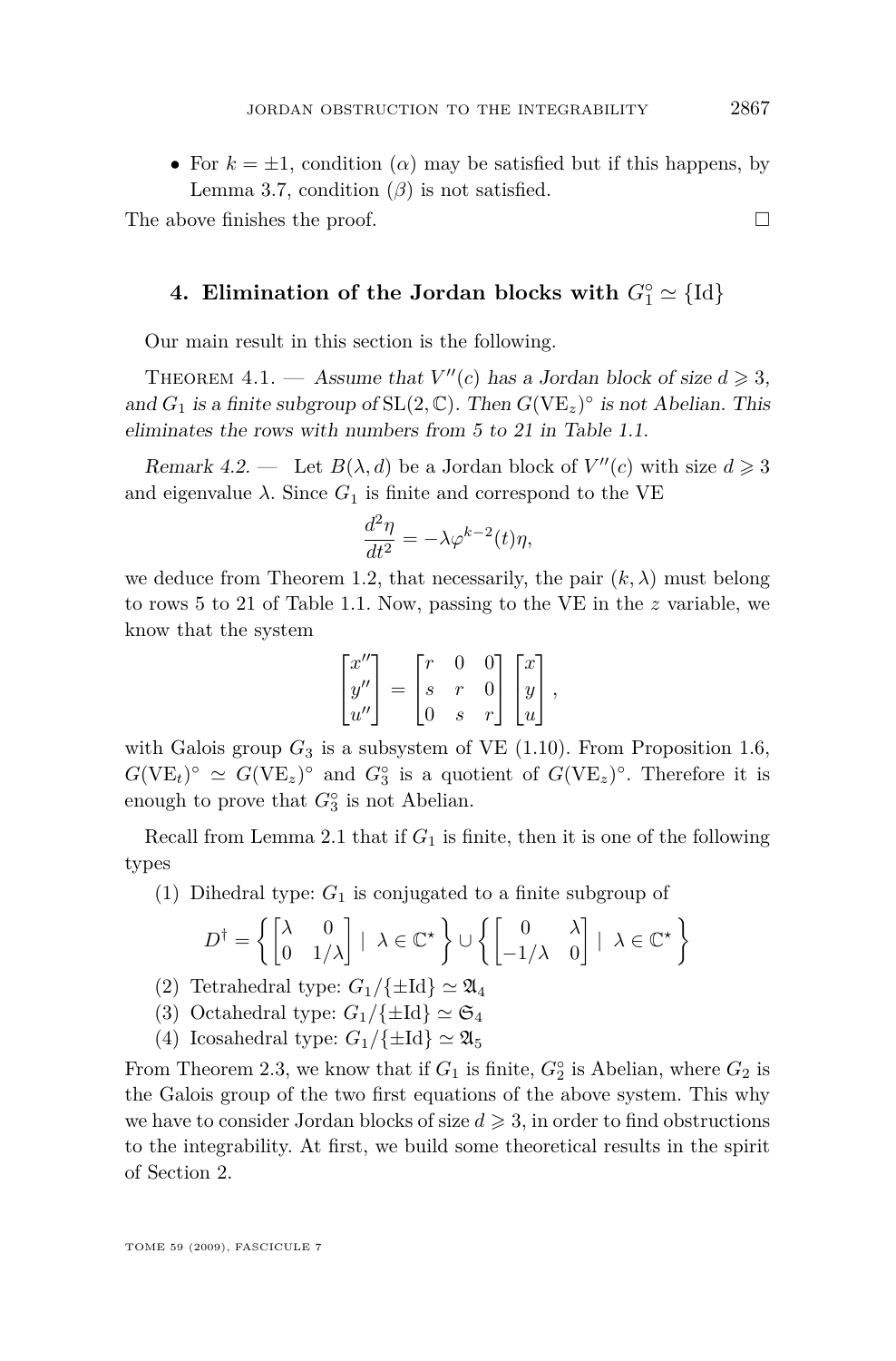- For $k = \pm 1$, condition $(\alpha)$ may be satisfied but if this happens, by Lemma 3.7, condition $(\beta)$ is not satisfied.

The above finishes the proof. $\square$

## 4. Elimination of the Jordan blocks with $G_1^\circ \simeq \{\mathrm{Id}\}$

Our main result in this section is the following.

Theorem 4.1. — *Assume that $V''(c)$ has a Jordan block of size $d \geqslant 3$, and $G_1$ is a finite subgroup of $\mathrm{SL}(2, \mathbb{C})$. Then $G(\mathrm{VE}_z)^\circ$ is not Abelian. This eliminates the rows with numbers from 5 to 21 in Table 1.1.*

*Remark 4.2.* — Let $B(\lambda, d)$ be a Jordan block of $V''(c)$ with size $d \geqslant 3$ and eigenvalue $\lambda$. Since $G_1$ is finite and correspond to the VE

$$\frac{d^2\eta}{dt^2} = -\lambda \varphi^{k-2}(t)\eta,$$

we deduce from Theorem 1.2, that necessarily, the pair $(k, \lambda)$ must belong to rows 5 to 21 of Table 1.1. Now, passing to the VE in the $z$ variable, we know that the system

$$\begin{bmatrix} x'' \\ y'' \\ u'' \end{bmatrix} = \begin{bmatrix} r & 0 & 0 \\ s & r & 0 \\ 0 & s & r \end{bmatrix} \begin{bmatrix} x \\ y \\ u \end{bmatrix},$$

with Galois group $G_3$ is a subsystem of VE (1.10). From Proposition 1.6, $G(\mathrm{VE}_t)^\circ \simeq G(\mathrm{VE}_z)^\circ$ and $G_3^\circ$ is a quotient of $G(\mathrm{VE}_z)^\circ$. Therefore it is enough to prove that $G_3^\circ$ is not Abelian.

Recall from Lemma 2.1 that if $G_1$ is finite, then it is one of the following types

1. Dihedral type: $G_1$ is conjugated to a finite subgroup of
$$D^\dagger = \left\{ \begin{bmatrix} \lambda & 0 \\ 0 & 1/\lambda \end{bmatrix} \mid \lambda \in \mathbb{C}^\star \right\} \cup \left\{ \begin{bmatrix} 0 & \lambda \\ -1/\lambda & 0 \end{bmatrix} \mid \lambda \in \mathbb{C}^\star \right\}$$
2. Tetrahedral type: $G_1/\{\pm \mathrm{Id}\} \simeq \mathfrak{A}_4$
3. Octahedral type: $G_1/\{\pm \mathrm{Id}\} \simeq \mathfrak{S}_4$
4. Icosahedral type: $G_1/\{\pm \mathrm{Id}\} \simeq \mathfrak{A}_5$

From Theorem 2.3, we know that if $G_1$ is finite, $G_2^\circ$ is Abelian, where $G_2$ is the Galois group of the two first equations of the above system. This why we have to consider Jordan blocks of size $d \geqslant 3$, in order to find obstructions to the integrability. At first, we build some theoretical results in the spirit of Section 2.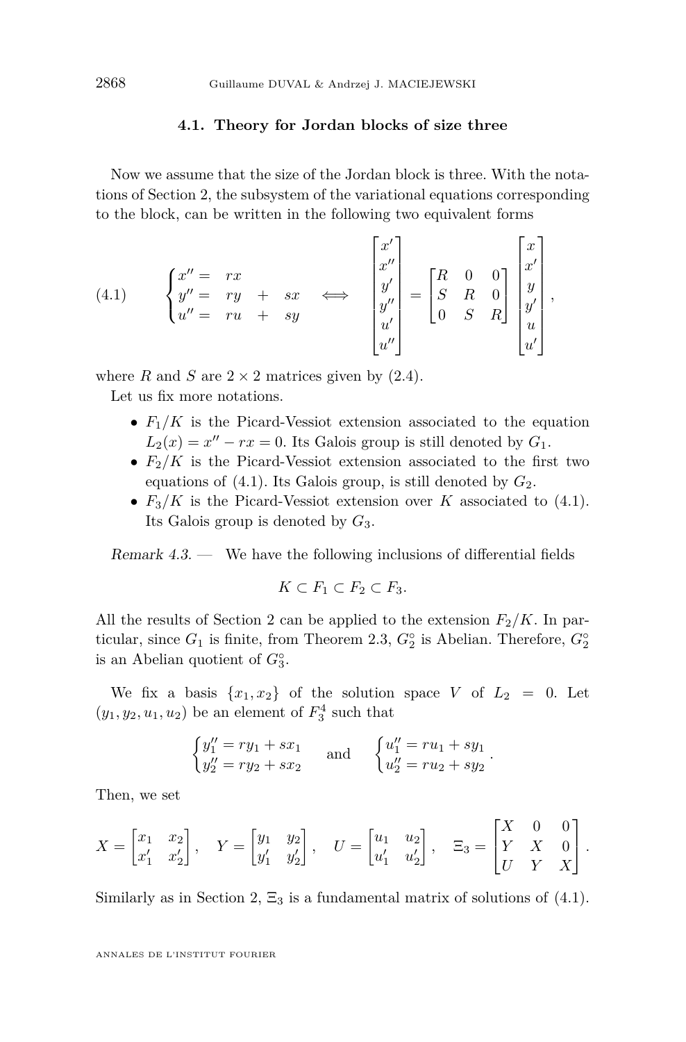### 4.1. Theory for Jordan blocks of size three

Now we assume that the size of the Jordan block is three. With the notations of Section 2, the subsystem of the variational equations corresponding to the block, can be written in the following two equivalent forms

$$
\begin{cases} x'' = rx \\ y'' = ry + sx \\ u'' = ru + sy \end{cases} \iff \begin{bmatrix} x' \\ x'' \\ y' \\ y'' \\ u' \\ u'' \end{bmatrix} = \begin{bmatrix} R & 0 & 0 \\ S & R & 0 \\ 0 & S & R \end{bmatrix} \begin{bmatrix} x \\ x' \\ y \\ y' \\ u \\ u' \end{bmatrix}, \tag{4.1}
$$

where $R$ and $S$ are $2 \times 2$ matrices given by (2.4).

Let us fix more notations.

- $F_1/K$ is the Picard-Vessiot extension associated to the equation $L_2(x) = x'' - rx = 0$. Its Galois group is still denoted by $G_1$.
- $F_2/K$ is the Picard-Vessiot extension associated to the first two equations of (4.1). Its Galois group, is still denoted by $G_2$.
- $F_3/K$ is the Picard-Vessiot extension over $K$ associated to (4.1). Its Galois group is denoted by $G_3$.

*Remark 4.3.* — We have the following inclusions of differential fields

$$K \subset F_1 \subset F_2 \subset F_3.$$

All the results of Section 2 can be applied to the extension $F_2/K$. In particular, since $G_1$ is finite, from Theorem 2.3, $G_2^\circ$ is Abelian. Therefore, $G_2^\circ$ is an Abelian quotient of $G_3^\circ$.

We fix a basis $\{x_1, x_2\}$ of the solution space $V$ of $L_2 = 0$. Let $(y_1, y_2, u_1, u_2)$ be an element of $F_3^4$ such that

$$
\begin{cases} y_1'' = ry_1 + sx_1 \\ y_2'' = ry_2 + sx_2 \end{cases} \quad \text{and} \quad \begin{cases} u_1'' = ru_1 + sy_1 \\ u_2'' = ru_2 + sy_2 \end{cases}.
$$

Then, we set

$$
X = \begin{bmatrix} x_1 & x_2 \\ x_1' & x_2' \end{bmatrix}, \quad Y = \begin{bmatrix} y_1 & y_2 \\ y_1' & y_2' \end{bmatrix}, \quad U = \begin{bmatrix} u_1 & u_2 \\ u_1' & u_2' \end{bmatrix}, \quad \Xi_3 = \begin{bmatrix} X & 0 & 0 \\ Y & X & 0 \\ U & Y & X \end{bmatrix}.
$$

Similarly as in Section 2, $\Xi_3$ is a fundamental matrix of solutions of (4.1).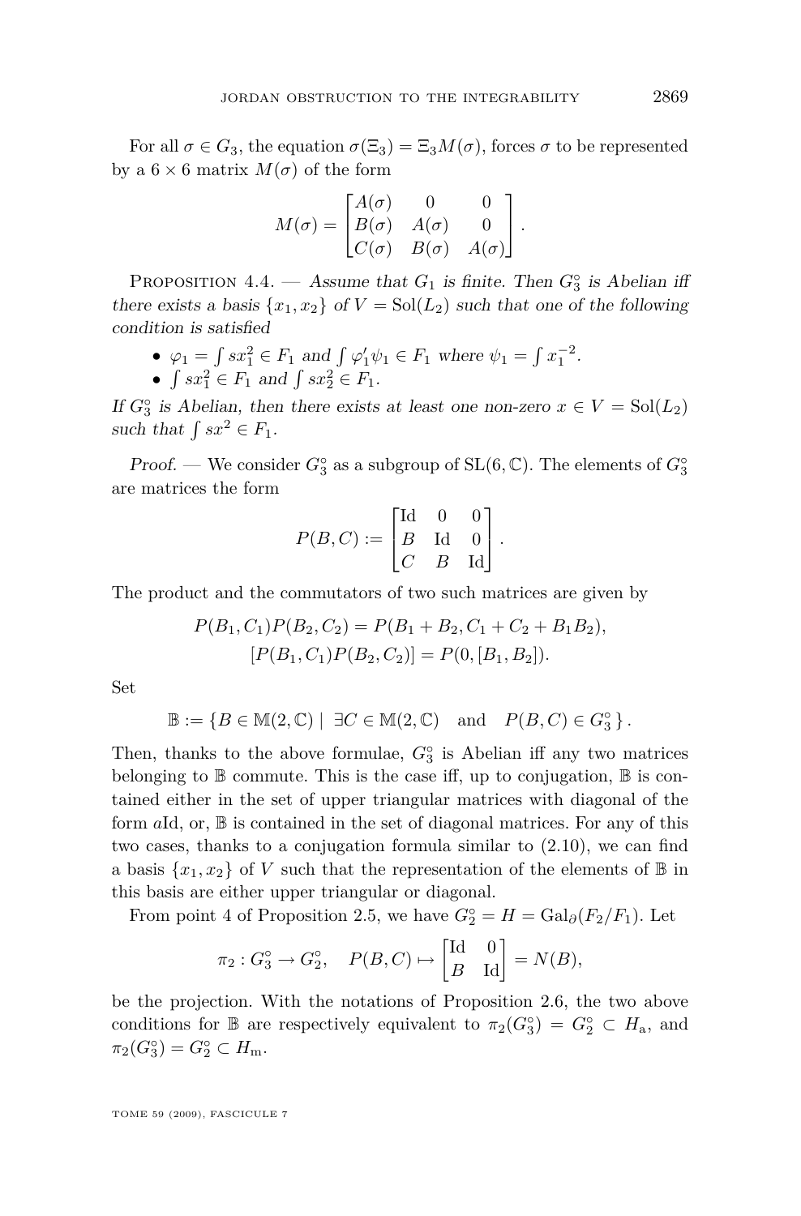For all $\sigma \in G_3$, the equation $\sigma(\Xi_3) = \Xi_3 M(\sigma)$, forces $\sigma$ to be represented by a $6 \times 6$ matrix $M(\sigma)$ of the form

$$M(\sigma) = \begin{bmatrix} A(\sigma) & 0 & 0 \\ B(\sigma) & A(\sigma) & 0 \\ C(\sigma) & B(\sigma) & A(\sigma) \end{bmatrix}.$$

Proposition 4.4. — *Assume that $G_1$ is finite. Then $G_3^\circ$ is Abelian iff there exists a basis $\{x_1, x_2\}$ of $V = \mathrm{Sol}(L_2)$ such that one of the following condition is satisfied*

- $\varphi_1 = \int s x_1^2 \in F_1$ *and* $\int \varphi_1' \psi_1 \in F_1$ *where* $\psi_1 = \int x_1^{-2}$.
- $\int s x_1^2 \in F_1$ *and* $\int s x_2^2 \in F_1$.

*If $G_3^\circ$ is Abelian, then there exists at least one non-zero $x \in V = \mathrm{Sol}(L_2)$ such that $\int s x^2 \in F_1$.*

*Proof.* — We consider $G_3^\circ$ as a subgroup of $\mathrm{SL}(6, \mathbb{C})$. The elements of $G_3^\circ$ are matrices the form

$$P(B, C) := \begin{bmatrix} \mathrm{Id} & 0 & 0 \\ B & \mathrm{Id} & 0 \\ C & B & \mathrm{Id} \end{bmatrix}.$$

The product and the commutators of two such matrices are given by

$$P(B_1, C_1)P(B_2, C_2) = P(B_1 + B_2, C_1 + C_2 + B_1 B_2),$$
$$[P(B_1, C_1)P(B_2, C_2)] = P(0, [B_1, B_2]).$$

Set

$$\mathbb{B} := \{B \in \mathbb{M}(2, \mathbb{C}) \mid \exists C \in \mathbb{M}(2, \mathbb{C}) \quad \text{and} \quad P(B, C) \in G_3^\circ\}.$$

Then, thanks to the above formulae, $G_3^\circ$ is Abelian iff any two matrices belonging to $\mathbb{B}$ commute. This is the case iff, up to conjugation, $\mathbb{B}$ is contained either in the set of upper triangular matrices with diagonal of the form $a\mathrm{Id}$, or, $\mathbb{B}$ is contained in the set of diagonal matrices. For any of this two cases, thanks to a conjugation formula similar to (2.10), we can find a basis $\{x_1, x_2\}$ of $V$ such that the representation of the elements of $\mathbb{B}$ in this basis are either upper triangular or diagonal.

From point 4 of Proposition 2.5, we have $G_2^\circ = H = \mathrm{Gal}_\partial(F_2/F_1)$. Let

$$\pi_2 : G_3^\circ \to G_2^\circ, \quad P(B, C) \mapsto \begin{bmatrix} \mathrm{Id} & 0 \\ B & \mathrm{Id} \end{bmatrix} = N(B),$$

be the projection. With the notations of Proposition 2.6, the two above conditions for $\mathbb{B}$ are respectively equivalent to $\pi_2(G_3^\circ) = G_2^\circ \subset H_{\mathrm{a}}$, and $\pi_2(G_3^\circ) = G_2^\circ \subset H_{\mathrm{m}}$.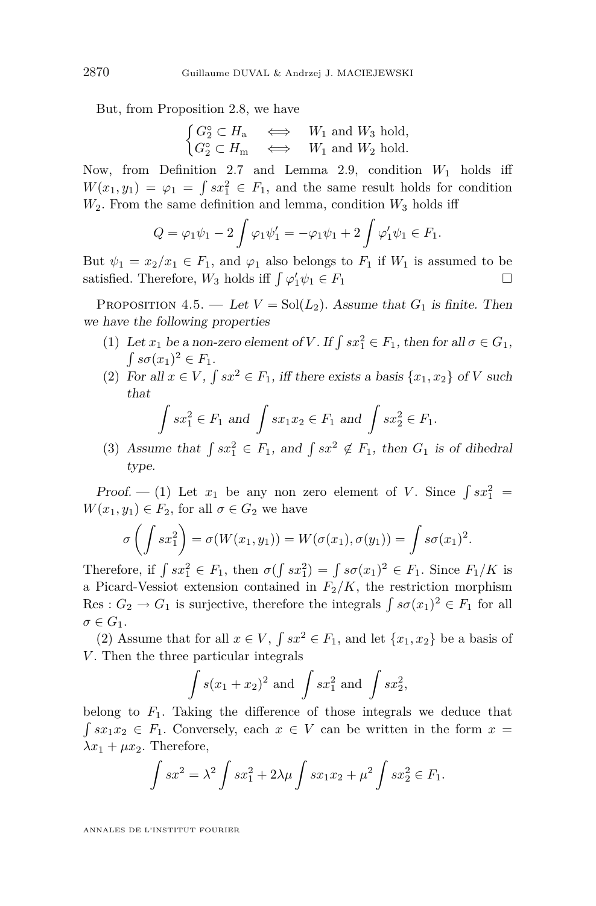But, from Proposition 2.8, we have

$$\begin{cases} G_2^\circ \subset H_{\mathrm{a}} & \iff \quad W_1 \text{ and } W_3 \text{ hold,} \\ G_2^\circ \subset H_{\mathrm{m}} & \iff \quad W_1 \text{ and } W_2 \text{ hold.} \end{cases}$$

Now, from Definition 2.7 and Lemma 2.9, condition $W_1$ holds iff $W(x_1, y_1) = \varphi_1 = \int sx_1^2 \in F_1$, and the same result holds for condition $W_2$. From the same definition and lemma, condition $W_3$ holds iff

$$Q = \varphi_1\psi_1 - 2\int \varphi_1\psi_1' = -\varphi_1\psi_1 + 2\int \varphi_1'\psi_1 \in F_1.$$

But $\psi_1 = x_2/x_1 \in F_1$, and $\varphi_1$ also belongs to $F_1$ if $W_1$ is assumed to be satisfied. Therefore, $W_3$ holds iff $\int \varphi_1'\psi_1 \in F_1$ □

Proposition 4.5. — *Let $V = \mathrm{Sol}(L_2)$. Assume that $G_1$ is finite. Then we have the following properties*

1. *Let $x_1$ be a non-zero element of $V$. If $\int sx_1^2 \in F_1$, then for all $\sigma \in G_1$, $\int s\sigma(x_1)^2 \in F_1$.*
2. *For all $x \in V$, $\int sx^2 \in F_1$, iff there exists a basis $\{x_1, x_2\}$ of $V$ such that*
$$\int sx_1^2 \in F_1 \text{ and } \int sx_1x_2 \in F_1 \text{ and } \int sx_2^2 \in F_1.$$
3. *Assume that $\int sx_1^2 \in F_1$, and $\int sx^2 \notin F_1$, then $G_1$ is of dihedral type.*

*Proof.* — (1) Let $x_1$ be any non zero element of $V$. Since $\int sx_1^2 = W(x_1, y_1) \in F_2$, for all $\sigma \in G_2$ we have

$$\sigma\left(\int sx_1^2\right) = \sigma(W(x_1, y_1)) = W(\sigma(x_1), \sigma(y_1)) = \int s\sigma(x_1)^2.$$

Therefore, if $\int sx_1^2 \in F_1$, then $\sigma(\int sx_1^2) = \int s\sigma(x_1)^2 \in F_1$. Since $F_1/K$ is a Picard-Vessiot extension contained in $F_2/K$, the restriction morphism $\mathrm{Res} : G_2 \to G_1$ is surjective, therefore the integrals $\int s\sigma(x_1)^2 \in F_1$ for all $\sigma \in G_1$.

(2) Assume that for all $x \in V$, $\int sx^2 \in F_1$, and let $\{x_1, x_2\}$ be a basis of $V$. Then the three particular integrals

$$\int s(x_1 + x_2)^2 \text{ and } \int sx_1^2 \text{ and } \int sx_2^2,$$

belong to $F_1$. Taking the difference of those integrals we deduce that $\int sx_1x_2 \in F_1$. Conversely, each $x \in V$ can be written in the form $x = \lambda x_1 + \mu x_2$. Therefore,

$$\int sx^2 = \lambda^2 \int sx_1^2 + 2\lambda\mu \int sx_1x_2 + \mu^2 \int sx_2^2 \in F_1.$$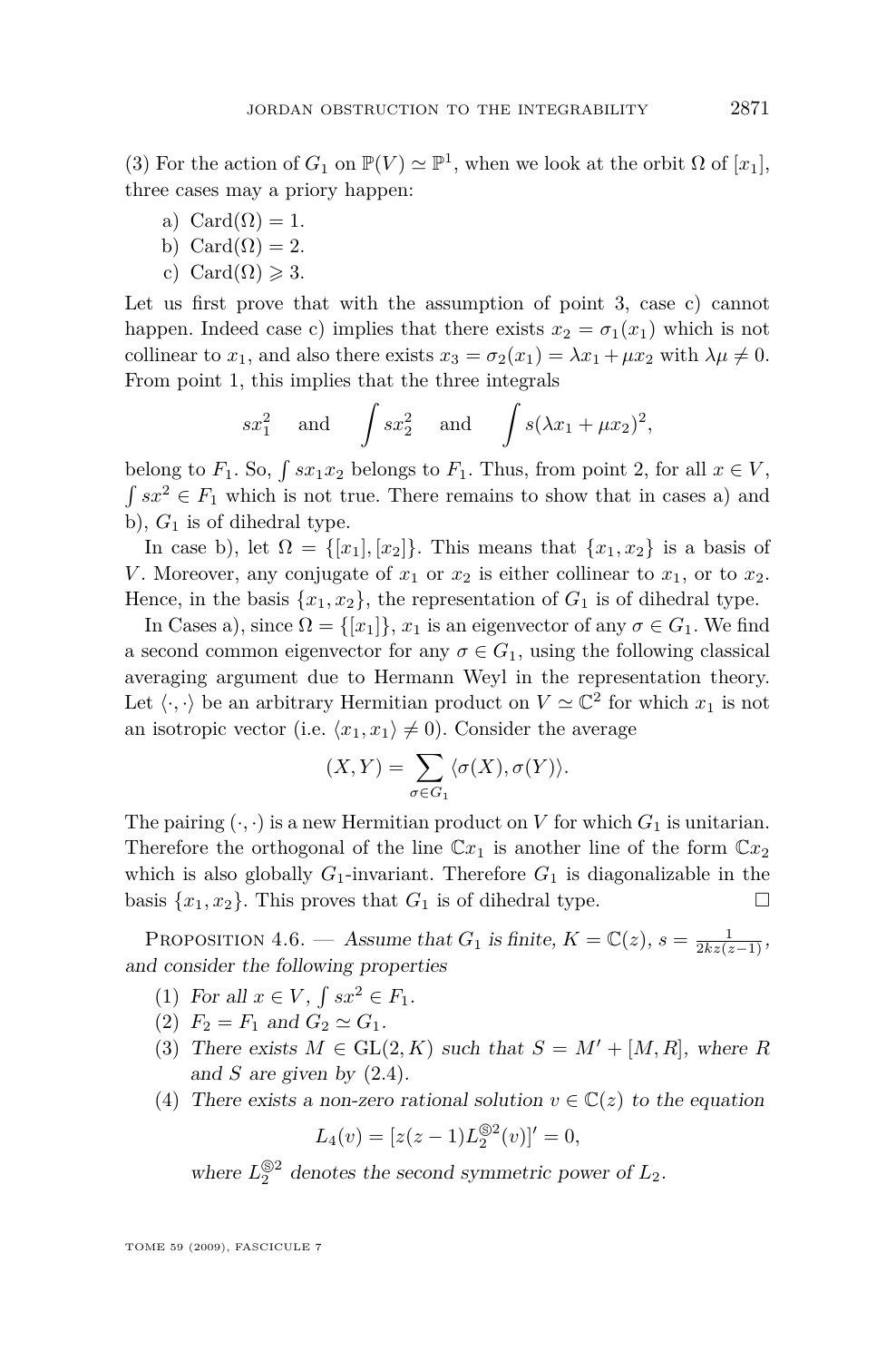(3) For the action of $G_1$ on $\mathbb{P}(V) \simeq \mathbb{P}^1$, when we look at the orbit $\Omega$ of $[x_1]$, three cases may a priory happen:

a) $\mathrm{Card}(\Omega) = 1$.

b) $\mathrm{Card}(\Omega) = 2$.

c) $\mathrm{Card}(\Omega) \geqslant 3$.

Let us first prove that with the assumption of point 3, case c) cannot happen. Indeed case c) implies that there exists $x_2 = \sigma_1(x_1)$ which is not collinear to $x_1$, and also there exists $x_3 = \sigma_2(x_1) = \lambda x_1 + \mu x_2$ with $\lambda\mu \neq 0$. From point 1, this implies that the three integrals

$$sx_1^2 \quad \text{and} \quad \int sx_2^2 \quad \text{and} \quad \int s(\lambda x_1 + \mu x_2)^2,$$

belong to $F_1$. So, $\int sx_1x_2$ belongs to $F_1$. Thus, from point 2, for all $x \in V$, $\int sx^2 \in F_1$ which is not true. There remains to show that in cases a) and b), $G_1$ is of dihedral type.

In case b), let $\Omega = \{[x_1], [x_2]\}$. This means that $\{x_1, x_2\}$ is a basis of $V$. Moreover, any conjugate of $x_1$ or $x_2$ is either collinear to $x_1$, or to $x_2$. Hence, in the basis $\{x_1, x_2\}$, the representation of $G_1$ is of dihedral type.

In Cases a), since $\Omega = \{[x_1]\}$, $x_1$ is an eigenvector of any $\sigma \in G_1$. We find a second common eigenvector for any $\sigma \in G_1$, using the following classical averaging argument due to Hermann Weyl in the representation theory. Let $\langle \cdot, \cdot \rangle$ be an arbitrary Hermitian product on $V \simeq \mathbb{C}^2$ for which $x_1$ is not an isotropic vector (i.e. $\langle x_1, x_1 \rangle \neq 0$). Consider the average

$$(X, Y) = \sum_{\sigma \in G_1} \langle \sigma(X), \sigma(Y) \rangle.$$

The pairing $(\cdot, \cdot)$ is a new Hermitian product on $V$ for which $G_1$ is unitarian. Therefore the orthogonal of the line $\mathbb{C}x_1$ is another line of the form $\mathbb{C}x_2$ which is also globally $G_1$-invariant. Therefore $G_1$ is diagonalizable in the basis $\{x_1, x_2\}$. This proves that $G_1$ is of dihedral type. □

Proposition 4.6. — *Assume that $G_1$ is finite, $K = \mathbb{C}(z)$, $s = \frac{1}{2kz(z-1)}$, and consider the following properties*

(1) *For all $x \in V$, $\int sx^2 \in F_1$.*

(2) *$F_2 = F_1$ and $G_2 \simeq G_1$.*

(3) *There exists $M \in \mathrm{GL}(2, K)$ such that $S = M' + [M, R]$, where $R$ and $S$ are given by (2.4).*

(4) *There exists a non-zero rational solution $v \in \mathbb{C}(z)$ to the equation*

$$L_4(v) = [z(z-1)L_2^{\circledS 2}(v)]' = 0,$$

*where $L_2^{\circledS 2}$ denotes the second symmetric power of $L_2$.*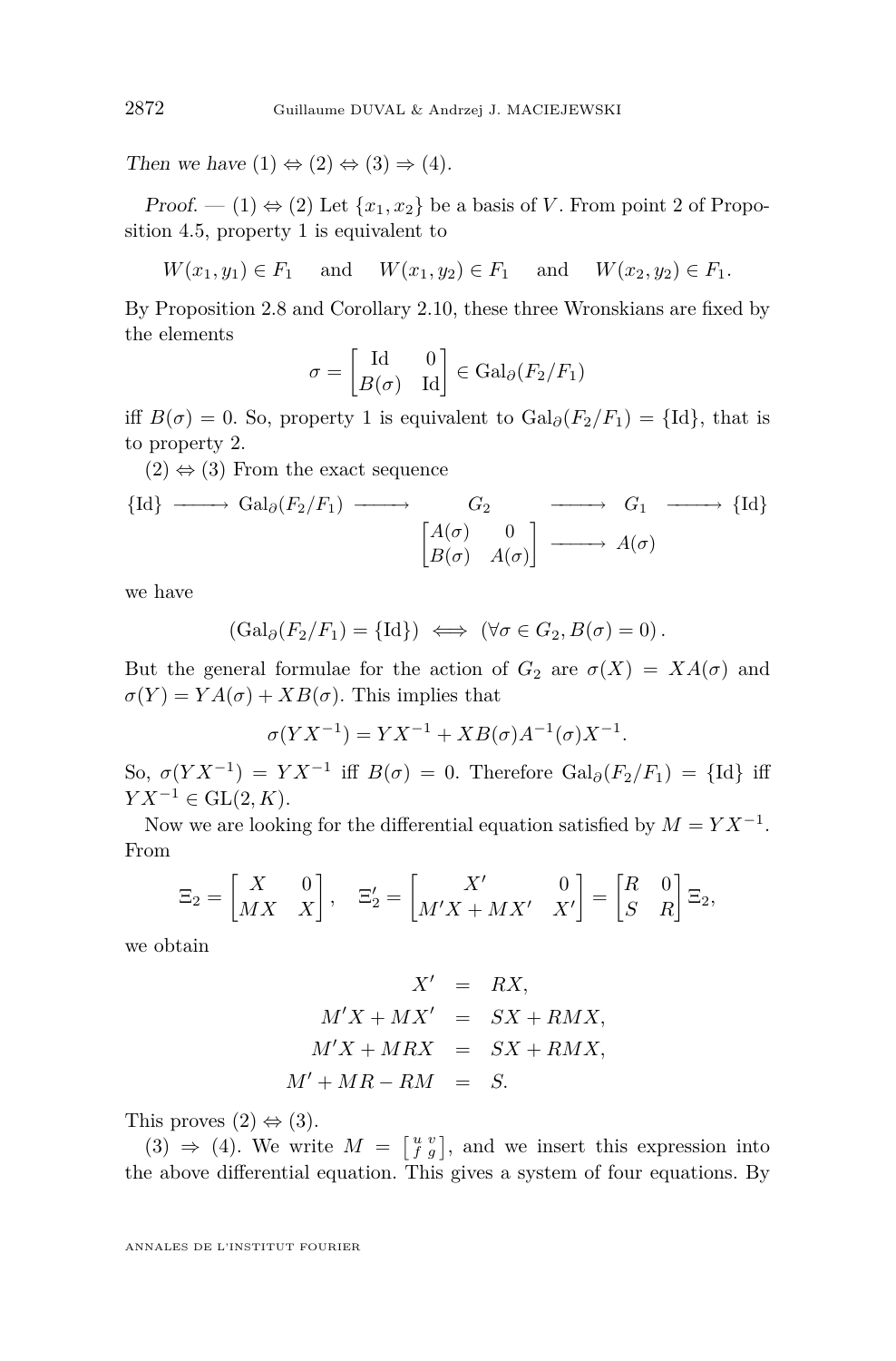*Then we have* (1) $\Leftrightarrow$ (2) $\Leftrightarrow$ (3) $\Rightarrow$ (4).

*Proof.* — (1) $\Leftrightarrow$ (2) Let $\{x_1, x_2\}$ be a basis of $V$. From point 2 of Proposition 4.5, property 1 is equivalent to

$$W(x_1, y_1) \in F_1 \quad \text{and} \quad W(x_1, y_2) \in F_1 \quad \text{and} \quad W(x_2, y_2) \in F_1.$$

By Proposition 2.8 and Corollary 2.10, these three Wronskians are fixed by the elements

$$\sigma = \begin{bmatrix} \mathrm{Id} & 0 \\ B(\sigma) & \mathrm{Id} \end{bmatrix} \in \mathrm{Gal}_\partial(F_2/F_1)$$

iff $B(\sigma) = 0$. So, property 1 is equivalent to $\mathrm{Gal}_\partial(F_2/F_1) = \{\mathrm{Id}\}$, that is to property 2.

(2) $\Leftrightarrow$ (3) From the exact sequence

$$\begin{array}{ccccccccc} \{\mathrm{Id}\} & \longrightarrow & \mathrm{Gal}_\partial(F_2/F_1) & \longrightarrow & G_2 & \longrightarrow & G_1 & \longrightarrow & \{\mathrm{Id}\} \\ & & & & \begin{bmatrix} A(\sigma) & 0 \\ B(\sigma) & A(\sigma) \end{bmatrix} & \longrightarrow & A(\sigma) & & \end{array}$$

we have

$$(\mathrm{Gal}_\partial(F_2/F_1) = \{\mathrm{Id}\}) \iff (\forall \sigma \in G_2, B(\sigma) = 0).$$

But the general formulae for the action of $G_2$ are $\sigma(X) = XA(\sigma)$ and $\sigma(Y) = YA(\sigma) + XB(\sigma)$. This implies that

$$\sigma(YX^{-1}) = YX^{-1} + XB(\sigma)A^{-1}(\sigma)X^{-1}.$$

So, $\sigma(YX^{-1}) = YX^{-1}$ iff $B(\sigma) = 0$. Therefore $\mathrm{Gal}_\partial(F_2/F_1) = \{\mathrm{Id}\}$ iff $YX^{-1} \in \mathrm{GL}(2, K)$.

Now we are looking for the differential equation satisfied by $M = YX^{-1}$. From

$$\Xi_2 = \begin{bmatrix} X & 0 \\ MX & X \end{bmatrix}, \quad \Xi_2' = \begin{bmatrix} X' & 0 \\ M'X + MX' & X' \end{bmatrix} = \begin{bmatrix} R & 0 \\ S & R \end{bmatrix} \Xi_2,$$

we obtain

$$\begin{aligned} X' &= RX, \\ M'X + MX' &= SX + RMX, \\ M'X + MRX &= SX + RMX, \\ M' + MR - RM &= S. \end{aligned}$$

This proves (2) $\Leftrightarrow$ (3).

(3) $\Rightarrow$ (4). We write $M = \left[\begin{smallmatrix} u & v \\ f & g \end{smallmatrix}\right]$, and we insert this expression into the above differential equation. This gives a system of four equations. By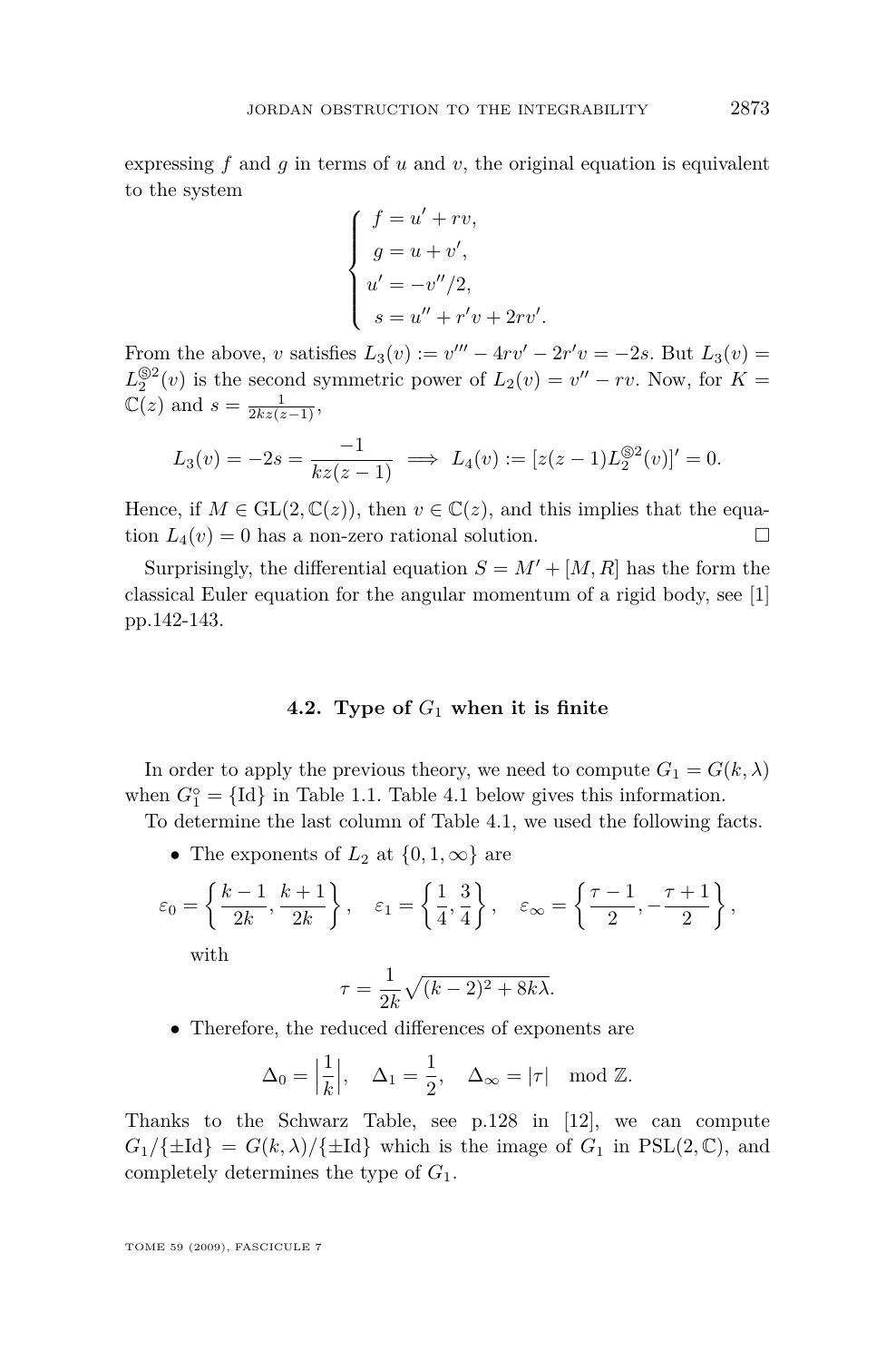expressing $f$ and $g$ in terms of $u$ and $v$, the original equation is equivalent to the system

$$\begin{cases} f = u' + rv, \\ g = u + v', \\ u' = -v''/2, \\ s = u'' + r'v + 2rv'. \end{cases}$$

From the above, $v$ satisfies $L_3(v) := v''' - 4rv' - 2r'v = -2s$. But $L_3(v) = L_2^{\circledS 2}(v)$ is the second symmetric power of $L_2(v) = v'' - rv$. Now, for $K = \mathbb{C}(z)$ and $s = \frac{1}{2kz(z-1)}$,

$$L_3(v) = -2s = \frac{-1}{kz(z-1)} \implies L_4(v) := [z(z-1)L_2^{\circledS 2}(v)]' = 0.$$

Hence, if $M \in \mathrm{GL}(2, \mathbb{C}(z))$, then $v \in \mathbb{C}(z)$, and this implies that the equation $L_4(v) = 0$ has a non-zero rational solution. □

Surprisingly, the differential equation $S = M' + [M, R]$ has the form the classical Euler equation for the angular momentum of a rigid body, see [1] pp.142-143.

### 4.2. Type of $G_1$ when it is finite

In order to apply the previous theory, we need to compute $G_1 = G(k, \lambda)$ when $G_1^\circ = \{\mathrm{Id}\}$ in Table 1.1. Table 4.1 below gives this information.

To determine the last column of Table 4.1, we used the following facts.

- The exponents of $L_2$ at $\{0, 1, \infty\}$ are

$$\varepsilon_0 = \left\{ \frac{k-1}{2k}, \frac{k+1}{2k} \right\}, \quad \varepsilon_1 = \left\{ \frac{1}{4}, \frac{3}{4} \right\}, \quad \varepsilon_\infty = \left\{ \frac{\tau - 1}{2}, -\frac{\tau + 1}{2} \right\},$$

  with

$$\tau = \frac{1}{2k}\sqrt{(k-2)^2 + 8k\lambda}.$$

- Therefore, the reduced differences of exponents are

$$\Delta_0 = \left| \frac{1}{k} \right|, \quad \Delta_1 = \frac{1}{2}, \quad \Delta_\infty = |\tau| \mod \mathbb{Z}.$$

Thanks to the Schwarz Table, see p.128 in [12], we can compute $G_1/\{\pm\mathrm{Id}\} = G(k, \lambda)/\{\pm\mathrm{Id}\}$ which is the image of $G_1$ in $\mathrm{PSL}(2, \mathbb{C})$, and completely determines the type of $G_1$.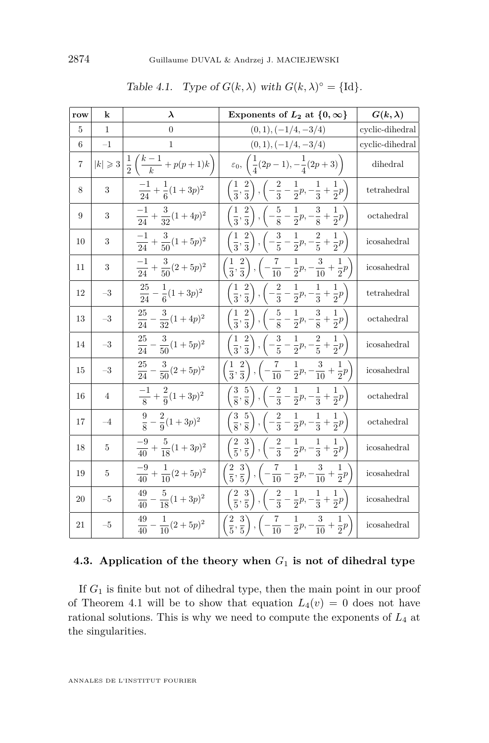*Table 4.1. Type of $G(k,\lambda)$ with $G(k,\lambda)^\circ = \{\mathrm{Id}\}$.*

| **row** | **k** | $\boldsymbol{\lambda}$ | **Exponents of $L_2$ at $\{0,\infty\}$** | $G(k,\lambda)$ |
|---|---|---|---|---|
| 5 | 1 | 0 | $(0,1), (-1/4, -3/4)$ | cyclic-dihedral |
| 6 | –1 | 1 | $(0,1), (-1/4, -3/4)$ | cyclic-dihedral |
| 7 | $\lvert k\rvert \geqslant 3$ | $\frac{1}{2}\left(\frac{k-1}{k} + p(p+1)k\right)$ | $\varepsilon_0,\ \left(\frac{1}{4}(2p-1), -\frac{1}{4}(2p+3)\right)$ | dihedral |
| 8 | 3 | $\frac{-1}{24} + \frac{1}{6}(1+3p)^2$ | $\left(\frac{1}{3},\frac{2}{3}\right), \left(-\frac{2}{3} - \frac{1}{2}p, -\frac{1}{3} + \frac{1}{2}p\right)$ | tetrahedral |
| 9 | 3 | $\frac{-1}{24} + \frac{3}{32}(1+4p)^2$ | $\left(\frac{1}{3},\frac{2}{3}\right), \left(-\frac{5}{8} - \frac{1}{2}p, -\frac{3}{8} + \frac{1}{2}p\right)$ | octahedral |
| 10 | 3 | $\frac{-1}{24} + \frac{3}{50}(1+5p)^2$ | $\left(\frac{1}{3},\frac{2}{3}\right), \left(-\frac{3}{5} - \frac{1}{2}p, -\frac{2}{5} + \frac{1}{2}p\right)$ | icosahedral |
| 11 | 3 | $\frac{-1}{24} + \frac{3}{50}(2+5p)^2$ | $\left(\frac{1}{3},\frac{2}{3}\right), \left(-\frac{7}{10} - \frac{1}{2}p, -\frac{3}{10} + \frac{1}{2}p\right)$ | icosahedral |
| 12 | –3 | $\frac{25}{24} - \frac{1}{6}(1+3p)^2$ | $\left(\frac{1}{3},\frac{2}{3}\right), \left(-\frac{2}{3} - \frac{1}{2}p, -\frac{1}{3} + \frac{1}{2}p\right)$ | tetrahedral |
| 13 | –3 | $\frac{25}{24} - \frac{3}{32}(1+4p)^2$ | $\left(\frac{1}{3},\frac{2}{3}\right), \left(-\frac{5}{8} - \frac{1}{2}p, -\frac{3}{8} + \frac{1}{2}p\right)$ | octahedral |
| 14 | –3 | $\frac{25}{24} - \frac{3}{50}(1+5p)^2$ | $\left(\frac{1}{3},\frac{2}{3}\right), \left(-\frac{3}{5} - \frac{1}{2}p, -\frac{2}{5} + \frac{1}{2}p\right)$ | icosahedral |
| 15 | –3 | $\frac{25}{24} - \frac{3}{50}(2+5p)^2$ | $\left(\frac{1}{3},\frac{2}{3}\right), \left(-\frac{7}{10} - \frac{1}{2}p, -\frac{3}{10} + \frac{1}{2}p\right)$ | icosahedral |
| 16 | 4 | $\frac{-1}{8} + \frac{2}{9}(1+3p)^2$ | $\left(\frac{3}{8},\frac{5}{8}\right), \left(-\frac{2}{3} - \frac{1}{2}p, -\frac{1}{3} + \frac{1}{2}p\right)$ | octahedral |
| 17 | –4 | $\frac{9}{8} - \frac{2}{9}(1+3p)^2$ | $\left(\frac{3}{8},\frac{5}{8}\right), \left(-\frac{2}{3} - \frac{1}{2}p, -\frac{1}{3} + \frac{1}{2}p\right)$ | octahedral |
| 18 | 5 | $\frac{-9}{40} + \frac{5}{18}(1+3p)^2$ | $\left(\frac{2}{5},\frac{3}{5}\right), \left(-\frac{2}{3} - \frac{1}{2}p, -\frac{1}{3} + \frac{1}{2}p\right)$ | icosahedral |
| 19 | 5 | $\frac{-9}{40} + \frac{1}{10}(2+5p)^2$ | $\left(\frac{2}{5},\frac{3}{5}\right), \left(-\frac{7}{10} - \frac{1}{2}p, -\frac{3}{10} + \frac{1}{2}p\right)$ | icosahedral |
| 20 | –5 | $\frac{49}{40} - \frac{5}{18}(1+3p)^2$ | $\left(\frac{2}{5},\frac{3}{5}\right), \left(-\frac{2}{3} - \frac{1}{2}p, -\frac{1}{3} + \frac{1}{2}p\right)$ | icosahedral |
| 21 | –5 | $\frac{49}{40} - \frac{1}{10}(2+5p)^2$ | $\left(\frac{2}{5},\frac{3}{5}\right), \left(-\frac{7}{10} - \frac{1}{2}p, -\frac{3}{10} + \frac{1}{2}p\right)$ | icosahedral |

### 4.3. Application of the theory when $G_1$ is not of dihedral type

If $G_1$ is finite but not of dihedral type, then the main point in our proof of Theorem 4.1 will be to show that equation $L_4(v) = 0$ does not have rational solutions. This is why we need to compute the exponents of $L_4$ at the singularities.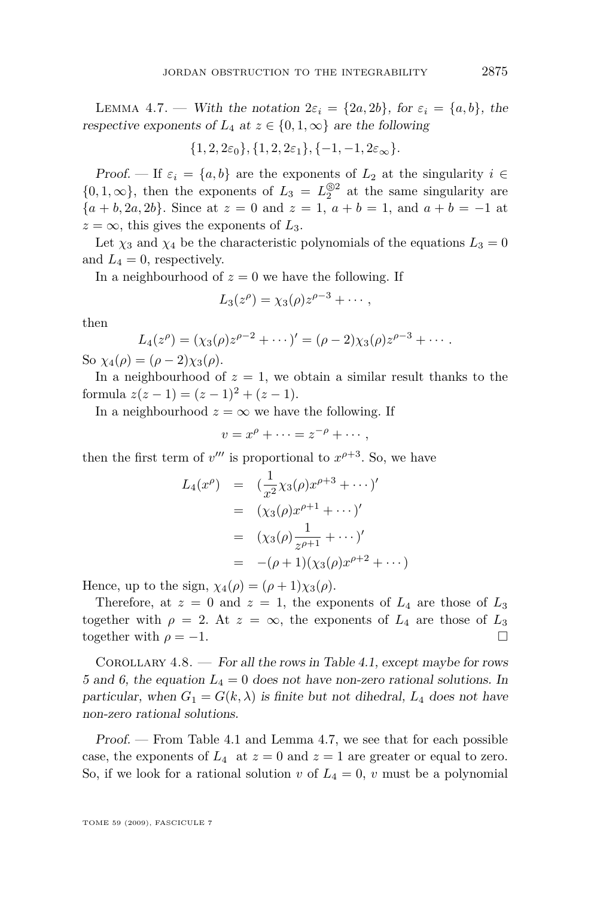Lemma 4.7. — *With the notation $2\varepsilon_i = \{2a, 2b\}$, for $\varepsilon_i = \{a, b\}$, the respective exponents of $L_4$ at $z \in \{0, 1, \infty\}$ are the following*

$$\{1, 2, 2\varepsilon_0\}, \{1, 2, 2\varepsilon_1\}, \{-1, -1, 2\varepsilon_\infty\}.$$

*Proof.* — If $\varepsilon_i = \{a, b\}$ are the exponents of $L_2$ at the singularity $i \in \{0, 1, \infty\}$, then the exponents of $L_3 = L_2^{\circledS 2}$ at the same singularity are $\{a + b, 2a, 2b\}$. Since at $z = 0$ and $z = 1$, $a + b = 1$, and $a + b = -1$ at $z = \infty$, this gives the exponents of $L_3$.

Let $\chi_3$ and $\chi_4$ be the characteristic polynomials of the equations $L_3 = 0$ and $L_4 = 0$, respectively.

In a neighbourhood of $z = 0$ we have the following. If

$$L_3(z^\rho) = \chi_3(\rho) z^{\rho-3} + \cdots,$$

then

$$L_4(z^\rho) = (\chi_3(\rho) z^{\rho-2} + \cdots)' = (\rho - 2)\chi_3(\rho) z^{\rho-3} + \cdots.$$

So $\chi_4(\rho) = (\rho - 2)\chi_3(\rho)$.

In a neighbourhood of $z = 1$, we obtain a similar result thanks to the formula $z(z-1) = (z-1)^2 + (z-1)$.

In a neighbourhood $z = \infty$ we have the following. If

$$v = x^\rho + \cdots = z^{-\rho} + \cdots,$$

then the first term of $v'''$ is proportional to $x^{\rho+3}$. So, we have

$$\begin{aligned}
L_4(x^\rho) &= (\frac{1}{x^2}\chi_3(\rho) x^{\rho+3} + \cdots)' \\
&= (\chi_3(\rho) x^{\rho+1} + \cdots)' \\
&= (\chi_3(\rho)\frac{1}{z^{\rho+1}} + \cdots)' \\
&= -(\rho + 1)(\chi_3(\rho) x^{\rho+2} + \cdots)
\end{aligned}$$

Hence, up to the sign, $\chi_4(\rho) = (\rho + 1)\chi_3(\rho)$.

Therefore, at $z = 0$ and $z = 1$, the exponents of $L_4$ are those of $L_3$ together with $\rho = 2$. At $z = \infty$, the exponents of $L_4$ are those of $L_3$ together with $\rho = -1$. □

Corollary 4.8. — *For all the rows in Table 4.1, except maybe for rows 5 and 6, the equation $L_4 = 0$ does not have non-zero rational solutions. In particular, when $G_1 = G(k, \lambda)$ is finite but not dihedral, $L_4$ does not have non-zero rational solutions.*

*Proof.* — From Table 4.1 and Lemma 4.7, we see that for each possible case, the exponents of $L_4$ at $z = 0$ and $z = 1$ are greater or equal to zero. So, if we look for a rational solution $v$ of $L_4 = 0$, $v$ must be a polynomial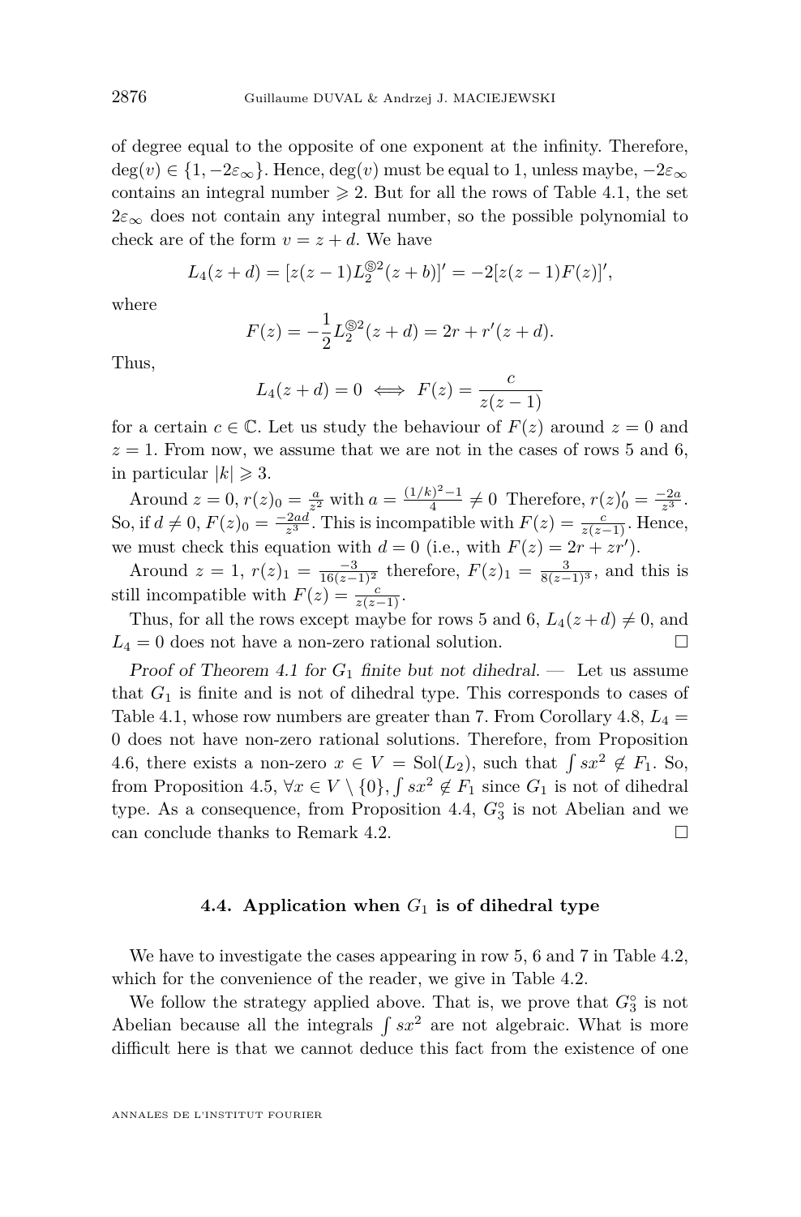of degree equal to the opposite of one exponent at the infinity. Therefore, $\deg(v) \in \{1, -2\varepsilon_\infty\}$. Hence, $\deg(v)$ must be equal to 1, unless maybe, $-2\varepsilon_\infty$ contains an integral number $\geqslant 2$. But for all the rows of Table 4.1, the set $2\varepsilon_\infty$ does not contain any integral number, so the possible polynomial to check are of the form $v = z + d$. We have

$$L_4(z+d) = [z(z-1)L_2^{\circledS 2}(z+b)]' = -2[z(z-1)F(z)]',$$

where

$$F(z) = -\frac{1}{2}L_2^{\circledS 2}(z+d) = 2r + r'(z+d).$$

Thus,

$$L_4(z+d) = 0 \iff F(z) = \frac{c}{z(z-1)}$$

for a certain $c \in \mathbb{C}$. Let us study the behaviour of $F(z)$ around $z = 0$ and $z = 1$. From now, we assume that we are not in the cases of rows 5 and 6, in particular $|k| \geqslant 3$.

Around $z = 0$, $r(z)_0 = \frac{a}{z^2}$ with $a = \frac{(1/k)^2-1}{4} \neq 0$ Therefore, $r(z)_0' = \frac{-2a}{z^3}$. So, if $d \neq 0$, $F(z)_0 = \frac{-2ad}{z^3}$. This is incompatible with $F(z) = \frac{c}{z(z-1)}$. Hence, we must check this equation with $d = 0$ (i.e., with $F(z) = 2r + zr'$).

Around $z = 1$, $r(z)_1 = \frac{-3}{16(z-1)^2}$ therefore, $F(z)_1 = \frac{3}{8(z-1)^3}$, and this is still incompatible with $F(z) = \frac{c}{z(z-1)}$.

Thus, for all the rows except maybe for rows 5 and 6, $L_4(z+d) \neq 0$, and $L_4 = 0$ does not have a non-zero rational solution. $\square$

*Proof of Theorem 4.1 for $G_1$ finite but not dihedral.* — Let us assume that $G_1$ is finite and is not of dihedral type. This corresponds to cases of Table 4.1, whose row numbers are greater than 7. From Corollary 4.8, $L_4 = 0$ does not have non-zero rational solutions. Therefore, from Proposition 4.6, there exists a non-zero $x \in V = \mathrm{Sol}(L_2)$, such that $\int sx^2 \notin F_1$. So, from Proposition 4.5, $\forall x \in V \setminus \{0\}$, $\int sx^2 \notin F_1$ since $G_1$ is not of dihedral type. As a consequence, from Proposition 4.4, $G_3^\circ$ is not Abelian and we can conclude thanks to Remark 4.2. $\square$

### 4.4. Application when $G_1$ is of dihedral type

We have to investigate the cases appearing in row 5, 6 and 7 in Table 4.2, which for the convenience of the reader, we give in Table 4.2.

We follow the strategy applied above. That is, we prove that $G_3^\circ$ is not Abelian because all the integrals $\int sx^2$ are not algebraic. What is more difficult here is that we cannot deduce this fact from the existence of one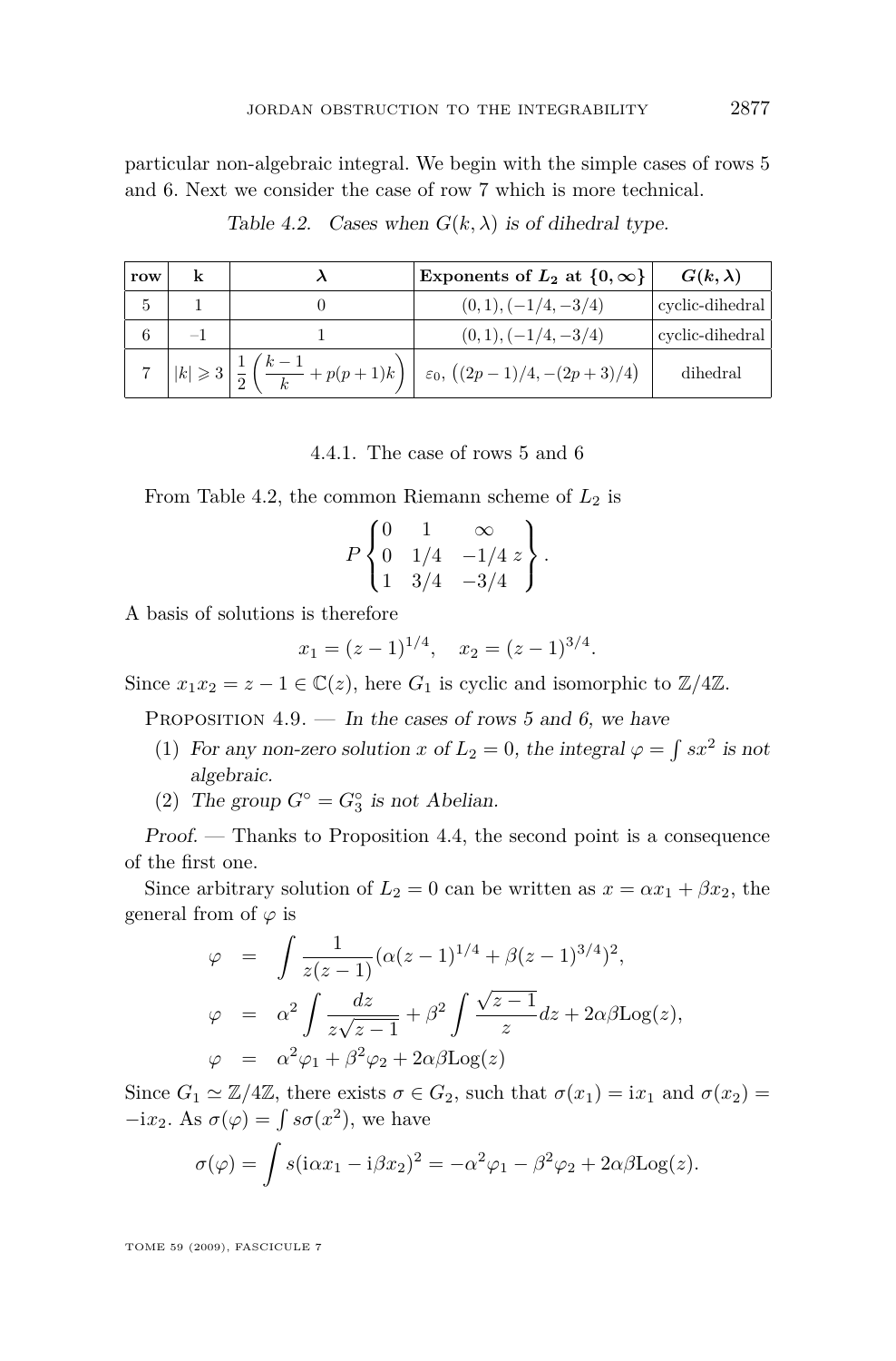particular non-algebraic integral. We begin with the simple cases of rows 5 and 6. Next we consider the case of row 7 which is more technical.

*Table 4.2. Cases when $G(k,\lambda)$ is of dihedral type.*

| row | k | $\lambda$ | Exponents of $L_2$ at $\{0,\infty\}$ | $G(k,\lambda)$ |
|---|---|---|---|---|
| 5 | 1 | 0 | $(0,1),(-1/4,-3/4)$ | cyclic-dihedral |
| 6 | $-1$ | 1 | $(0,1),(-1/4,-3/4)$ | cyclic-dihedral |
| 7 | $\lvert k\rvert \geqslant 3$ | $\frac{1}{2}\left(\frac{k-1}{k}+p(p+1)k\right)$ | $\varepsilon_0,\ \big((2p-1)/4,-(2p+3)/4\big)$ | dihedral |

### 4.4.1. The case of rows 5 and 6

From Table 4.2, the common Riemann scheme of $L_2$ is

$$P\begin{Bmatrix} 0 & 1 & \infty & \\ 0 & 1/4 & -1/4 & z \\ 1 & 3/4 & -3/4 & \end{Bmatrix}.$$

A basis of solutions is therefore

$$x_1 = (z-1)^{1/4}, \quad x_2 = (z-1)^{3/4}.$$

Since $x_1x_2 = z-1 \in \mathbb{C}(z)$, here $G_1$ is cyclic and isomorphic to $\mathbb{Z}/4\mathbb{Z}$.

Proposition 4.9. — *In the cases of rows 5 and 6, we have*

1. *For any non-zero solution $x$ of $L_2 = 0$, the integral $\varphi = \int sx^2$ is not algebraic.*
2. *The group $G^\circ = G_3^\circ$ is not Abelian.*

*Proof.* — Thanks to Proposition 4.4, the second point is a consequence of the first one.

Since arbitrary solution of $L_2 = 0$ can be written as $x = \alpha x_1 + \beta x_2$, the general from of $\varphi$ is

$$\begin{aligned}
\varphi &= \int \frac{1}{z(z-1)}(\alpha(z-1)^{1/4} + \beta(z-1)^{3/4})^2, \\
\varphi &= \alpha^2 \int \frac{dz}{z\sqrt{z-1}} + \beta^2 \int \frac{\sqrt{z-1}}{z}dz + 2\alpha\beta \mathrm{Log}(z), \\
\varphi &= \alpha^2\varphi_1 + \beta^2\varphi_2 + 2\alpha\beta\mathrm{Log}(z)
\end{aligned}$$

Since $G_1 \simeq \mathbb{Z}/4\mathbb{Z}$, there exists $\sigma \in G_2$, such that $\sigma(x_1) = \mathrm{i}x_1$ and $\sigma(x_2) = -\mathrm{i}x_2$. As $\sigma(\varphi) = \int s\sigma(x^2)$, we have

$$\sigma(\varphi) = \int s(\mathrm{i}\alpha x_1 - \mathrm{i}\beta x_2)^2 = -\alpha^2\varphi_1 - \beta^2\varphi_2 + 2\alpha\beta\mathrm{Log}(z).$$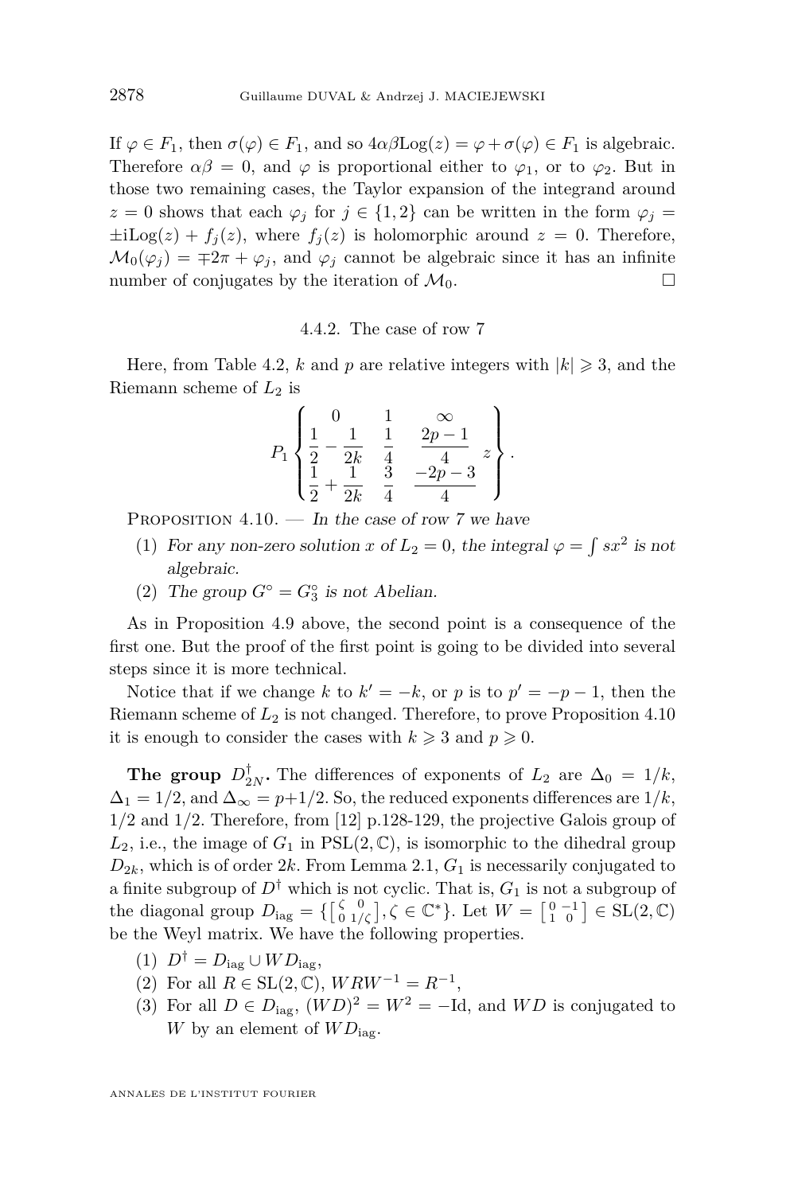If $\varphi \in F_1$, then $\sigma(\varphi) \in F_1$, and so $4\alpha\beta\mathrm{Log}(z) = \varphi + \sigma(\varphi) \in F_1$ is algebraic. Therefore $\alpha\beta = 0$, and $\varphi$ is proportional either to $\varphi_1$, or to $\varphi_2$. But in those two remaining cases, the Taylor expansion of the integrand around $z = 0$ shows that each $\varphi_j$ for $j \in \{1, 2\}$ can be written in the form $\varphi_j = \pm \mathrm{i}\mathrm{Log}(z) + f_j(z)$, where $f_j(z)$ is holomorphic around $z = 0$. Therefore, $\mathcal{M}_0(\varphi_j) = \mp 2\pi + \varphi_j$, and $\varphi_j$ cannot be algebraic since it has an infinite number of conjugates by the iteration of $\mathcal{M}_0$. □

#### 4.4.2. The case of row 7

Here, from Table 4.2, $k$ and $p$ are relative integers with $|k| \geqslant 3$, and the Riemann scheme of $L_2$ is

$$P_1 \left\{ \begin{matrix} 0 & 1 & \infty & \\ \dfrac{1}{2} - \dfrac{1}{2k} & \dfrac{1}{4} & \dfrac{2p-1}{4} & z \\ \dfrac{1}{2} + \dfrac{1}{2k} & \dfrac{3}{4} & \dfrac{-2p-3}{4} & \end{matrix} \right\}.$$

Proposition 4.10. — *In the case of row 7 we have*

1. *For any non-zero solution $x$ of $L_2 = 0$, the integral $\varphi = \int sx^2$ is not algebraic.*
2. *The group $G^\circ = G_3^\circ$ is not Abelian.*

As in Proposition 4.9 above, the second point is a consequence of the first one. But the proof of the first point is going to be divided into several steps since it is more technical.

Notice that if we change $k$ to $k' = -k$, or $p$ is to $p' = -p - 1$, then the Riemann scheme of $L_2$ is not changed. Therefore, to prove Proposition 4.10 it is enough to consider the cases with $k \geqslant 3$ and $p \geqslant 0$.

**The group $D^\dagger_{2N}$.** The differences of exponents of $L_2$ are $\Delta_0 = 1/k$, $\Delta_1 = 1/2$, and $\Delta_\infty = p + 1/2$. So, the reduced exponents differences are $1/k$, $1/2$ and $1/2$. Therefore, from [12] p.128-129, the projective Galois group of $L_2$, i.e., the image of $G_1$ in $\mathrm{PSL}(2, \mathbb{C})$, is isomorphic to the dihedral group $D_{2k}$, which is of order $2k$. From Lemma 2.1, $G_1$ is necessarily conjugated to a finite subgroup of $D^\dagger$ which is not cyclic. That is, $G_1$ is not a subgroup of the diagonal group $D_{\mathrm{iag}} = \{\left[\begin{smallmatrix} \zeta & 0 \\ 0 & 1/\zeta \end{smallmatrix}\right], \zeta \in \mathbb{C}^*\}$. Let $W = \left[\begin{smallmatrix} 0 & -1 \\ 1 & 0 \end{smallmatrix}\right] \in \mathrm{SL}(2, \mathbb{C})$ be the Weyl matrix. We have the following properties.

1. $D^\dagger = D_{\mathrm{iag}} \cup W D_{\mathrm{iag}}$,
2. For all $R \in \mathrm{SL}(2, \mathbb{C})$, $WRW^{-1} = R^{-1}$,
3. For all $D \in D_{\mathrm{iag}}$, $(WD)^2 = W^2 = -\mathrm{Id}$, and $WD$ is conjugated to $W$ by an element of $WD_{\mathrm{iag}}$.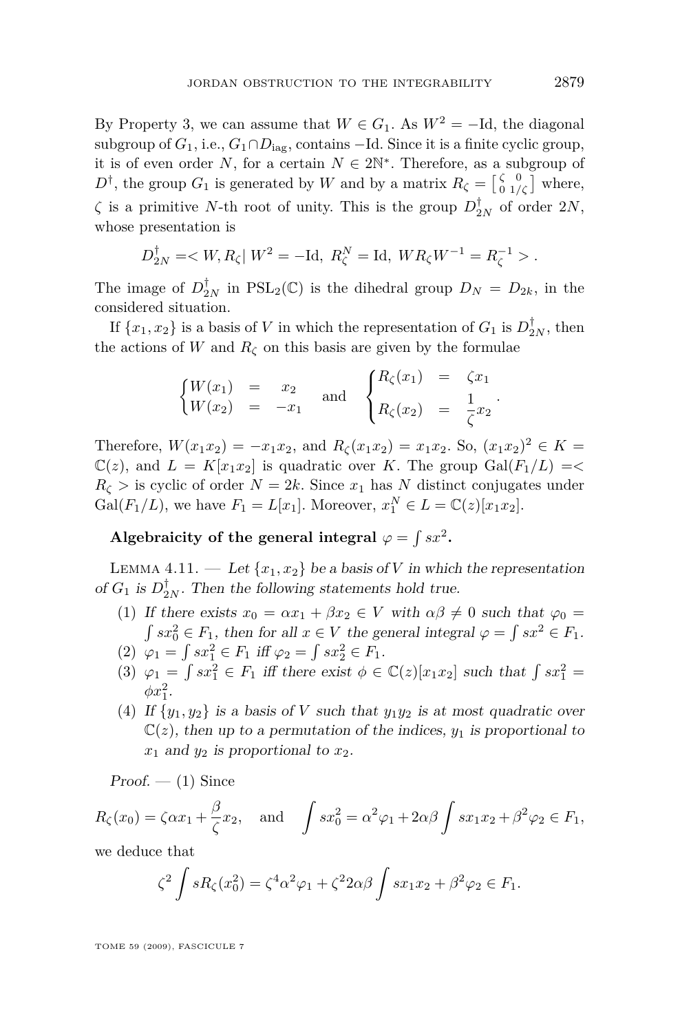By Property 3, we can assume that $W \in G_1$. As $W^2 = -\mathrm{Id}$, the diagonal subgroup of $G_1$, i.e., $G_1 \cap D_{\mathrm{iag}}$, contains $-\mathrm{Id}$. Since it is a finite cyclic group, it is of even order $N$, for a certain $N \in 2\mathbb{N}^*$. Therefore, as a subgroup of $D^\dagger$, the group $G_1$ is generated by $W$ and by a matrix $R_\zeta = \left[\begin{smallmatrix} \zeta & 0 \\ 0 & 1/\zeta \end{smallmatrix}\right]$ where, $\zeta$ is a primitive $N$-th root of unity. This is the group $D^\dagger_{2N}$ of order $2N$, whose presentation is

$$D^\dagger_{2N} = < W, R_\zeta |\ W^2 = -\mathrm{Id},\ R_\zeta^N = \mathrm{Id},\ W R_\zeta W^{-1} = R_\zeta^{-1} > .$$

The image of $D^\dagger_{2N}$ in $\mathrm{PSL}_2(\mathbb{C})$ is the dihedral group $D_N = D_{2k}$, in the considered situation.

If $\{x_1, x_2\}$ is a basis of $V$ in which the representation of $G_1$ is $D^\dagger_{2N}$, then the actions of $W$ and $R_\zeta$ on this basis are given by the formulae

$$\begin{cases} W(x_1) &= x_2 \\ W(x_2) &= -x_1 \end{cases} \quad \text{and} \quad \begin{cases} R_\zeta(x_1) &= \zeta x_1 \\ R_\zeta(x_2) &= \dfrac{1}{\zeta} x_2 \end{cases}.$$

Therefore, $W(x_1 x_2) = -x_1 x_2$, and $R_\zeta(x_1 x_2) = x_1 x_2$. So, $(x_1 x_2)^2 \in K = \mathbb{C}(z)$, and $L = K[x_1 x_2]$ is quadratic over $K$. The group $\mathrm{Gal}(F_1/L) =< R_\zeta >$ is cyclic of order $N = 2k$. Since $x_1$ has $N$ distinct conjugates under $\mathrm{Gal}(F_1/L)$, we have $F_1 = L[x_1]$. Moreover, $x_1^N \in L = \mathbb{C}(z)[x_1 x_2]$.

**Algebraicity of the general integral $\varphi = \int s x^2$.**

Lemma 4.11. — *Let $\{x_1, x_2\}$ be a basis of $V$ in which the representation of $G_1$ is $D^\dagger_{2N}$. Then the following statements hold true.*

1. *If there exists $x_0 = \alpha x_1 + \beta x_2 \in V$ with $\alpha\beta \neq 0$ such that $\varphi_0 = \int s x_0^2 \in F_1$, then for all $x \in V$ the general integral $\varphi = \int s x^2 \in F_1$.*
2. *$\varphi_1 = \int s x_1^2 \in F_1$ iff $\varphi_2 = \int s x_2^2 \in F_1$.*
3. *$\varphi_1 = \int s x_1^2 \in F_1$ iff there exist $\phi \in \mathbb{C}(z)[x_1 x_2]$ such that $\int s x_1^2 = \phi x_1^2$.*
4. *If $\{y_1, y_2\}$ is a basis of $V$ such that $y_1 y_2$ is at most quadratic over $\mathbb{C}(z)$, then up to a permutation of the indices, $y_1$ is proportional to $x_1$ and $y_2$ is proportional to $x_2$.*

*Proof.* — (1) Since

$$R_\zeta(x_0) = \zeta \alpha x_1 + \frac{\beta}{\zeta} x_2, \quad \text{and} \quad \int s x_0^2 = \alpha^2 \varphi_1 + 2\alpha\beta \int s x_1 x_2 + \beta^2 \varphi_2 \in F_1,$$

we deduce that

$$\zeta^2 \int s R_\zeta(x_0^2) = \zeta^4 \alpha^2 \varphi_1 + \zeta^2 2\alpha\beta \int s x_1 x_2 + \beta^2 \varphi_2 \in F_1.$$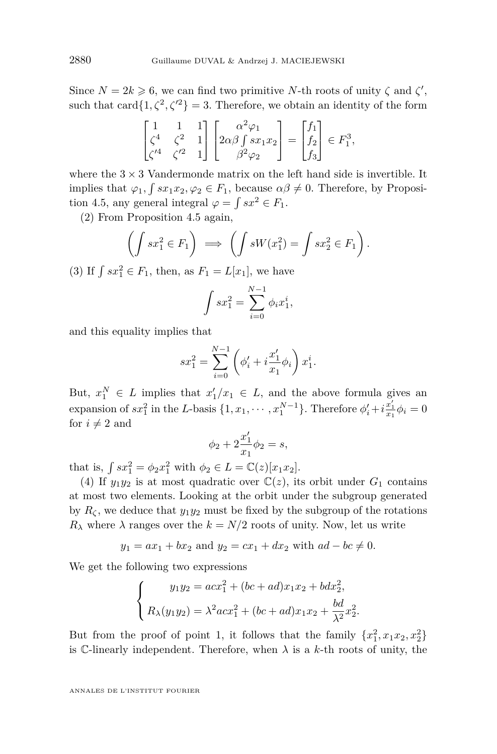Since $N = 2k \geqslant 6$, we can find two primitive $N$-th roots of unity $\zeta$ and $\zeta'$, such that $\operatorname{card}\{1, \zeta^2, \zeta'^2\} = 3$. Therefore, we obtain an identity of the form

$$\begin{bmatrix} 1 & 1 & 1 \\ \zeta^4 & \zeta^2 & 1 \\ \zeta'^4 & \zeta'^2 & 1 \end{bmatrix} \begin{bmatrix} \alpha^2 \varphi_1 \\ 2\alpha\beta \int s x_1 x_2 \\ \beta^2 \varphi_2 \end{bmatrix} = \begin{bmatrix} f_1 \\ f_2 \\ f_3 \end{bmatrix} \in F_1^3,$$

where the $3 \times 3$ Vandermonde matrix on the left hand side is invertible. It implies that $\varphi_1, \int s x_1 x_2, \varphi_2 \in F_1$, because $\alpha\beta \neq 0$. Therefore, by Proposition 4.5, any general integral $\varphi = \int s x^2 \in F_1$.

(2) From Proposition 4.5 again,

$$\left( \int s x_1^2 \in F_1 \right) \implies \left( \int s W(x_1^2) = \int s x_2^2 \in F_1 \right).$$

(3) If $\int s x_1^2 \in F_1$, then, as $F_1 = L[x_1]$, we have

$$\int s x_1^2 = \sum_{i=0}^{N-1} \phi_i x_1^i,$$

and this equality implies that

$$s x_1^2 = \sum_{i=0}^{N-1} \left( \phi_i' + i \frac{x_1'}{x_1} \phi_i \right) x_1^i.$$

But, $x_1^N \in L$ implies that $x_1'/x_1 \in L$, and the above formula gives an expansion of $s x_1^2$ in the $L$-basis $\{1, x_1, \cdots, x_1^{N-1}\}$. Therefore $\phi_i' + i \frac{x_1'}{x_1} \phi_i = 0$ for $i \neq 2$ and

$$\phi_2 + 2 \frac{x_1'}{x_1} \phi_2 = s,$$

that is, $\int s x_1^2 = \phi_2 x_1^2$ with $\phi_2 \in L = \mathbb{C}(z)[x_1 x_2]$.

(4) If $y_1 y_2$ is at most quadratic over $\mathbb{C}(z)$, its orbit under $G_1$ contains at most two elements. Looking at the orbit under the subgroup generated by $R_\zeta$, we deduce that $y_1 y_2$ must be fixed by the subgroup of the rotations $R_\lambda$ where $\lambda$ ranges over the $k = N/2$ roots of unity. Now, let us write

$$y_1 = a x_1 + b x_2 \text{ and } y_2 = c x_1 + d x_2 \text{ with } ad - bc \neq 0.$$

We get the following two expressions

$$\begin{cases} y_1 y_2 = ac x_1^2 + (bc + ad) x_1 x_2 + bd x_2^2, \\ R_\lambda(y_1 y_2) = \lambda^2 ac x_1^2 + (bc + ad) x_1 x_2 + \dfrac{bd}{\lambda^2} x_2^2. \end{cases}$$

But from the proof of point 1, it follows that the family $\{x_1^2, x_1 x_2, x_2^2\}$ is $\mathbb{C}$-linearly independent. Therefore, when $\lambda$ is a $k$-th roots of unity, the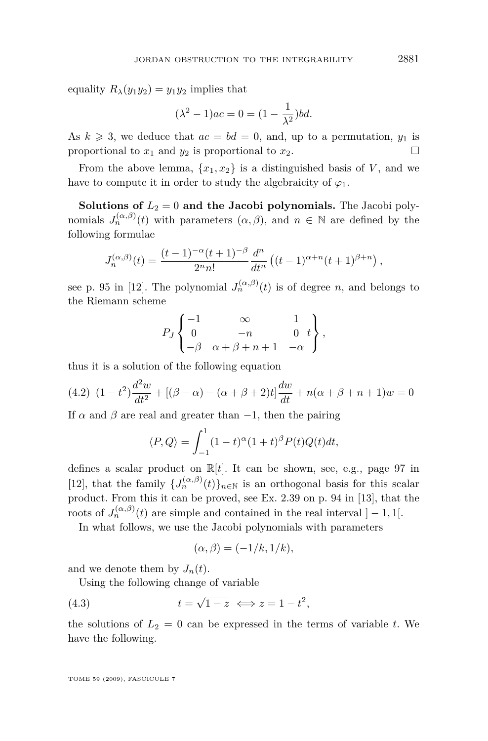equality $R_\lambda(y_1y_2) = y_1y_2$ implies that

$$(\lambda^2 - 1)ac = 0 = (1 - \frac{1}{\lambda^2})bd.$$

As $k \geqslant 3$, we deduce that $ac = bd = 0$, and, up to a permutation, $y_1$ is proportional to $x_1$ and $y_2$ is proportional to $x_2$. □

From the above lemma, $\{x_1, x_2\}$ is a distinguished basis of $V$, and we have to compute it in order to study the algebraicity of $\varphi_1$.

**Solutions of $L_2 = 0$ and the Jacobi polynomials.** The Jacobi polynomials $J_n^{(\alpha,\beta)}(t)$ with parameters $(\alpha, \beta)$, and $n \in \mathbb{N}$ are defined by the following formulae

$$J_n^{(\alpha,\beta)}(t) = \frac{(t-1)^{-\alpha}(t+1)^{-\beta}}{2^n n!} \frac{d^n}{dt^n}\left((t-1)^{\alpha+n}(t+1)^{\beta+n}\right),$$

see p. 95 in [12]. The polynomial $J_n^{(\alpha,\beta)}(t)$ is of degree $n$, and belongs to the Riemann scheme

$$P_J \begin{Bmatrix} -1 & \infty & 1 & \\ 0 & -n & 0 & t \\ -\beta & \alpha+\beta+n+1 & -\alpha & \end{Bmatrix},$$

thus it is a solution of the following equation

$$(1-t^2)\frac{d^2w}{dt^2} + [(\beta-\alpha) - (\alpha+\beta+2)t]\frac{dw}{dt} + n(\alpha+\beta+n+1)w = 0 \tag{4.2}$$

If $\alpha$ and $\beta$ are real and greater than $-1$, then the pairing

$$\langle P, Q \rangle = \int_{-1}^{1} (1-t)^\alpha (1+t)^\beta P(t)Q(t)dt,$$

defines a scalar product on $\mathbb{R}[t]$. It can be shown, see, e.g., page 97 in [12], that the family $\{J_n^{(\alpha,\beta)}(t)\}_{n\in\mathbb{N}}$ is an orthogonal basis for this scalar product. From this it can be proved, see Ex. 2.39 on p. 94 in [13], that the roots of $J_n^{(\alpha,\beta)}(t)$ are simple and contained in the real interval $]-1, 1[$.

In what follows, we use the Jacobi polynomials with parameters

$$(\alpha, \beta) = (-1/k, 1/k),$$

and we denote them by $J_n(t)$.

Using the following change of variable

$$t = \sqrt{1-z} \iff z = 1 - t^2, \tag{4.3}$$

the solutions of $L_2 = 0$ can be expressed in the terms of variable $t$. We have the following.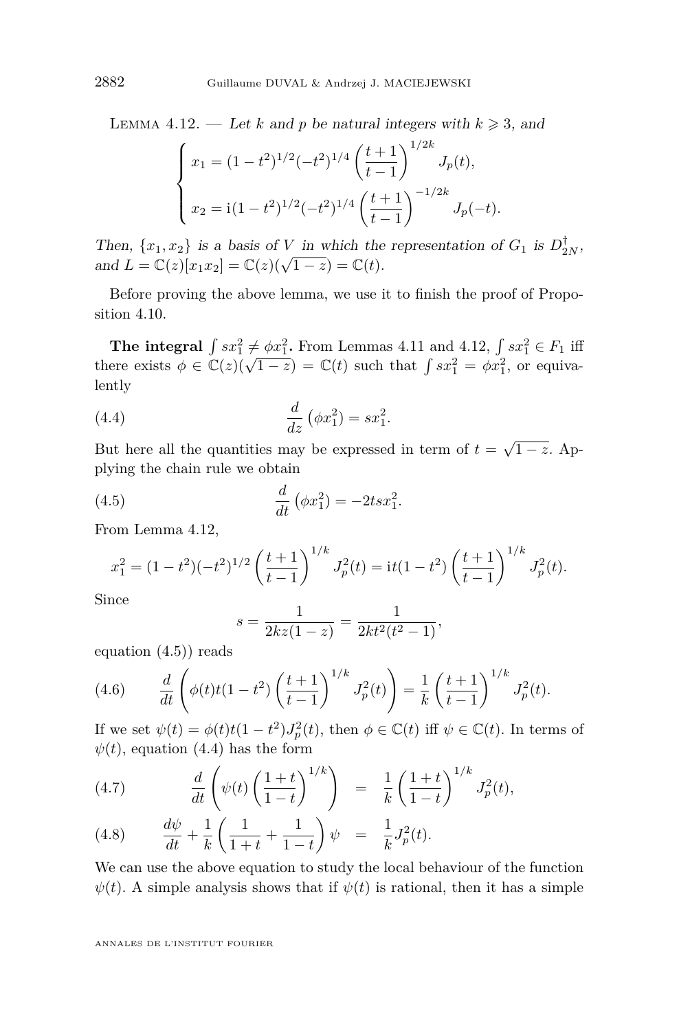Lemma 4.12. — *Let $k$ and $p$ be natural integers with $k \geqslant 3$, and*

$$\begin{cases} x_1 = (1-t^2)^{1/2}(-t^2)^{1/4}\left(\dfrac{t+1}{t-1}\right)^{1/2k} J_p(t), \\[2ex] x_2 = \mathrm{i}(1-t^2)^{1/2}(-t^2)^{1/4}\left(\dfrac{t+1}{t-1}\right)^{-1/2k} J_p(-t). \end{cases}$$

*Then, $\{x_1, x_2\}$ is a basis of $V$ in which the representation of $G_1$ is $D^{\dagger}_{2N}$, and $L = \mathbb{C}(z)[x_1x_2] = \mathbb{C}(z)(\sqrt{1-z}) = \mathbb{C}(t)$.*

Before proving the above lemma, we use it to finish the proof of Proposition 4.10.

**The integral $\int sx_1^2 \neq \phi x_1^2$.** From Lemmas 4.11 and 4.12, $\int sx_1^2 \in F_1$ iff there exists $\phi \in \mathbb{C}(z)(\sqrt{1-z}) = \mathbb{C}(t)$ such that $\int sx_1^2 = \phi x_1^2$, or equivalently

$$\frac{d}{dz}\left(\phi x_1^2\right) = sx_1^2. \tag{4.4}$$

But here all the quantities may be expressed in term of $t = \sqrt{1-z}$. Applying the chain rule we obtain

$$\frac{d}{dt}\left(\phi x_1^2\right) = -2tsx_1^2. \tag{4.5}$$

From Lemma 4.12,

$$x_1^2 = (1-t^2)(-t^2)^{1/2}\left(\frac{t+1}{t-1}\right)^{1/k} J_p^2(t) = \mathrm{i}t(1-t^2)\left(\frac{t+1}{t-1}\right)^{1/k} J_p^2(t).$$

Since

$$s = \frac{1}{2kz(1-z)} = \frac{1}{2kt^2(t^2-1)},$$

equation (4.5)) reads

$$\frac{d}{dt}\left(\phi(t)t(1-t^2)\left(\frac{t+1}{t-1}\right)^{1/k} J_p^2(t)\right) = \frac{1}{k}\left(\frac{t+1}{t-1}\right)^{1/k} J_p^2(t). \tag{4.6}$$

If we set $\psi(t) = \phi(t)t(1-t^2)J_p^2(t)$, then $\phi \in \mathbb{C}(t)$ iff $\psi \in \mathbb{C}(t)$. In terms of $\psi(t)$, equation (4.4) has the form

$$\frac{d}{dt}\left(\psi(t)\left(\frac{1+t}{1-t}\right)^{1/k}\right) = \frac{1}{k}\left(\frac{1+t}{1-t}\right)^{1/k} J_p^2(t), \tag{4.7}$$

$$\frac{d\psi}{dt} + \frac{1}{k}\left(\frac{1}{1+t} + \frac{1}{1-t}\right)\psi = \frac{1}{k}J_p^2(t). \tag{4.8}$$

We can use the above equation to study the local behaviour of the function $\psi(t)$. A simple analysis shows that if $\psi(t)$ is rational, then it has a simple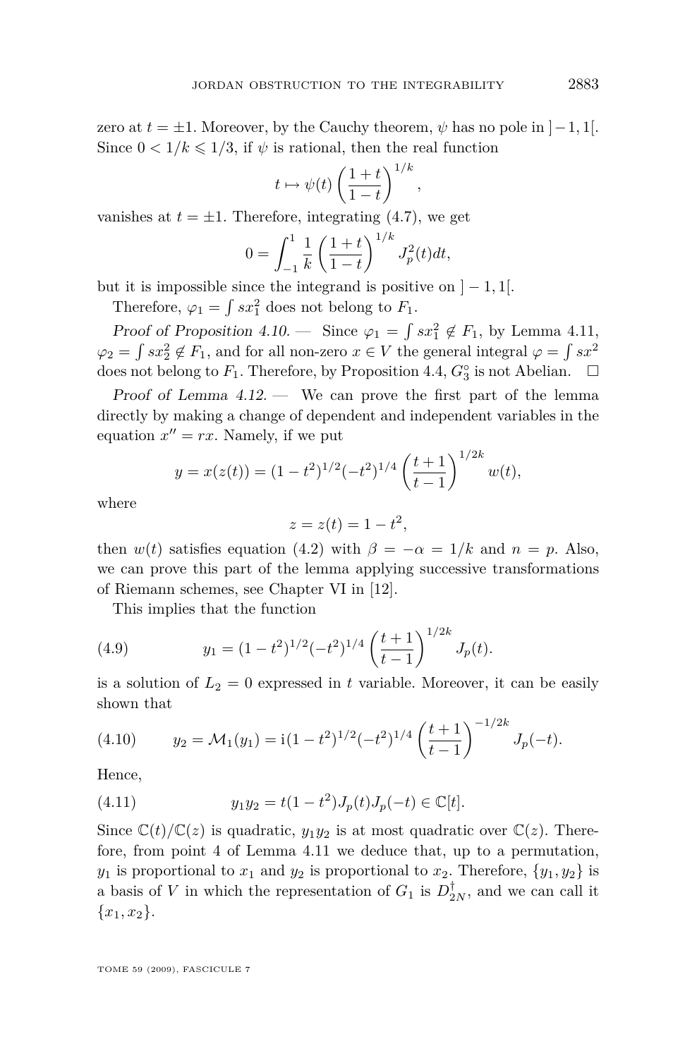zero at $t = \pm 1$. Moreover, by the Cauchy theorem, $\psi$ has no pole in $]-1,1[$. Since $0 < 1/k \leqslant 1/3$, if $\psi$ is rational, then the real function

$$t \mapsto \psi(t) \left(\frac{1+t}{1-t}\right)^{1/k},$$

vanishes at $t = \pm 1$. Therefore, integrating (4.7), we get

$$0 = \int_{-1}^{1} \frac{1}{k} \left(\frac{1+t}{1-t}\right)^{1/k} J_p^2(t) dt,$$

but it is impossible since the integrand is positive on $]-1,1[$.

Therefore, $\varphi_1 = \int s x_1^2$ does not belong to $F_1$.

*Proof of Proposition 4.10.* — Since $\varphi_1 = \int s x_1^2 \notin F_1$, by Lemma 4.11, $\varphi_2 = \int s x_2^2 \notin F_1$, and for all non-zero $x \in V$ the general integral $\varphi = \int s x^2$ does not belong to $F_1$. Therefore, by Proposition 4.4, $G_3^\circ$ is not Abelian. $\square$

*Proof of Lemma 4.12.* — We can prove the first part of the lemma directly by making a change of dependent and independent variables in the equation $x'' = rx$. Namely, if we put

$$y = x(z(t)) = (1-t^2)^{1/2}(-t^2)^{1/4} \left(\frac{t+1}{t-1}\right)^{1/2k} w(t),$$

where

$$z = z(t) = 1 - t^2,$$

then $w(t)$ satisfies equation (4.2) with $\beta = -\alpha = 1/k$ and $n = p$. Also, we can prove this part of the lemma applying successive transformations of Riemann schemes, see Chapter VI in [12].

This implies that the function

$$y_1 = (1-t^2)^{1/2}(-t^2)^{1/4} \left(\frac{t+1}{t-1}\right)^{1/2k} J_p(t). \tag{4.9}$$

is a solution of $L_2 = 0$ expressed in $t$ variable. Moreover, it can be easily shown that

$$y_2 = \mathcal{M}_1(y_1) = \mathrm{i}(1-t^2)^{1/2}(-t^2)^{1/4} \left(\frac{t+1}{t-1}\right)^{-1/2k} J_p(-t). \tag{4.10}$$

Hence,

$$y_1 y_2 = t(1-t^2) J_p(t) J_p(-t) \in \mathbb{C}[t]. \tag{4.11}$$

Since $\mathbb{C}(t)/\mathbb{C}(z)$ is quadratic, $y_1 y_2$ is at most quadratic over $\mathbb{C}(z)$. Therefore, from point 4 of Lemma 4.11 we deduce that, up to a permutation, $y_1$ is proportional to $x_1$ and $y_2$ is proportional to $x_2$. Therefore, $\{y_1, y_2\}$ is a basis of $V$ in which the representation of $G_1$ is $D_{2N}^\dagger$, and we can call it $\{x_1, x_2\}$.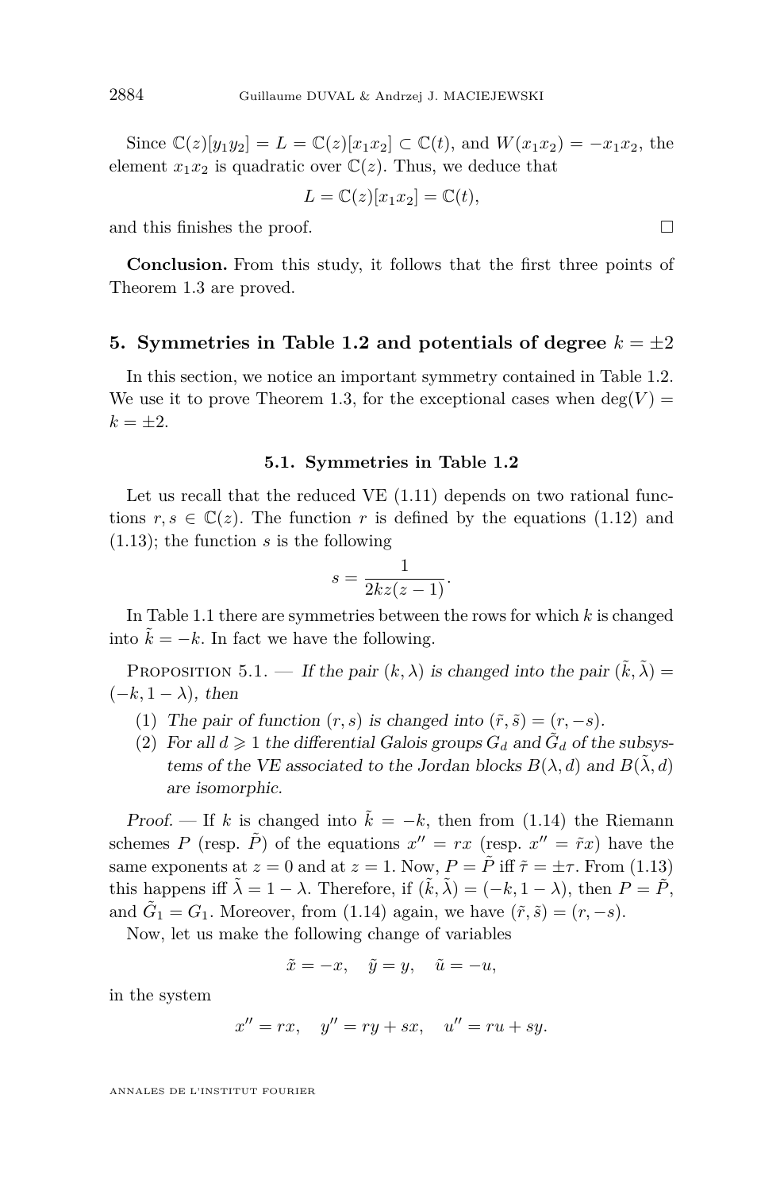Since $\mathbb{C}(z)[y_1y_2] = L = \mathbb{C}(z)[x_1x_2] \subset \mathbb{C}(t)$, and $W(x_1x_2) = -x_1x_2$, the element $x_1x_2$ is quadratic over $\mathbb{C}(z)$. Thus, we deduce that

$$L = \mathbb{C}(z)[x_1x_2] = \mathbb{C}(t),$$

and this finishes the proof. □

**Conclusion.** From this study, it follows that the first three points of Theorem 1.3 are proved.

## 5. Symmetries in Table 1.2 and potentials of degree $k = \pm 2$

In this section, we notice an important symmetry contained in Table 1.2. We use it to prove Theorem 1.3, for the exceptional cases when $\deg(V) = k = \pm 2$.

### 5.1. Symmetries in Table 1.2

Let us recall that the reduced VE (1.11) depends on two rational functions $r, s \in \mathbb{C}(z)$. The function $r$ is defined by the equations (1.12) and (1.13); the function $s$ is the following

$$s = \frac{1}{2kz(z-1)}.$$

In Table 1.1 there are symmetries between the rows for which $k$ is changed into $\tilde{k} = -k$. In fact we have the following.

Proposition 5.1. — *If the pair $(k, \lambda)$ is changed into the pair $(\tilde{k}, \tilde{\lambda}) = (-k, 1-\lambda)$, then*

1. *The pair of function $(r, s)$ is changed into $(\tilde{r}, \tilde{s}) = (r, -s)$.*
2. *For all $d \geqslant 1$ the differential Galois groups $G_d$ and $\tilde{G}_d$ of the subsystems of the VE associated to the Jordan blocks $B(\lambda, d)$ and $B(\tilde{\lambda}, d)$ are isomorphic.*

*Proof.* — If $k$ is changed into $\tilde{k} = -k$, then from (1.14) the Riemann schemes $P$ (resp. $\tilde{P}$) of the equations $x'' = rx$ (resp. $x'' = \tilde{r}x$) have the same exponents at $z = 0$ and at $z = 1$. Now, $P = \tilde{P}$ iff $\tilde{\tau} = \pm\tau$. From (1.13) this happens iff $\tilde{\lambda} = 1 - \lambda$. Therefore, if $(\tilde{k}, \tilde{\lambda}) = (-k, 1-\lambda)$, then $P = \tilde{P}$, and $\tilde{G}_1 = G_1$. Moreover, from (1.14) again, we have $(\tilde{r}, \tilde{s}) = (r, -s)$.

Now, let us make the following change of variables

$$\tilde{x} = -x, \quad \tilde{y} = y, \quad \tilde{u} = -u,$$

in the system

$$x'' = rx, \quad y'' = ry + sx, \quad u'' = ru + sy.$$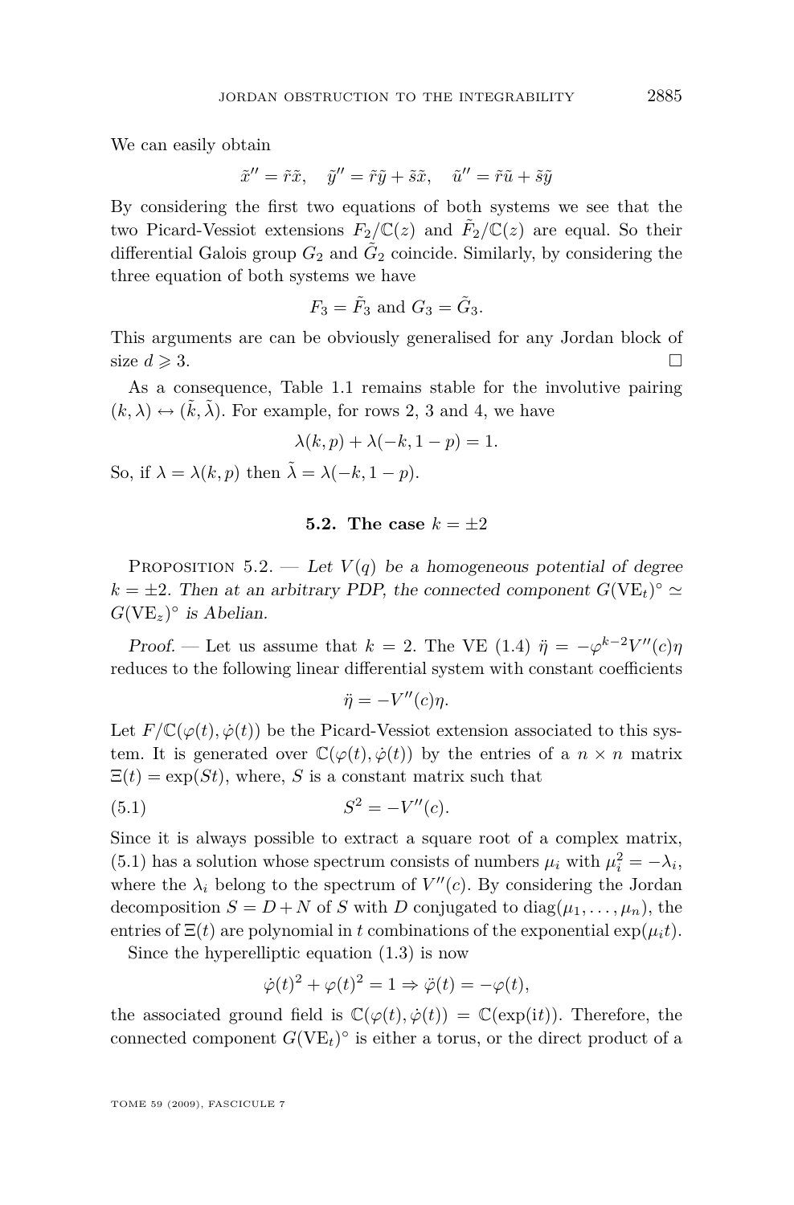We can easily obtain

$$\tilde{x}'' = \tilde{r}\tilde{x}, \quad \tilde{y}'' = \tilde{r}\tilde{y} + \tilde{s}\tilde{x}, \quad \tilde{u}'' = \tilde{r}\tilde{u} + \tilde{s}\tilde{y}$$

By considering the first two equations of both systems we see that the two Picard-Vessiot extensions $F_2/\mathbb{C}(z)$ and $\tilde{F}_2/\mathbb{C}(z)$ are equal. So their differential Galois group $G_2$ and $\tilde{G}_2$ coincide. Similarly, by considering the three equation of both systems we have

$$F_3 = \tilde{F}_3 \text{ and } G_3 = \tilde{G}_3.$$

This arguments are can be obviously generalised for any Jordan block of size $d \geqslant 3$. □

As a consequence, Table 1.1 remains stable for the involutive pairing $(k, \lambda) \leftrightarrow (\tilde{k}, \tilde{\lambda})$. For example, for rows 2, 3 and 4, we have

$$\lambda(k, p) + \lambda(-k, 1-p) = 1.$$

So, if $\lambda = \lambda(k, p)$ then $\tilde{\lambda} = \lambda(-k, 1-p)$.

## 5.2. The case $k = \pm 2$

Proposition 5.2. — *Let $V(q)$ be a homogeneous potential of degree $k = \pm 2$. Then at an arbitrary PDP, the connected component $G(\mathrm{VE}_t)^\circ \simeq G(\mathrm{VE}_z)^\circ$ is Abelian.*

*Proof.* — Let us assume that $k = 2$. The VE (1.4) $\ddot{\eta} = -\varphi^{k-2}V''(c)\eta$ reduces to the following linear differential system with constant coefficients

$$\ddot{\eta} = -V''(c)\eta.$$

Let $F/\mathbb{C}(\varphi(t), \dot{\varphi}(t))$ be the Picard-Vessiot extension associated to this system. It is generated over $\mathbb{C}(\varphi(t), \dot{\varphi}(t))$ by the entries of a $n \times n$ matrix $\Xi(t) = \exp(St)$, where, $S$ is a constant matrix such that

$$S^2 = -V''(c). \tag{5.1}$$

Since it is always possible to extract a square root of a complex matrix, (5.1) has a solution whose spectrum consists of numbers $\mu_i$ with $\mu_i^2 = -\lambda_i$, where the $\lambda_i$ belong to the spectrum of $V''(c)$. By considering the Jordan decomposition $S = D + N$ of $S$ with $D$ conjugated to $\mathrm{diag}(\mu_1, \ldots, \mu_n)$, the entries of $\Xi(t)$ are polynomial in $t$ combinations of the exponential $\exp(\mu_i t)$.

Since the hyperelliptic equation (1.3) is now

$$\dot{\varphi}(t)^2 + \varphi(t)^2 = 1 \Rightarrow \ddot{\varphi}(t) = -\varphi(t),$$

the associated ground field is $\mathbb{C}(\varphi(t), \dot{\varphi}(t)) = \mathbb{C}(\exp(\mathrm{i}t))$. Therefore, the connected component $G(\mathrm{VE}_t)^\circ$ is either a torus, or the direct product of a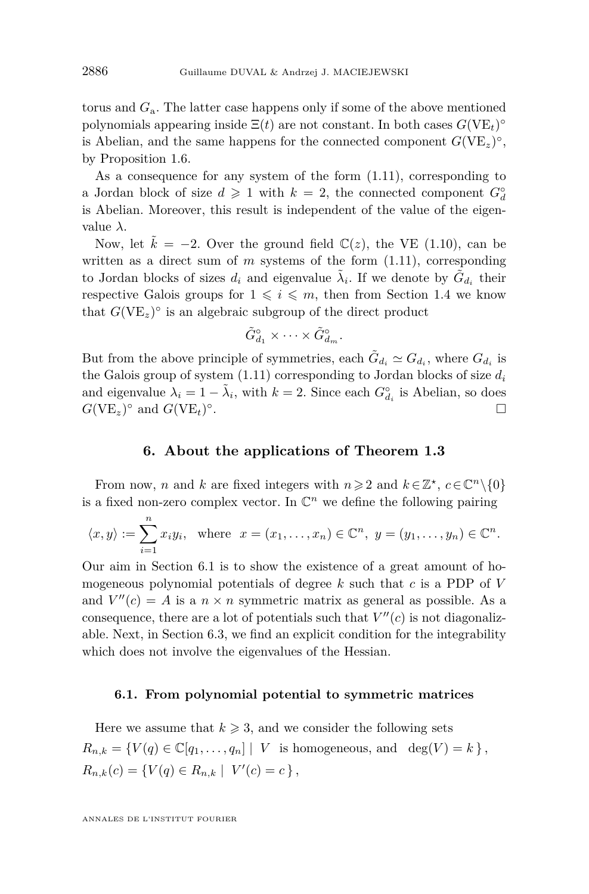torus and $G_{\mathrm{a}}$. The latter case happens only if some of the above mentioned polynomials appearing inside $\Xi(t)$ are not constant. In both cases $G(\mathrm{VE}_t)^\circ$ is Abelian, and the same happens for the connected component $G(\mathrm{VE}_z)^\circ$, by Proposition 1.6.

As a consequence for any system of the form (1.11), corresponding to a Jordan block of size $d \geqslant 1$ with $k = 2$, the connected component $G_d^\circ$ is Abelian. Moreover, this result is independent of the value of the eigenvalue $\lambda$.

Now, let $\tilde{k} = -2$. Over the ground field $\mathbb{C}(z)$, the VE (1.10), can be written as a direct sum of $m$ systems of the form (1.11), corresponding to Jordan blocks of sizes $d_i$ and eigenvalue $\tilde{\lambda}_i$. If we denote by $\tilde{G}_{d_i}$ their respective Galois groups for $1 \leqslant i \leqslant m$, then from Section 1.4 we know that $G(\mathrm{VE}_z)^\circ$ is an algebraic subgroup of the direct product

$$\tilde{G}_{d_1}^\circ \times \cdots \times \tilde{G}_{d_m}^\circ.$$

But from the above principle of symmetries, each $\tilde{G}_{d_i} \simeq G_{d_i}$, where $G_{d_i}$ is the Galois group of system (1.11) corresponding to Jordan blocks of size $d_i$ and eigenvalue $\lambda_i = 1 - \tilde{\lambda}_i$, with $k = 2$. Since each $G_{d_i}^\circ$ is Abelian, so does $G(\mathrm{VE}_z)^\circ$ and $G(\mathrm{VE}_t)^\circ$. □

## 6. About the applications of Theorem 1.3

From now, $n$ and $k$ are fixed integers with $n \geqslant 2$ and $k \in \mathbb{Z}^\star$, $c \in \mathbb{C}^n \setminus \{0\}$ is a fixed non-zero complex vector. In $\mathbb{C}^n$ we define the following pairing

$$\langle x, y\rangle := \sum_{i=1}^{n} x_i y_i, \quad \text{where} \ \ x = (x_1, \ldots, x_n) \in \mathbb{C}^n, \ y = (y_1, \ldots, y_n) \in \mathbb{C}^n.$$

Our aim in Section 6.1 is to show the existence of a great amount of homogeneous polynomial potentials of degree $k$ such that $c$ is a PDP of $V$ and $V''(c) = A$ is a $n \times n$ symmetric matrix as general as possible. As a consequence, there are a lot of potentials such that $V''(c)$ is not diagonalizable. Next, in Section 6.3, we find an explicit condition for the integrability which does not involve the eigenvalues of the Hessian.

### 6.1. From polynomial potential to symmetric matrices

Here we assume that $k \geqslant 3$, and we consider the following sets

$$R_{n,k} = \{V(q) \in \mathbb{C}[q_1, \ldots, q_n] \mid V \ \text{ is homogeneous, and } \ \deg(V) = k\},$$
$$R_{n,k}(c) = \{V(q) \in R_{n,k} \mid V'(c) = c\},$$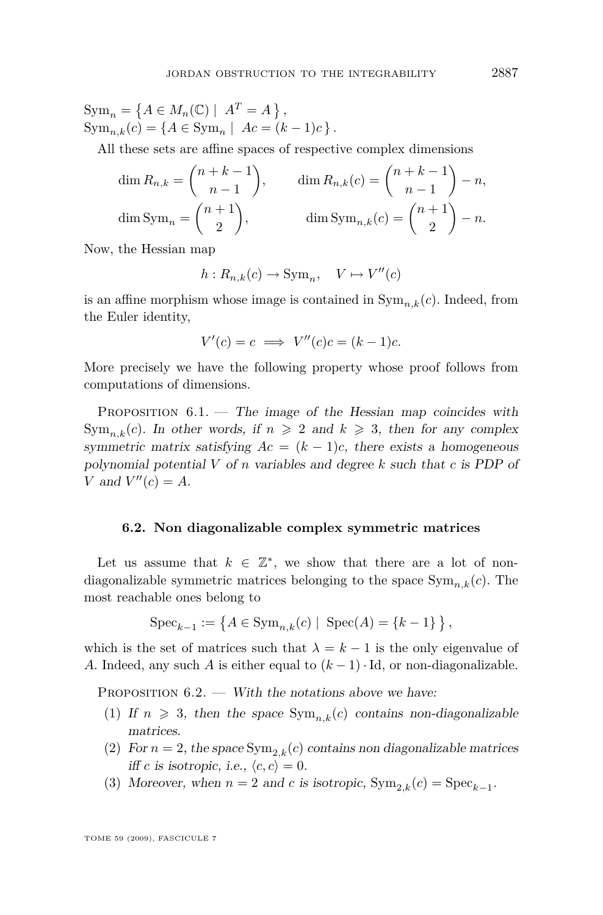$$\mathrm{Sym}_n = \left\{ A \in M_n(\mathbb{C}) \mid A^T = A \right\},$$
$$\mathrm{Sym}_{n,k}(c) = \left\{ A \in \mathrm{Sym}_n \mid Ac = (k-1)c \right\}.$$

All these sets are affine spaces of respective complex dimensions

$$\dim R_{n,k} = \binom{n+k-1}{n-1}, \qquad \dim R_{n,k}(c) = \binom{n+k-1}{n-1} - n,$$
$$\dim \mathrm{Sym}_n = \binom{n+1}{2}, \qquad \dim \mathrm{Sym}_{n,k}(c) = \binom{n+1}{2} - n.$$

Now, the Hessian map

$$h : R_{n,k}(c) \to \mathrm{Sym}_n, \quad V \mapsto V''(c)$$

is an affine morphism whose image is contained in $\mathrm{Sym}_{n,k}(c)$. Indeed, from the Euler identity,

$$V'(c) = c \implies V''(c)c = (k-1)c.$$

More precisely we have the following property whose proof follows from computations of dimensions.

Proposition 6.1. — *The image of the Hessian map coincides with $\mathrm{Sym}_{n,k}(c)$. In other words, if $n \geqslant 2$ and $k \geqslant 3$, then for any complex symmetric matrix satisfying $Ac = (k-1)c$, there exists a homogeneous polynomial potential $V$ of $n$ variables and degree $k$ such that $c$ is PDP of $V$ and $V''(c) = A$.*

### 6.2. Non diagonalizable complex symmetric matrices

Let us assume that $k \in \mathbb{Z}^*$, we show that there are a lot of non-diagonalizable symmetric matrices belonging to the space $\mathrm{Sym}_{n,k}(c)$. The most reachable ones belong to

$$\mathrm{Spec}_{k-1} := \left\{ A \in \mathrm{Sym}_{n,k}(c) \mid \mathrm{Spec}(A) = \{k-1\} \right\},$$

which is the set of matrices such that $\lambda = k-1$ is the only eigenvalue of $A$. Indeed, any such $A$ is either equal to $(k-1) \cdot \mathrm{Id}$, or non-diagonalizable.

Proposition 6.2. — *With the notations above we have:*

1. *If $n \geqslant 3$, then the space $\mathrm{Sym}_{n,k}(c)$ contains non-diagonalizable matrices.*
2. *For $n = 2$, the space $\mathrm{Sym}_{2,k}(c)$ contains non diagonalizable matrices iff $c$ is isotropic, i.e., $\langle c, c \rangle = 0$.*
3. *Moreover, when $n = 2$ and $c$ is isotropic, $\mathrm{Sym}_{2,k}(c) = \mathrm{Spec}_{k-1}$.*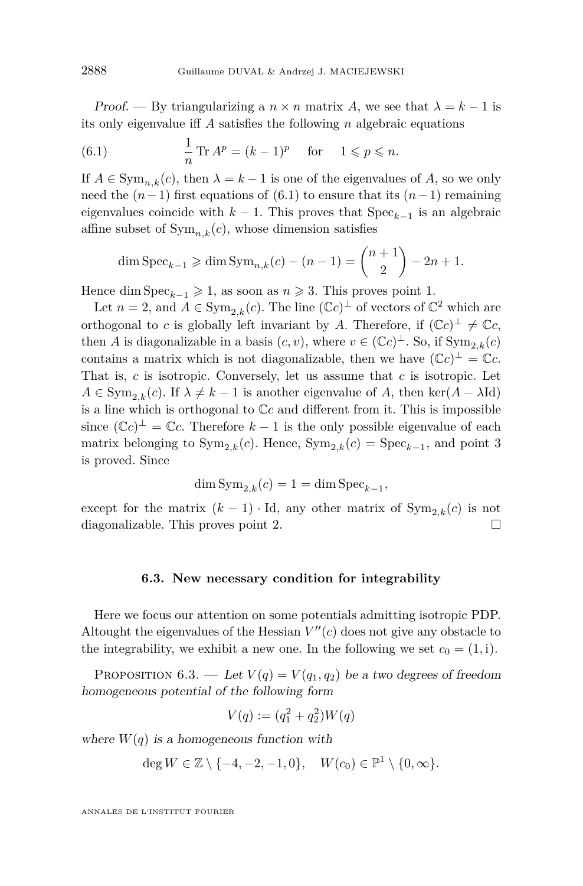*Proof.* — By triangularizing a $n \times n$ matrix $A$, we see that $\lambda = k-1$ is its only eigenvalue iff $A$ satisfies the following $n$ algebraic equations

$$\frac{1}{n} \operatorname{Tr} A^p = (k-1)^p \quad \text{for} \quad 1 \leqslant p \leqslant n. \tag{6.1}$$

If $A \in \operatorname{Sym}_{n,k}(c)$, then $\lambda = k-1$ is one of the eigenvalues of $A$, so we only need the $(n-1)$ first equations of (6.1) to ensure that its $(n-1)$ remaining eigenvalues coincide with $k-1$. This proves that $\operatorname{Spec}_{k-1}$ is an algebraic affine subset of $\operatorname{Sym}_{n,k}(c)$, whose dimension satisfies

$$\dim \operatorname{Spec}_{k-1} \geqslant \dim \operatorname{Sym}_{n,k}(c) - (n-1) = \binom{n+1}{2} - 2n + 1.$$

Hence $\dim \operatorname{Spec}_{k-1} \geqslant 1$, as soon as $n \geqslant 3$. This proves point 1.

Let $n = 2$, and $A \in \operatorname{Sym}_{2,k}(c)$. The line $(\mathbb{C}c)^{\perp}$ of vectors of $\mathbb{C}^2$ which are orthogonal to $c$ is globally left invariant by $A$. Therefore, if $(\mathbb{C}c)^{\perp} \neq \mathbb{C}c$, then $A$ is diagonalizable in a basis $(c, v)$, where $v \in (\mathbb{C}c)^{\perp}$. So, if $\operatorname{Sym}_{2,k}(c)$ contains a matrix which is not diagonalizable, then we have $(\mathbb{C}c)^{\perp} = \mathbb{C}c$. That is, $c$ is isotropic. Conversely, let us assume that $c$ is isotropic. Let $A \in \operatorname{Sym}_{2,k}(c)$. If $\lambda \neq k-1$ is another eigenvalue of $A$, then $\ker(A - \lambda \mathrm{Id})$ is a line which is orthogonal to $\mathbb{C}c$ and different from it. This is impossible since $(\mathbb{C}c)^{\perp} = \mathbb{C}c$. Therefore $k-1$ is the only possible eigenvalue of each matrix belonging to $\operatorname{Sym}_{2,k}(c)$. Hence, $\operatorname{Sym}_{2,k}(c) = \operatorname{Spec}_{k-1}$, and point 3 is proved. Since

$$\dim \operatorname{Sym}_{2,k}(c) = 1 = \dim \operatorname{Spec}_{k-1},$$

except for the matrix $(k-1) \cdot \mathrm{Id}$, any other matrix of $\operatorname{Sym}_{2,k}(c)$ is not diagonalizable. This proves point 2. □

### 6.3. New necessary condition for integrability

Here we focus our attention on some potentials admitting isotropic PDP. Altought the eigenvalues of the Hessian $V''(c)$ does not give any obstacle to the integrability, we exhibit a new one. In the following we set $c_0 = (1, \mathrm{i})$.

Proposition 6.3. — *Let $V(q) = V(q_1, q_2)$ be a two degrees of freedom homogeneous potential of the following form*

$$V(q) := (q_1^2 + q_2^2) W(q)$$

*where $W(q)$ is a homogeneous function with*

$$\deg W \in \mathbb{Z} \setminus \{-4, -2, -1, 0\}, \quad W(c_0) \in \mathbb{P}^1 \setminus \{0, \infty\}.$$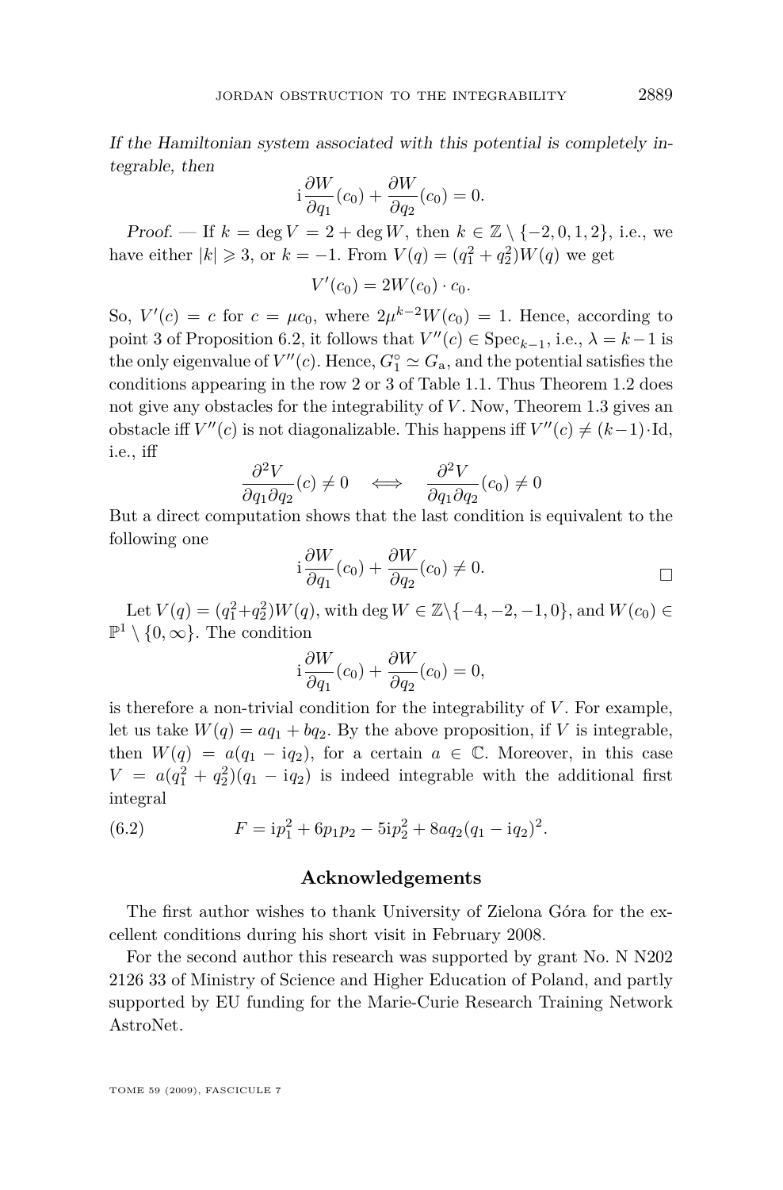*If the Hamiltonian system associated with this potential is completely integrable, then*

$$\mathrm{i}\,\frac{\partial W}{\partial q_1}(c_0) + \frac{\partial W}{\partial q_2}(c_0) = 0.$$

*Proof.* — If $k = \deg V = 2 + \deg W$, then $k \in \mathbb{Z} \setminus \{-2, 0, 1, 2\}$, i.e., we have either $|k| \geqslant 3$, or $k = -1$. From $V(q) = (q_1^2 + q_2^2)W(q)$ we get

$$V'(c_0) = 2W(c_0) \cdot c_0.$$

So, $V'(c) = c$ for $c = \mu c_0$, where $2\mu^{k-2}W(c_0) = 1$. Hence, according to point 3 of Proposition 6.2, it follows that $V''(c) \in \mathrm{Spec}_{k-1}$, i.e., $\lambda = k-1$ is the only eigenvalue of $V''(c)$. Hence, $G_1^{\circ} \simeq G_{\mathrm{a}}$, and the potential satisfies the conditions appearing in the row 2 or 3 of Table 1.1. Thus Theorem 1.2 does not give any obstacles for the integrability of $V$. Now, Theorem 1.3 gives an obstacle iff $V''(c)$ is not diagonalizable. This happens iff $V''(c) \neq (k-1)\cdot\mathrm{Id}$, i.e., iff

$$\frac{\partial^2 V}{\partial q_1 \partial q_2}(c) \neq 0 \quad \Longleftrightarrow \quad \frac{\partial^2 V}{\partial q_1 \partial q_2}(c_0) \neq 0$$

But a direct computation shows that the last condition is equivalent to the following one

$$\mathrm{i}\,\frac{\partial W}{\partial q_1}(c_0) + \frac{\partial W}{\partial q_2}(c_0) \neq 0. \qquad \square$$

Let $V(q) = (q_1^2+q_2^2)W(q)$, with $\deg W \in \mathbb{Z}\setminus\{-4, -2, -1, 0\}$, and $W(c_0) \in \mathbb{P}^1 \setminus \{0, \infty\}$. The condition

$$\mathrm{i}\,\frac{\partial W}{\partial q_1}(c_0) + \frac{\partial W}{\partial q_2}(c_0) = 0,$$

is therefore a non-trivial condition for the integrability of $V$. For example, let us take $W(q) = aq_1 + bq_2$. By the above proposition, if $V$ is integrable, then $W(q) = a(q_1 - \mathrm{i}q_2)$, for a certain $a \in \mathbb{C}$. Moreover, in this case $V = a(q_1^2 + q_2^2)(q_1 - \mathrm{i}q_2)$ is indeed integrable with the additional first integral

$$F = \mathrm{i}p_1^2 + 6p_1p_2 - 5\mathrm{i}p_2^2 + 8aq_2(q_1 - \mathrm{i}q_2)^2. \tag{6.2}$$

## Acknowledgements

The first author wishes to thank University of Zielona Góra for the excellent conditions during his short visit in February 2008.

For the second author this research was supported by grant No. N N202 2126 33 of Ministry of Science and Higher Education of Poland, and partly supported by EU funding for the Marie-Curie Research Training Network AstroNet.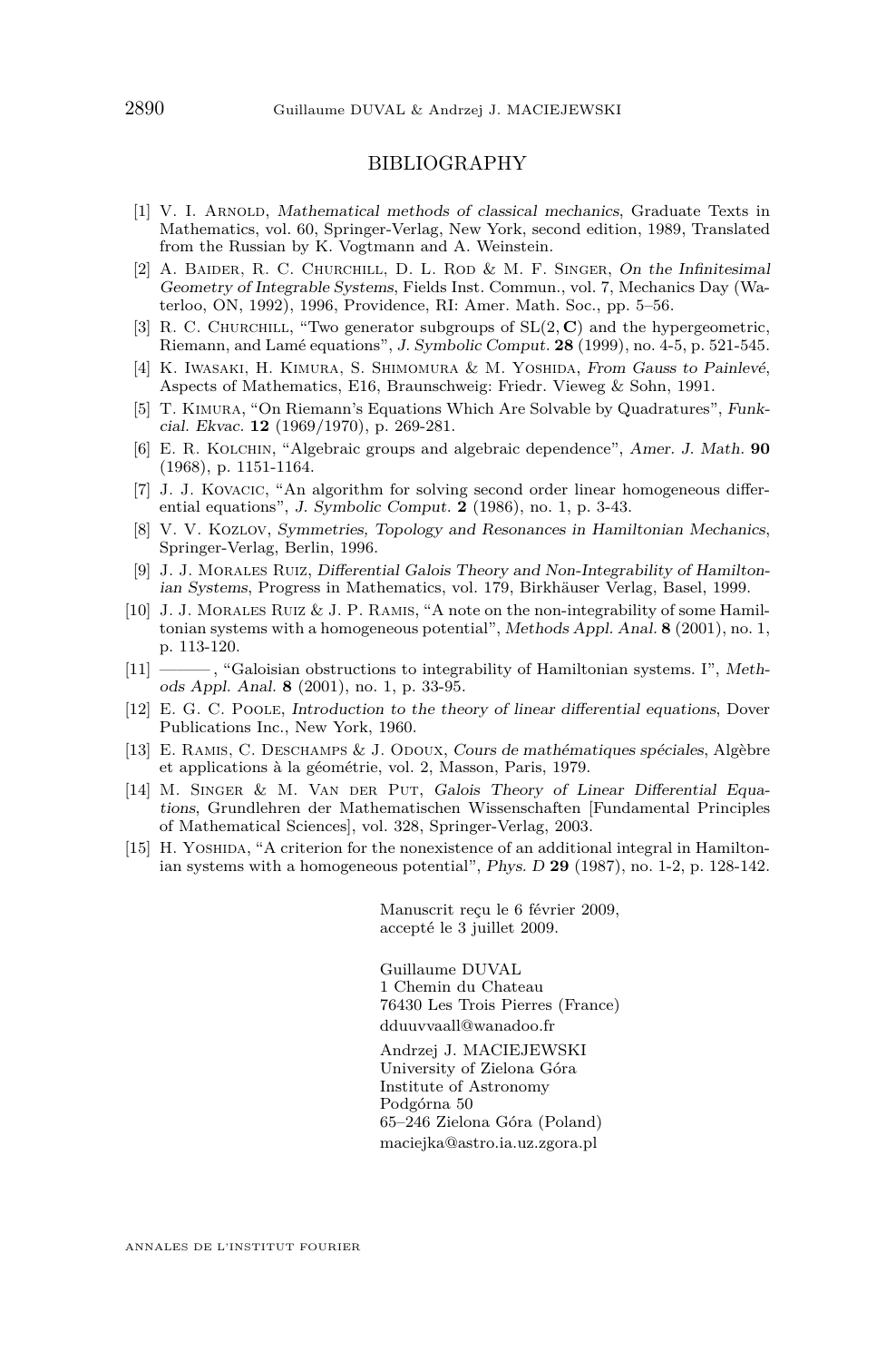## BIBLIOGRAPHY

[1] V. I. Arnold, *Mathematical methods of classical mechanics*, Graduate Texts in Mathematics, vol. 60, Springer-Verlag, New York, second edition, 1989, Translated from the Russian by K. Vogtmann and A. Weinstein.

[2] A. Baider, R. C. Churchill, D. L. Rod & M. F. Singer, *On the Infinitesimal Geometry of Integrable Systems*, Fields Inst. Commun., vol. 7, Mechanics Day (Waterloo, ON, 1992), 1996, Providence, RI: Amer. Math. Soc., pp. 5–56.

[3] R. C. Churchill, "Two generator subgroups of $\mathrm{SL}(2,\mathbf{C})$ and the hypergeometric, Riemann, and Lamé equations", *J. Symbolic Comput.* **28** (1999), no. 4-5, p. 521-545.

[4] K. Iwasaki, H. Kimura, S. Shimomura & M. Yoshida, *From Gauss to Painlevé*, Aspects of Mathematics, E16, Braunschweig: Friedr. Vieweg & Sohn, 1991.

[5] T. Kimura, "On Riemann's Equations Which Are Solvable by Quadratures", *Funkcial. Ekvac.* **12** (1969/1970), p. 269-281.

[6] E. R. Kolchin, "Algebraic groups and algebraic dependence", *Amer. J. Math.* **90** (1968), p. 1151-1164.

[7] J. J. Kovacic, "An algorithm for solving second order linear homogeneous differential equations", *J. Symbolic Comput.* **2** (1986), no. 1, p. 3-43.

[8] V. V. Kozlov, *Symmetries, Topology and Resonances in Hamiltonian Mechanics*, Springer-Verlag, Berlin, 1996.

[9] J. J. Morales Ruiz, *Differential Galois Theory and Non-Integrability of Hamiltonian Systems*, Progress in Mathematics, vol. 179, Birkhäuser Verlag, Basel, 1999.

[10] J. J. Morales Ruiz & J. P. Ramis, "A note on the non-integrability of some Hamiltonian systems with a homogeneous potential", *Methods Appl. Anal.* **8** (2001), no. 1, p. 113-120.

[11] ———, "Galoisian obstructions to integrability of Hamiltonian systems. I", *Methods Appl. Anal.* **8** (2001), no. 1, p. 33-95.

[12] E. G. C. Poole, *Introduction to the theory of linear differential equations*, Dover Publications Inc., New York, 1960.

[13] E. Ramis, C. Deschamps & J. Odoux, *Cours de mathématiques spéciales*, Algèbre et applications à la géométrie, vol. 2, Masson, Paris, 1979.

[14] M. Singer & M. Van der Put, *Galois Theory of Linear Differential Equations*, Grundlehren der Mathematischen Wissenschaften [Fundamental Principles of Mathematical Sciences], vol. 328, Springer-Verlag, 2003.

[15] H. Yoshida, "A criterion for the nonexistence of an additional integral in Hamiltonian systems with a homogeneous potential", *Phys. D* **29** (1987), no. 1-2, p. 128-142.

Manuscrit reçu le 6 février 2009,
accepté le 3 juillet 2009.

Guillaume DUVAL
1 Chemin du Chateau
76430 Les Trois Pierres (France)
dduuvvaall@wanadoo.fr

Andrzej J. MACIEJEWSKI
University of Zielona Góra
Institute of Astronomy
Podgórna 50
65–246 Zielona Góra (Poland)
maciejka@astro.ia.uz.zgora.pl